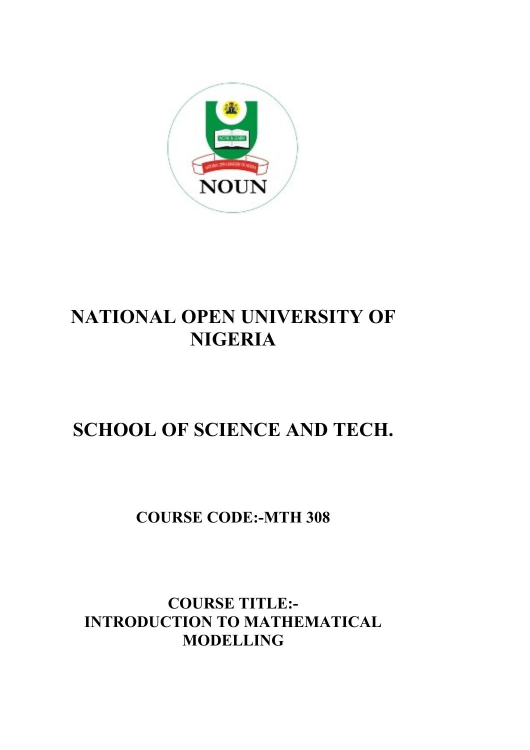NOUN

# NATIONAL OPEN UNIVERSITY OF NIGERIA

# SCHOOL OF SCIENCE AND TECH.

## COURSE CODE:-MTH 308

## COURSE TITLE:- INTRODUCTION TO MATHEMATICAL MODELLING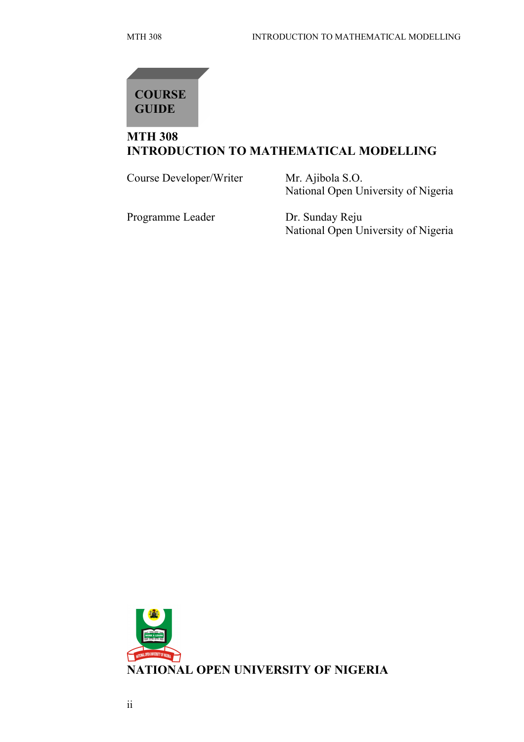# COURSE GUIDE

## MTH 308
## INTRODUCTION TO MATHEMATICAL MODELLING

| | |
|---|---|
| Course Developer/Writer | Mr. Ajibola S.O.<br>National Open University of Nigeria |
| Programme Leader | Dr. Sunday Reju<br>National Open University of Nigeria |

**NATIONAL OPEN UNIVERSITY OF NIGERIA**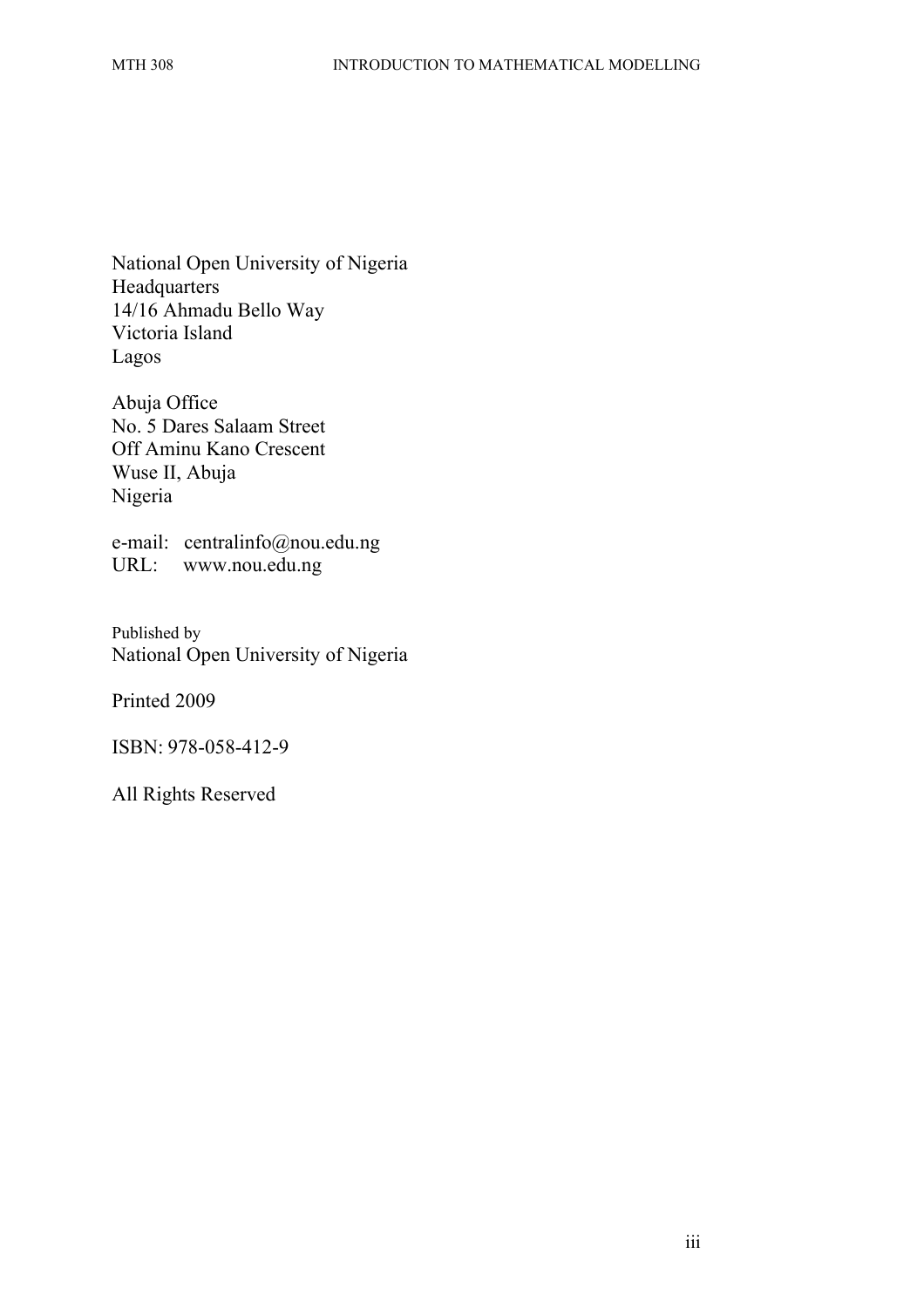National Open University of Nigeria
Headquarters
14/16 Ahmadu Bello Way
Victoria Island
Lagos

Abuja Office
No. 5 Dares Salaam Street
Off Aminu Kano Crescent
Wuse II, Abuja
Nigeria

e-mail: centralinfo@nou.edu.ng
URL: www.nou.edu.ng

Published by
National Open University of Nigeria

Printed 2009

ISBN: 978-058-412-9

All Rights Reserved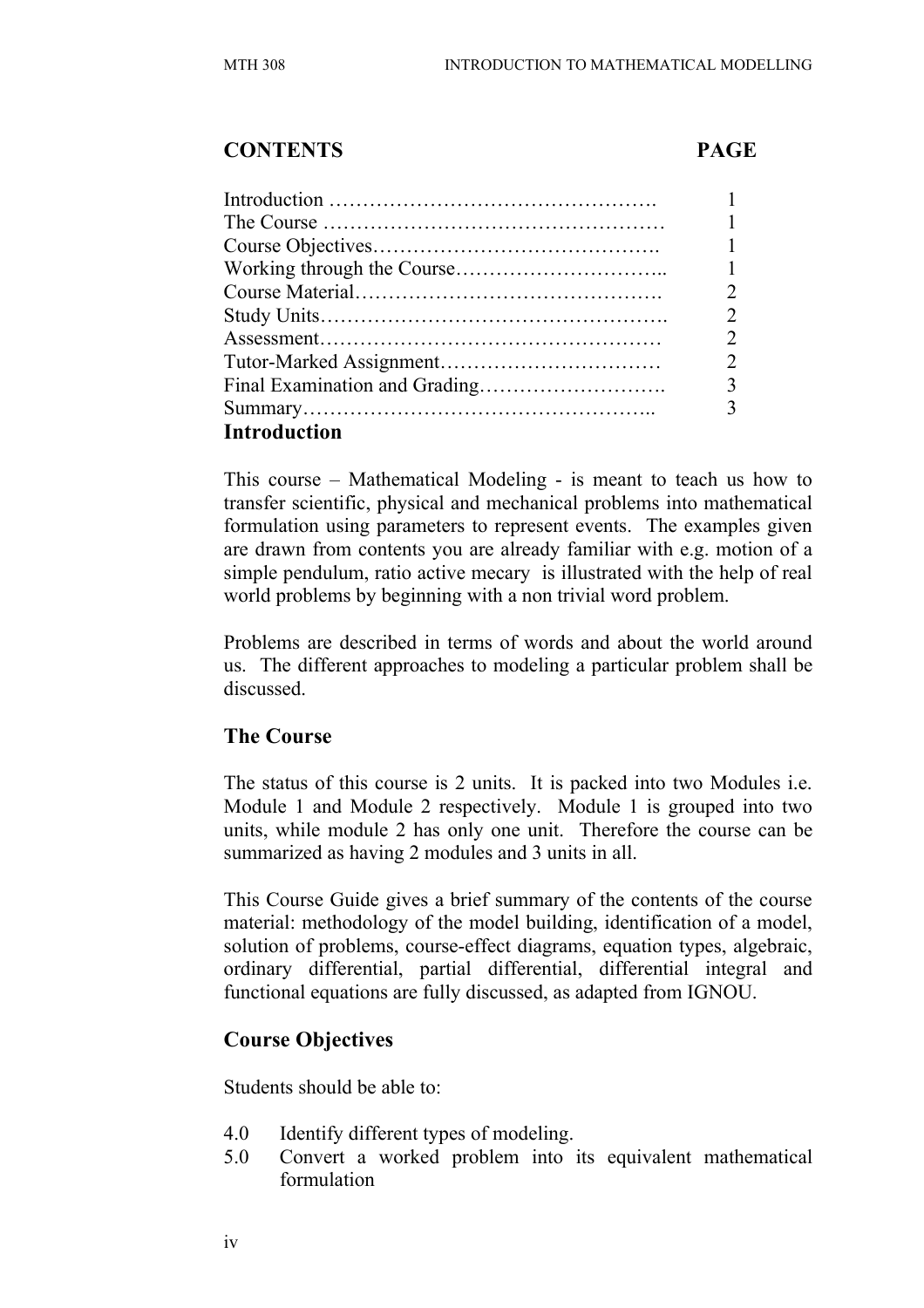## CONTENTS PAGE

| | |
|---|---|
| Introduction ……………………………………………. | 1 |
| The Course …………………………………………… | 1 |
| Course Objectives……………………………………. | 1 |
| Working through the Course………………………….. | 1 |
| Course Material………………………………………. | 2 |
| Study Units……………………………………………. | 2 |
| Assessment…………………………………………… | 2 |
| Tutor-Marked Assignment…………………………… | 2 |
| Final Examination and Grading………………………. | 3 |
| Summary…………………………………………….. | 3 |

## Introduction

This course – Mathematical Modeling - is meant to teach us how to transfer scientific, physical and mechanical problems into mathematical formulation using parameters to represent events. The examples given are drawn from contents you are already familiar with e.g. motion of a simple pendulum, ratio active mecary is illustrated with the help of real world problems by beginning with a non trivial word problem.

Problems are described in terms of words and about the world around us. The different approaches to modeling a particular problem shall be discussed.

## The Course

The status of this course is 2 units. It is packed into two Modules i.e. Module 1 and Module 2 respectively. Module 1 is grouped into two units, while module 2 has only one unit. Therefore the course can be summarized as having 2 modules and 3 units in all.

This Course Guide gives a brief summary of the contents of the course material: methodology of the model building, identification of a model, solution of problems, course-effect diagrams, equation types, algebraic, ordinary differential, partial differential, differential integral and functional equations are fully discussed, as adapted from IGNOU.

## Course Objectives

Students should be able to:

4.0 Identify different types of modeling.

5.0 Convert a worked problem into its equivalent mathematical formulation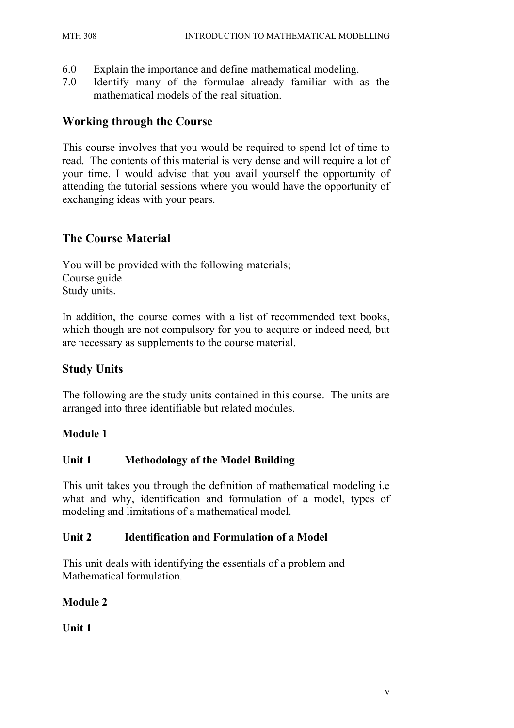6.0 Explain the importance and define mathematical modeling.

7.0 Identify many of the formulae already familiar with as the mathematical models of the real situation.

## Working through the Course

This course involves that you would be required to spend lot of time to read. The contents of this material is very dense and will require a lot of your time. I would advise that you avail yourself the opportunity of attending the tutorial sessions where you would have the opportunity of exchanging ideas with your pears.

## The Course Material

You will be provided with the following materials;
Course guide
Study units.

In addition, the course comes with a list of recommended text books, which though are not compulsory for you to acquire or indeed need, but are necessary as supplements to the course material.

## Study Units

The following are the study units contained in this course. The units are arranged into three identifiable but related modules.

**Module 1**

**Unit 1 Methodology of the Model Building**

This unit takes you through the definition of mathematical modeling i.e what and why, identification and formulation of a model, types of modeling and limitations of a mathematical model.

**Unit 2 Identification and Formulation of a Model**

This unit deals with identifying the essentials of a problem and Mathematical formulation.

**Module 2**

**Unit 1**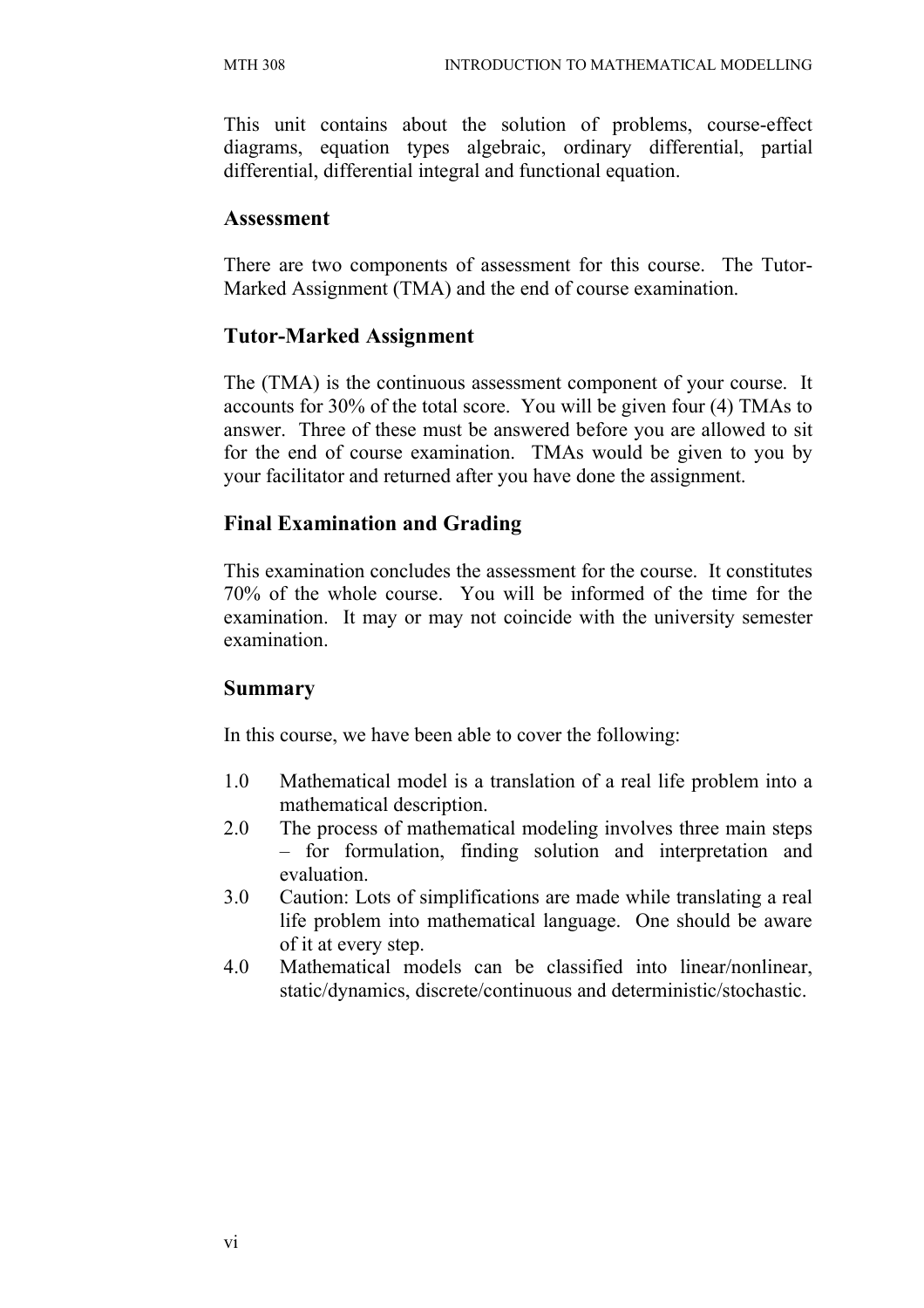This unit contains about the solution of problems, course-effect diagrams, equation types algebraic, ordinary differential, partial differential, differential integral and functional equation.

## Assessment

There are two components of assessment for this course. The Tutor-Marked Assignment (TMA) and the end of course examination.

## Tutor-Marked Assignment

The (TMA) is the continuous assessment component of your course. It accounts for 30% of the total score. You will be given four (4) TMAs to answer. Three of these must be answered before you are allowed to sit for the end of course examination. TMAs would be given to you by your facilitator and returned after you have done the assignment.

## Final Examination and Grading

This examination concludes the assessment for the course. It constitutes 70% of the whole course. You will be informed of the time for the examination. It may or may not coincide with the university semester examination.

## Summary

In this course, we have been able to cover the following:

1.0 Mathematical model is a translation of a real life problem into a mathematical description.

2.0 The process of mathematical modeling involves three main steps – for formulation, finding solution and interpretation and evaluation.

3.0 Caution: Lots of simplifications are made while translating a real life problem into mathematical language. One should be aware of it at every step.

4.0 Mathematical models can be classified into linear/nonlinear, static/dynamics, discrete/continuous and deterministic/stochastic.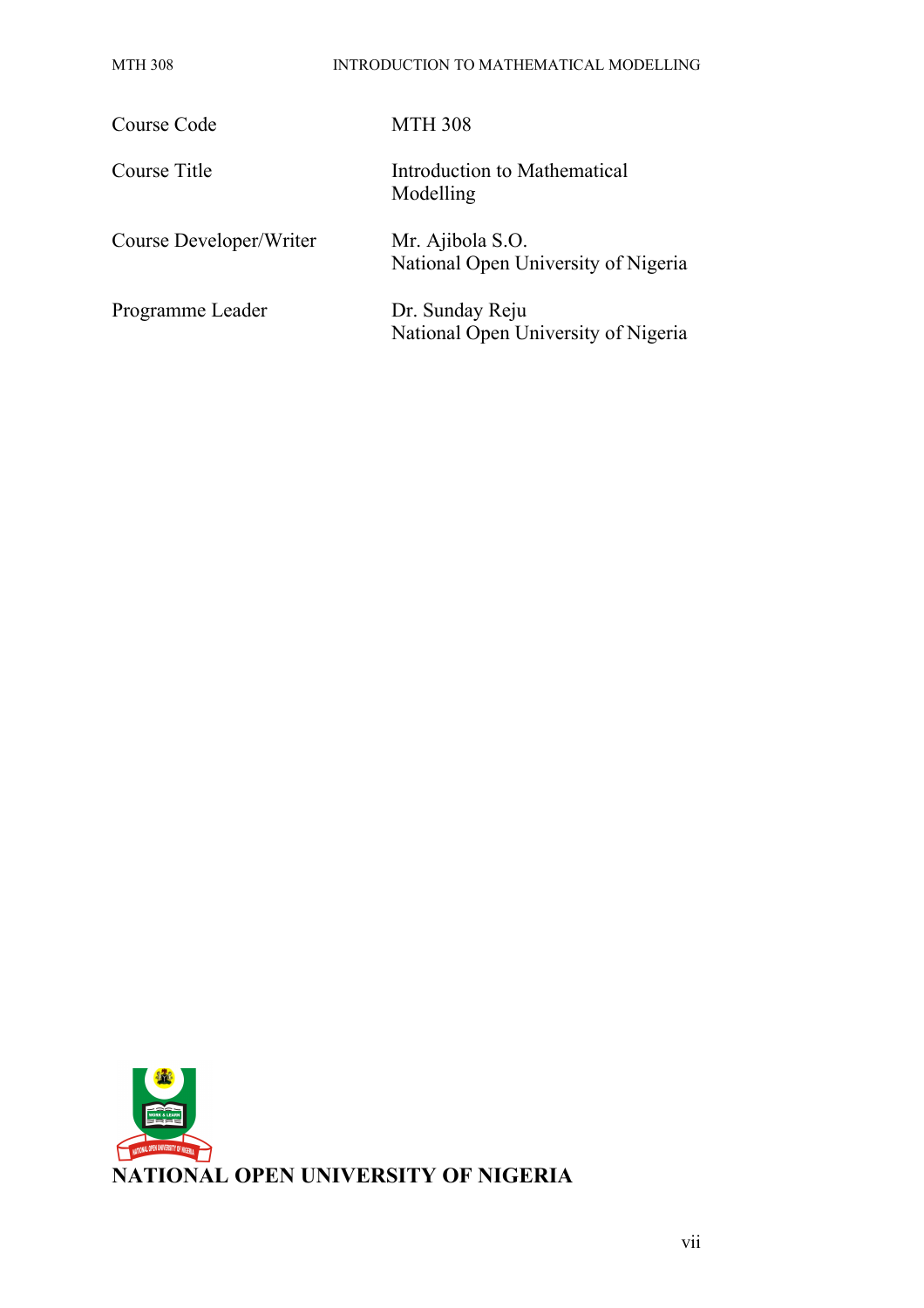| | |
|---|---|
| Course Code | MTH 308 |
| Course Title | Introduction to Mathematical Modelling |
| Course Developer/Writer | Mr. Ajibola S.O. National Open University of Nigeria |
| Programme Leader | Dr. Sunday Reju National Open University of Nigeria |

**NATIONAL OPEN UNIVERSITY OF NIGERIA**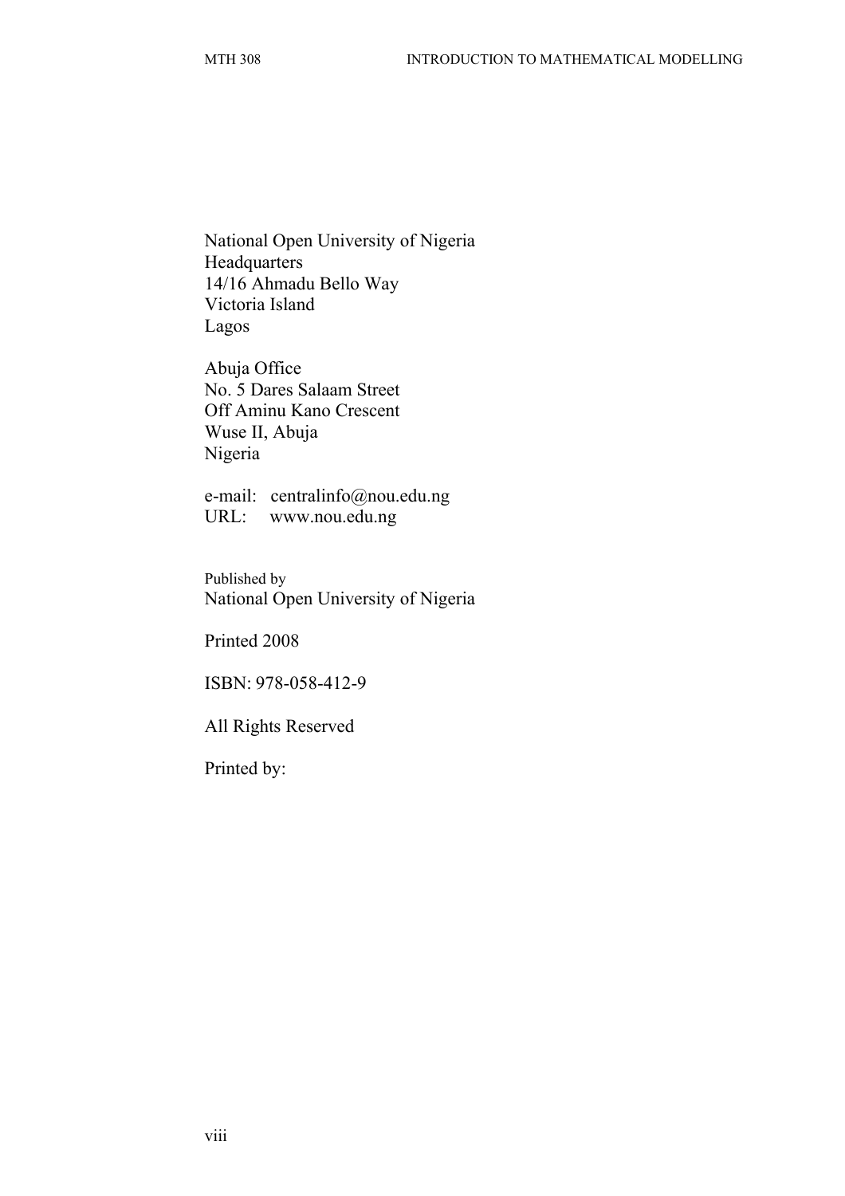National Open University of Nigeria
Headquarters
14/16 Ahmadu Bello Way
Victoria Island
Lagos

Abuja Office
No. 5 Dares Salaam Street
Off Aminu Kano Crescent
Wuse II, Abuja
Nigeria

e-mail: centralinfo@nou.edu.ng
URL: www.nou.edu.ng

Published by
National Open University of Nigeria

Printed 2008

ISBN: 978-058-412-9

All Rights Reserved

Printed by: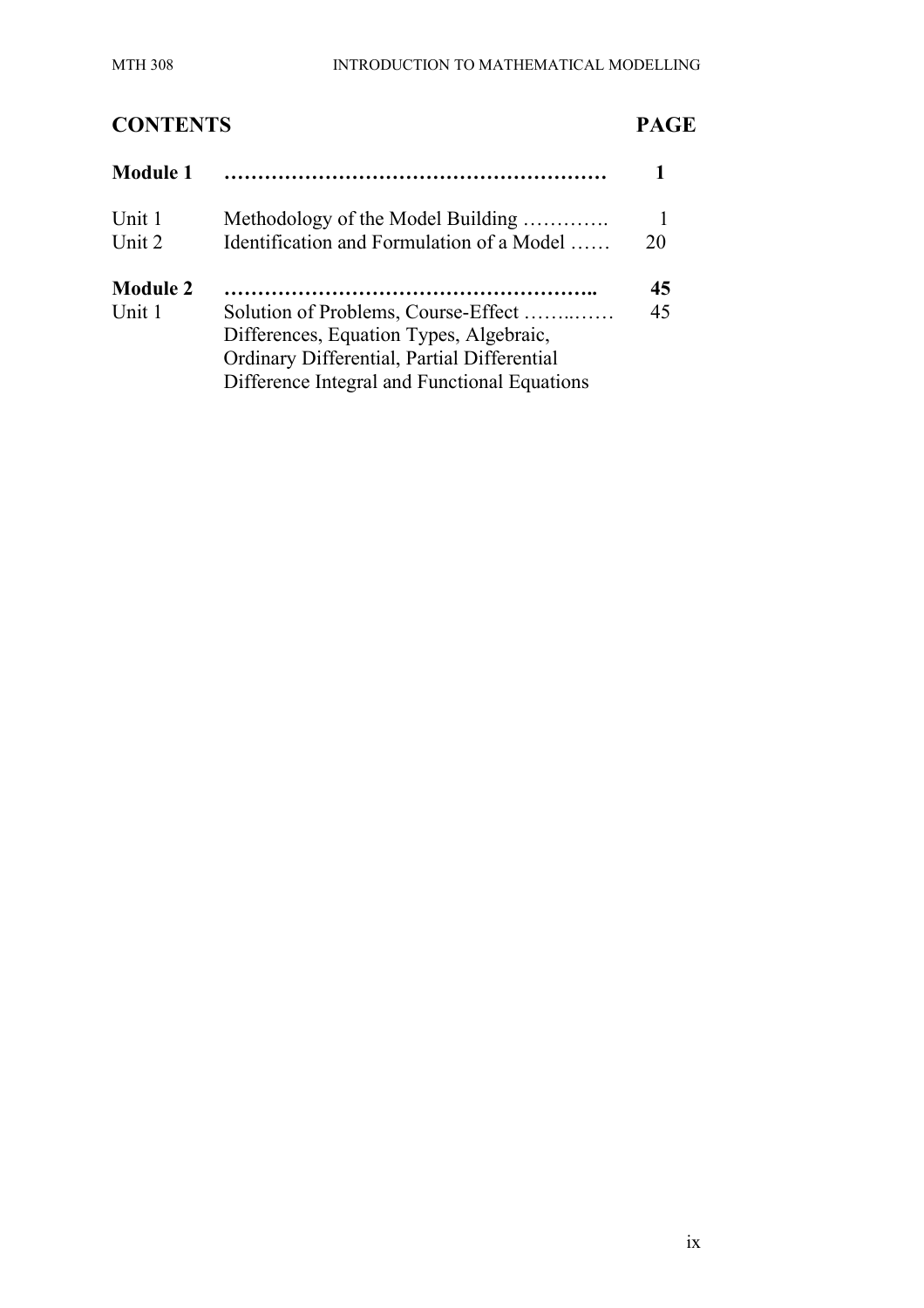## CONTENTS PAGE

| | | |
|---|---|---|
| **Module 1** | **………………………………………………** | **1** |
| Unit 1 | Methodology of the Model Building …………. | 1 |
| Unit 2 | Identification and Formulation of a Model …… | 20 |
| **Module 2** | **……………………………………………..** | **45** |
| Unit 1 | Solution of Problems, Course-Effect ……..…… Differences, Equation Types, Algebraic, Ordinary Differential, Partial Differential Difference Integral and Functional Equations | 45 |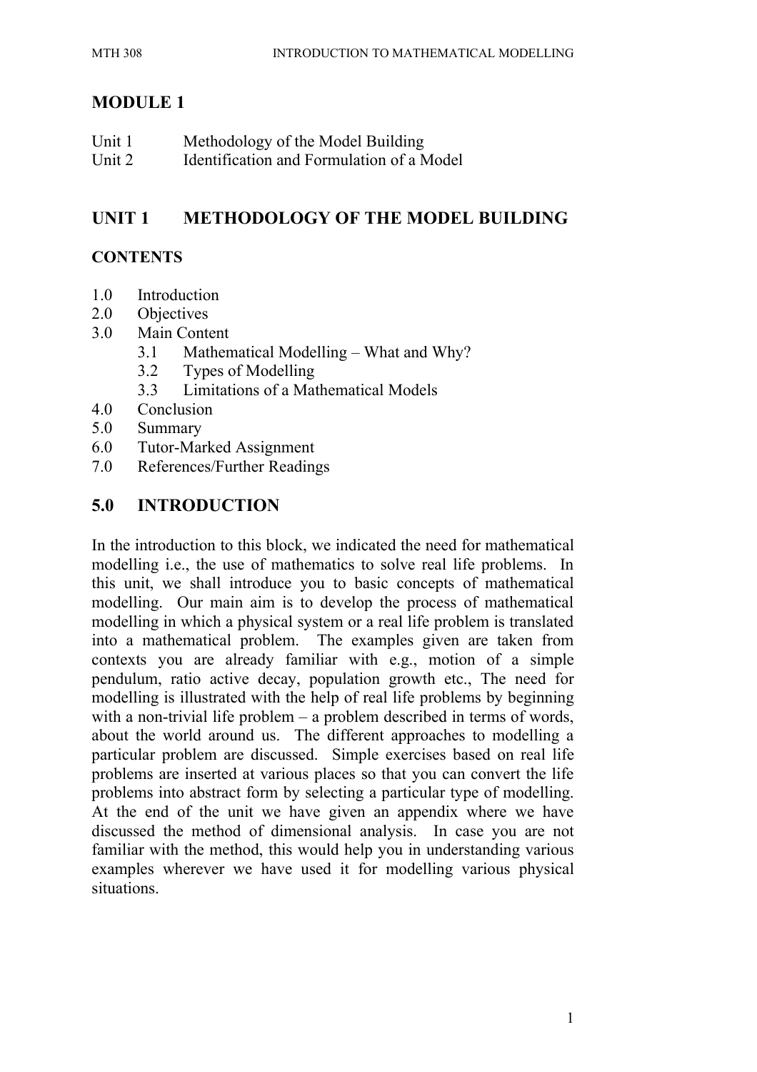# MODULE 1

Unit 1 Methodology of the Model Building
Unit 2 Identification and Formulation of a Model

## UNIT 1 METHODOLOGY OF THE MODEL BUILDING

### CONTENTS

- 1.0 Introduction
- 2.0 Objectives
- 3.0 Main Content
    - 3.1 Mathematical Modelling – What and Why?
    - 3.2 Types of Modelling
    - 3.3 Limitations of a Mathematical Models
- 4.0 Conclusion
- 5.0 Summary
- 6.0 Tutor-Marked Assignment
- 7.0 References/Further Readings

## 5.0 INTRODUCTION

In the introduction to this block, we indicated the need for mathematical modelling i.e., the use of mathematics to solve real life problems. In this unit, we shall introduce you to basic concepts of mathematical modelling. Our main aim is to develop the process of mathematical modelling in which a physical system or a real life problem is translated into a mathematical problem. The examples given are taken from contexts you are already familiar with e.g., motion of a simple pendulum, ratio active decay, population growth etc., The need for modelling is illustrated with the help of real life problems by beginning with a non-trivial life problem – a problem described in terms of words, about the world around us. The different approaches to modelling a particular problem are discussed. Simple exercises based on real life problems are inserted at various places so that you can convert the life problems into abstract form by selecting a particular type of modelling. At the end of the unit we have given an appendix where we have discussed the method of dimensional analysis. In case you are not familiar with the method, this would help you in understanding various examples wherever we have used it for modelling various physical situations.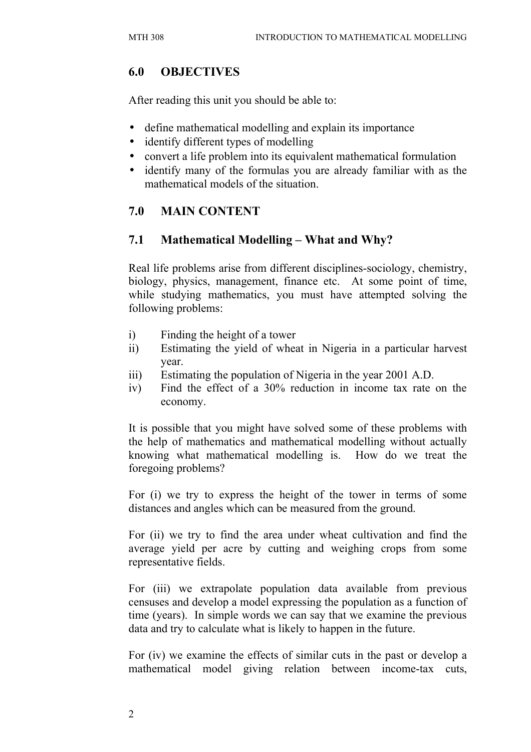## 6.0 OBJECTIVES

After reading this unit you should be able to:

- define mathematical modelling and explain its importance
- identify different types of modelling
- convert a life problem into its equivalent mathematical formulation
- identify many of the formulas you are already familiar with as the mathematical models of the situation.

## 7.0 MAIN CONTENT

### 7.1 Mathematical Modelling – What and Why?

Real life problems arise from different disciplines-sociology, chemistry, biology, physics, management, finance etc. At some point of time, while studying mathematics, you must have attempted solving the following problems:

i) Finding the height of a tower
ii) Estimating the yield of wheat in Nigeria in a particular harvest year.
iii) Estimating the population of Nigeria in the year 2001 A.D.
iv) Find the effect of a 30% reduction in income tax rate on the economy.

It is possible that you might have solved some of these problems with the help of mathematics and mathematical modelling without actually knowing what mathematical modelling is. How do we treat the foregoing problems?

For (i) we try to express the height of the tower in terms of some distances and angles which can be measured from the ground.

For (ii) we try to find the area under wheat cultivation and find the average yield per acre by cutting and weighing crops from some representative fields.

For (iii) we extrapolate population data available from previous censuses and develop a model expressing the population as a function of time (years). In simple words we can say that we examine the previous data and try to calculate what is likely to happen in the future.

For (iv) we examine the effects of similar cuts in the past or develop a mathematical model giving relation between income-tax cuts,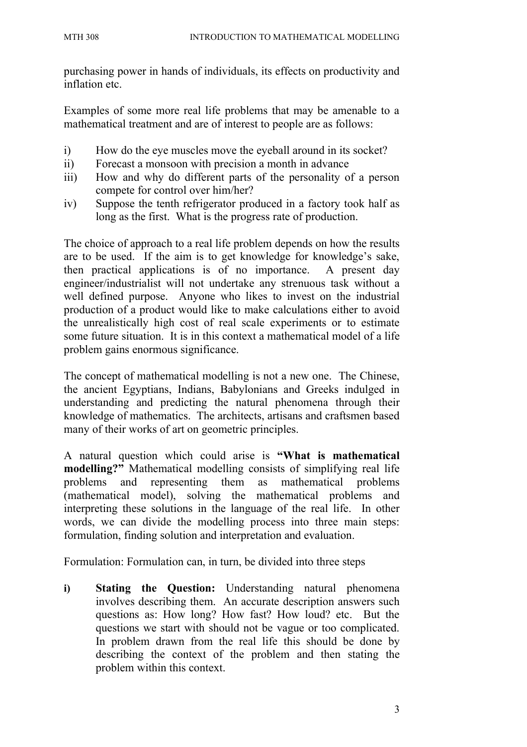purchasing power in hands of individuals, its effects on productivity and inflation etc.

Examples of some more real life problems that may be amenable to a mathematical treatment and are of interest to people are as follows:

i) How do the eye muscles move the eyeball around in its socket?
ii) Forecast a monsoon with precision a month in advance
iii) How and why do different parts of the personality of a person compete for control over him/her?
iv) Suppose the tenth refrigerator produced in a factory took half as long as the first. What is the progress rate of production.

The choice of approach to a real life problem depends on how the results are to be used. If the aim is to get knowledge for knowledge's sake, then practical applications is of no importance. A present day engineer/industrialist will not undertake any strenuous task without a well defined purpose. Anyone who likes to invest on the industrial production of a product would like to make calculations either to avoid the unrealistically high cost of real scale experiments or to estimate some future situation. It is in this context a mathematical model of a life problem gains enormous significance.

The concept of mathematical modelling is not a new one. The Chinese, the ancient Egyptians, Indians, Babylonians and Greeks indulged in understanding and predicting the natural phenomena through their knowledge of mathematics. The architects, artisans and craftsmen based many of their works of art on geometric principles.

A natural question which could arise is **"What is mathematical modelling?"** Mathematical modelling consists of simplifying real life problems and representing them as mathematical problems (mathematical model), solving the mathematical problems and interpreting these solutions in the language of the real life. In other words, we can divide the modelling process into three main steps: formulation, finding solution and interpretation and evaluation.

Formulation: Formulation can, in turn, be divided into three steps

**i) Stating the Question:** Understanding natural phenomena involves describing them. An accurate description answers such questions as: How long? How fast? How loud? etc. But the questions we start with should not be vague or too complicated. In problem drawn from the real life this should be done by describing the context of the problem and then stating the problem within this context.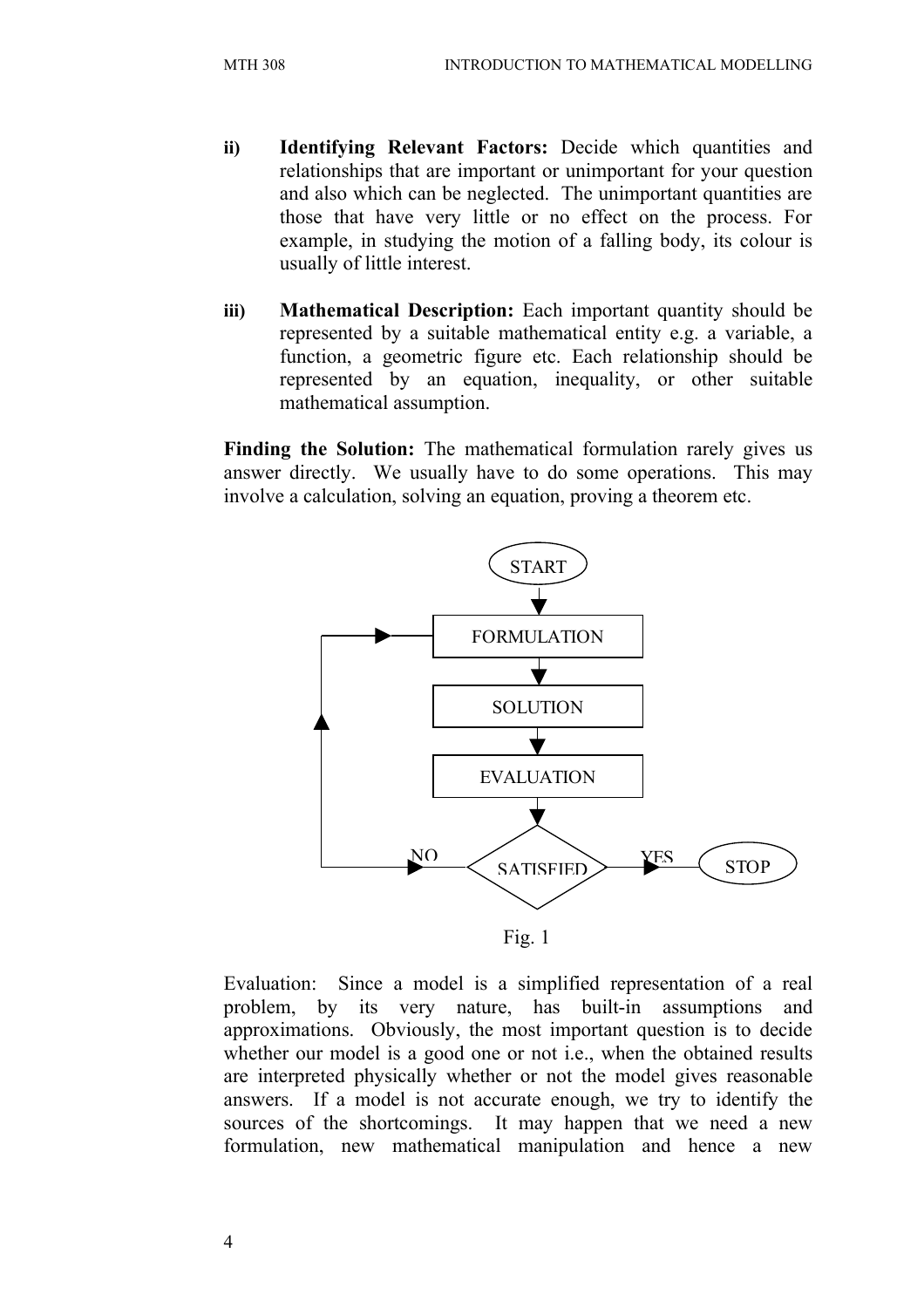ii) **Identifying Relevant Factors:** Decide which quantities and relationships that are important or unimportant for your question and also which can be neglected. The unimportant quantities are those that have very little or no effect on the process. For example, in studying the motion of a falling body, its colour is usually of little interest.

iii) **Mathematical Description:** Each important quantity should be represented by a suitable mathematical entity e.g. a variable, a function, a geometric figure etc. Each relationship should be represented by an equation, inequality, or other suitable mathematical assumption.

**Finding the Solution:** The mathematical formulation rarely gives us answer directly. We usually have to do some operations. This may involve a calculation, solving an equation, proving a theorem etc.

START → FORMULATION → SOLUTION → EVALUATION → SATISFIED? — YES → STOP; NO → back to FORMULATION

Fig. 1

Evaluation: Since a model is a simplified representation of a real problem, by its very nature, has built-in assumptions and approximations. Obviously, the most important question is to decide whether our model is a good one or not i.e., when the obtained results are interpreted physically whether or not the model gives reasonable answers. If a model is not accurate enough, we try to identify the sources of the shortcomings. It may happen that we need a new formulation, new mathematical manipulation and hence a new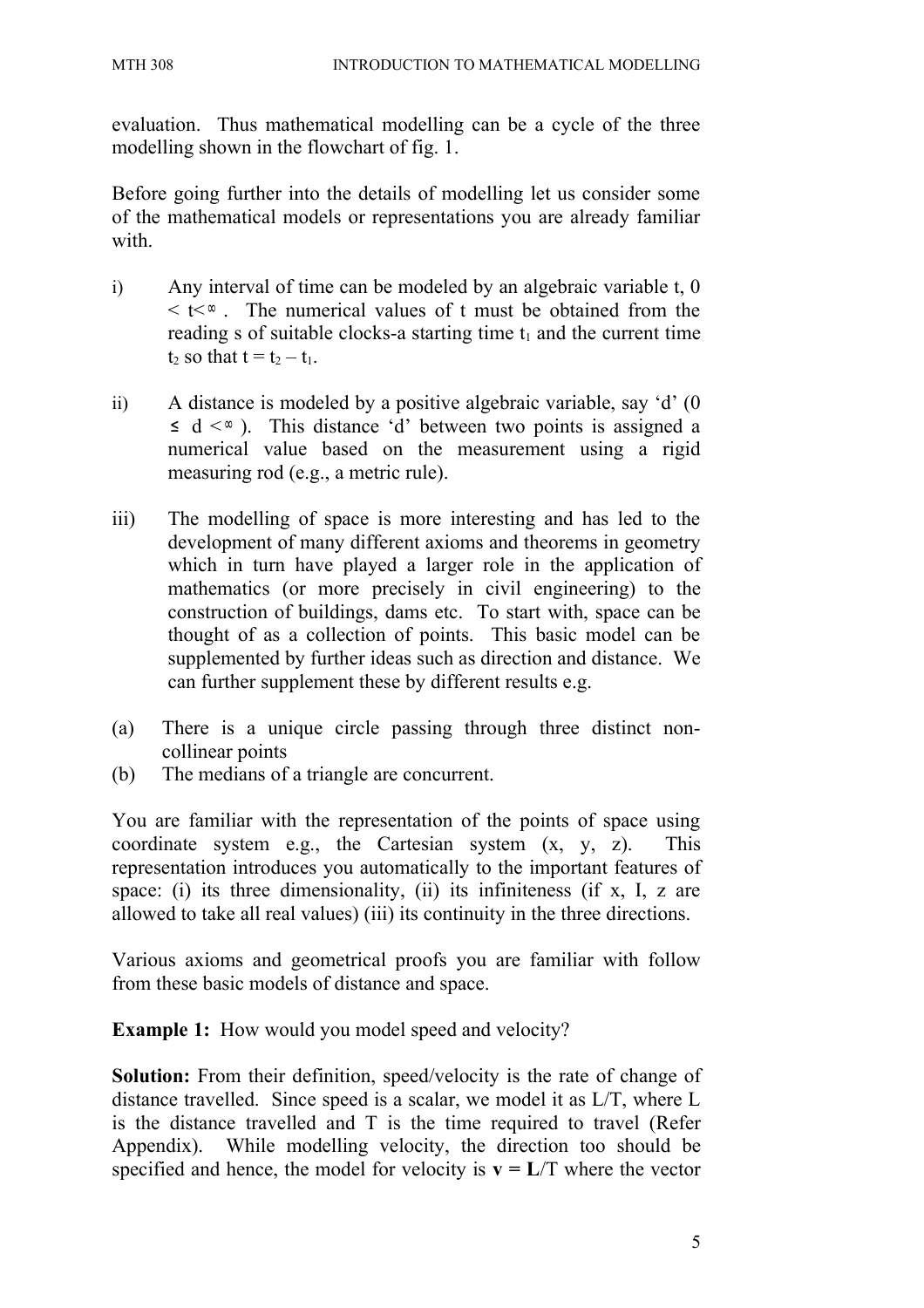evaluation. Thus mathematical modelling can be a cycle of the three modelling shown in the flowchart of fig. 1.

Before going further into the details of modelling let us consider some of the mathematical models or representations you are already familiar with.

i) Any interval of time can be modeled by an algebraic variable t, $0 < t < \infty$. The numerical values of t must be obtained from the reading s of suitable clocks-a starting time $t_1$ and the current time $t_2$ so that $t = t_2 - t_1$.

ii) A distance is modeled by a positive algebraic variable, say 'd' ($0 \leq d < \infty$). This distance 'd' between two points is assigned a numerical value based on the measurement using a rigid measuring rod (e.g., a metric rule).

iii) The modelling of space is more interesting and has led to the development of many different axioms and theorems in geometry which in turn have played a larger role in the application of mathematics (or more precisely in civil engineering) to the construction of buildings, dams etc. To start with, space can be thought of as a collection of points. This basic model can be supplemented by further ideas such as direction and distance. We can further supplement these by different results e.g.

(a) There is a unique circle passing through three distinct non-collinear points
(b) The medians of a triangle are concurrent.

You are familiar with the representation of the points of space using coordinate system e.g., the Cartesian system (x, y, z). This representation introduces you automatically to the important features of space: (i) its three dimensionality, (ii) its infiniteness (if x, I, z are allowed to take all real values) (iii) its continuity in the three directions.

Various axioms and geometrical proofs you are familiar with follow from these basic models of distance and space.

**Example 1:** How would you model speed and velocity?

**Solution:** From their definition, speed/velocity is the rate of change of distance travelled. Since speed is a scalar, we model it as L/T, where L is the distance travelled and T is the time required to travel (Refer Appendix). While modelling velocity, the direction too should be specified and hence, the model for velocity is $\mathbf{v} = \mathbf{L}/T$ where the vector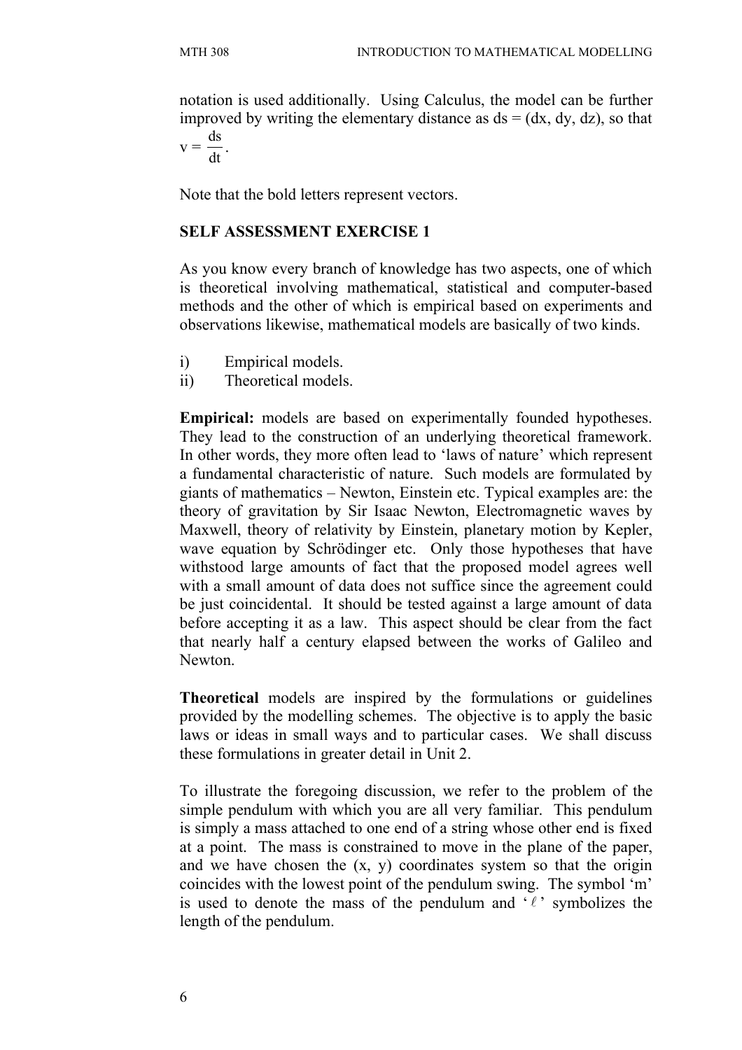notation is used additionally. Using Calculus, the model can be further improved by writing the elementary distance as ds = (dx, dy, dz), so that $v = \frac{ds}{dt}$.

Note that the bold letters represent vectors.

## SELF ASSESSMENT EXERCISE 1

As you know every branch of knowledge has two aspects, one of which is theoretical involving mathematical, statistical and computer-based methods and the other of which is empirical based on experiments and observations likewise, mathematical models are basically of two kinds.

i) Empirical models.
ii) Theoretical models.

**Empirical:** models are based on experimentally founded hypotheses. They lead to the construction of an underlying theoretical framework. In other words, they more often lead to 'laws of nature' which represent a fundamental characteristic of nature. Such models are formulated by giants of mathematics – Newton, Einstein etc. Typical examples are: the theory of gravitation by Sir Isaac Newton, Electromagnetic waves by Maxwell, theory of relativity by Einstein, planetary motion by Kepler, wave equation by Schrödinger etc. Only those hypotheses that have withstood large amounts of fact that the proposed model agrees well with a small amount of data does not suffice since the agreement could be just coincidental. It should be tested against a large amount of data before accepting it as a law. This aspect should be clear from the fact that nearly half a century elapsed between the works of Galileo and Newton.

**Theoretical** models are inspired by the formulations or guidelines provided by the modelling schemes. The objective is to apply the basic laws or ideas in small ways and to particular cases. We shall discuss these formulations in greater detail in Unit 2.

To illustrate the foregoing discussion, we refer to the problem of the simple pendulum with which you are all very familiar. This pendulum is simply a mass attached to one end of a string whose other end is fixed at a point. The mass is constrained to move in the plane of the paper, and we have chosen the (x, y) coordinates system so that the origin coincides with the lowest point of the pendulum swing. The symbol 'm' is used to denote the mass of the pendulum and '$\ell$' symbolizes the length of the pendulum.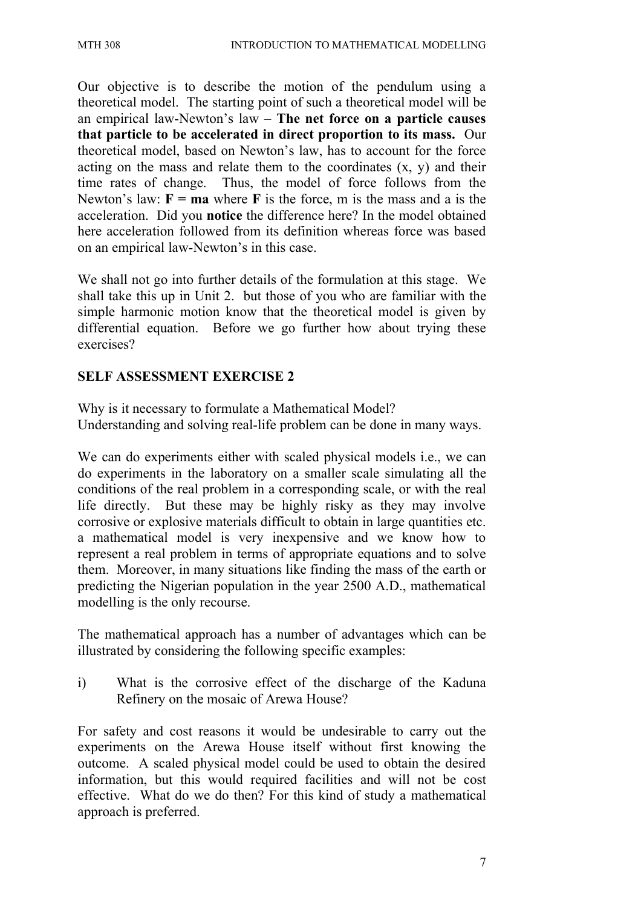Our objective is to describe the motion of the pendulum using a theoretical model. The starting point of such a theoretical model will be an empirical law-Newton's law – **The net force on a particle causes that particle to be accelerated in direct proportion to its mass.** Our theoretical model, based on Newton's law, has to account for the force acting on the mass and relate them to the coordinates (x, y) and their time rates of change. Thus, the model of force follows from the Newton's law: **F = ma** where **F** is the force, m is the mass and a is the acceleration. Did you **notice** the difference here? In the model obtained here acceleration followed from its definition whereas force was based on an empirical law-Newton's in this case.

We shall not go into further details of the formulation at this stage. We shall take this up in Unit 2. but those of you who are familiar with the simple harmonic motion know that the theoretical model is given by differential equation. Before we go further how about trying these exercises?

## SELF ASSESSMENT EXERCISE 2

Why is it necessary to formulate a Mathematical Model?
Understanding and solving real-life problem can be done in many ways.

We can do experiments either with scaled physical models i.e., we can do experiments in the laboratory on a smaller scale simulating all the conditions of the real problem in a corresponding scale, or with the real life directly. But these may be highly risky as they may involve corrosive or explosive materials difficult to obtain in large quantities etc. a mathematical model is very inexpensive and we know how to represent a real problem in terms of appropriate equations and to solve them. Moreover, in many situations like finding the mass of the earth or predicting the Nigerian population in the year 2500 A.D., mathematical modelling is the only recourse.

The mathematical approach has a number of advantages which can be illustrated by considering the following specific examples:

i) What is the corrosive effect of the discharge of the Kaduna Refinery on the mosaic of Arewa House?

For safety and cost reasons it would be undesirable to carry out the experiments on the Arewa House itself without first knowing the outcome. A scaled physical model could be used to obtain the desired information, but this would required facilities and will not be cost effective. What do we do then? For this kind of study a mathematical approach is preferred.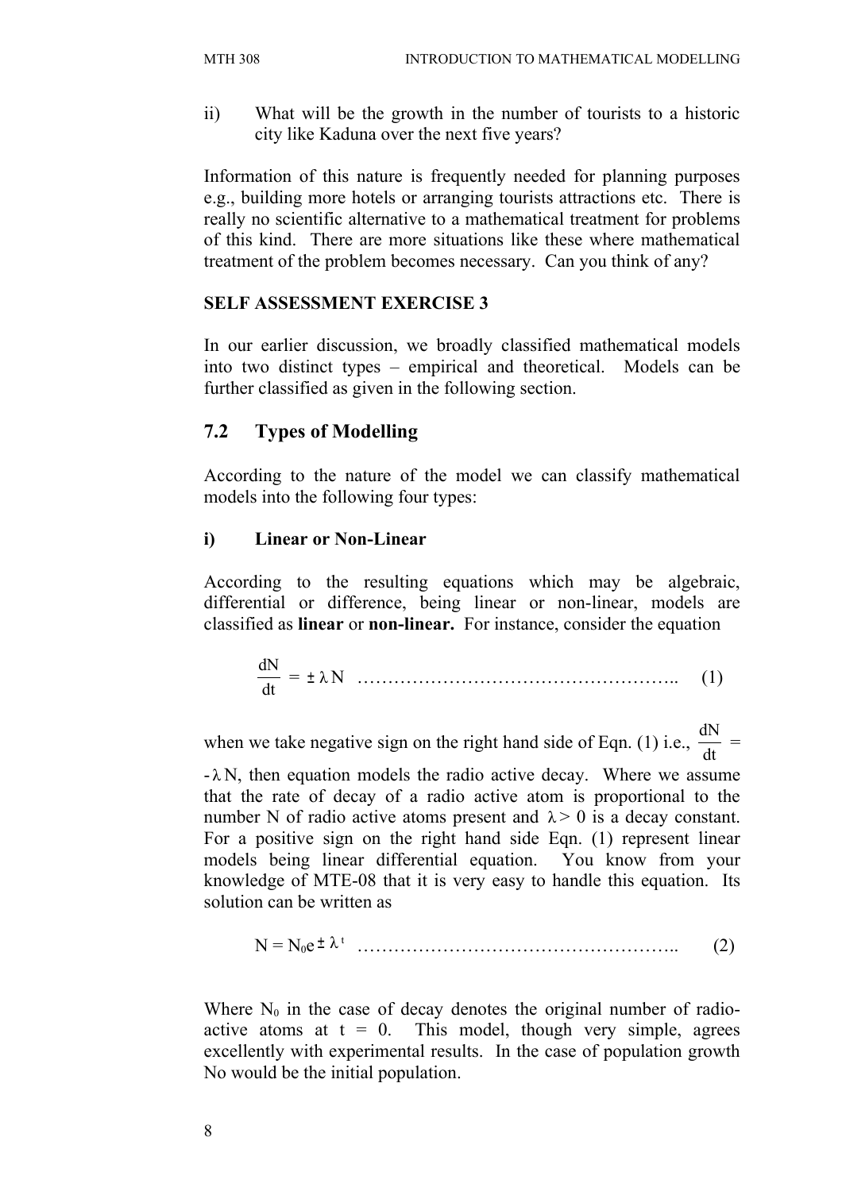ii) What will be the growth in the number of tourists to a historic city like Kaduna over the next five years?

Information of this nature is frequently needed for planning purposes e.g., building more hotels or arranging tourists attractions etc. There is really no scientific alternative to a mathematical treatment for problems of this kind. There are more situations like these where mathematical treatment of the problem becomes necessary. Can you think of any?

**SELF ASSESSMENT EXERCISE 3**

In our earlier discussion, we broadly classified mathematical models into two distinct types – empirical and theoretical. Models can be further classified as given in the following section.

## 7.2 Types of Modelling

According to the nature of the model we can classify mathematical models into the following four types:

**i) Linear or Non-Linear**

According to the resulting equations which may be algebraic, differential or difference, being linear or non-linear, models are classified as **linear** or **non-linear.** For instance, consider the equation

$$\frac{dN}{dt} = \pm \lambda N \quad \text{……………………………………………..} \quad (1)$$

when we take negative sign on the right hand side of Eqn. (1) i.e., $\frac{dN}{dt} = -\lambda N$, then equation models the radio active decay. Where we assume that the rate of decay of a radio active atom is proportional to the number N of radio active atoms present and $\lambda > 0$ is a decay constant. For a positive sign on the right hand side Eqn. (1) represent linear models being linear differential equation. You know from your knowledge of MTE-08 that it is very easy to handle this equation. Its solution can be written as

$$N = N_0 e^{\pm \lambda t} \quad \text{……………………………………………..} \quad (2)$$

Where $N_0$ in the case of decay denotes the original number of radio-active atoms at $t = 0$. This model, though very simple, agrees excellently with experimental results. In the case of population growth No would be the initial population.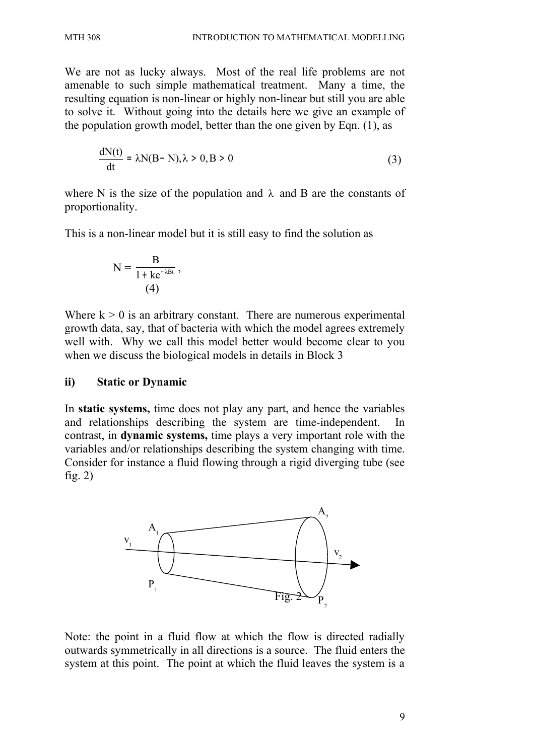We are not as lucky always. Most of the real life problems are not amenable to such simple mathematical treatment. Many a time, the resulting equation is non-linear or highly non-linear but still you are able to solve it. Without going into the details here we give an example of the population growth model, better than the one given by Eqn. (1), as

$$\frac{dN(t)}{dt} = \lambda N(B - N), \lambda > 0, B > 0 \tag{3}$$

where N is the size of the population and $\lambda$ and B are the constants of proportionality.

This is a non-linear model but it is still easy to find the solution as

$$N = \frac{B}{1 + ke^{-\lambda Bt}}, \tag{4}$$

Where $k > 0$ is an arbitrary constant. There are numerous experimental growth data, say, that of bacteria with which the model agrees extremely well with. Why we call this model better would become clear to you when we discuss the biological models in details in Block 3

**ii) Static or Dynamic**

In **static systems,** time does not play any part, and hence the variables and relationships describing the system are time-independent. In contrast, in **dynamic systems,** time plays a very important role with the variables and/or relationships describing the system changing with time. Consider for instance a fluid flowing through a rigid diverging tube (see fig. 2)

Fig. 2

Note: the point in a fluid flow at which the flow is directed radially outwards symmetrically in all directions is a source. The fluid enters the system at this point. The point at which the fluid leaves the system is a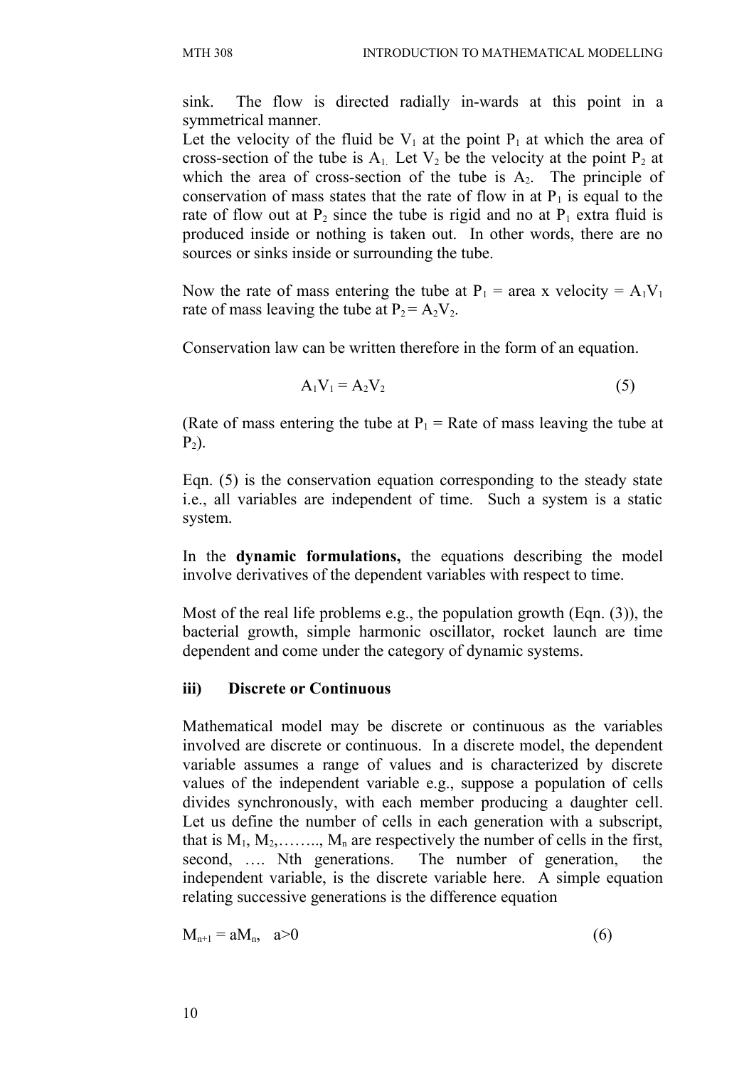sink. The flow is directed radially in-wards at this point in a symmetrical manner.

Let the velocity of the fluid be $V_1$ at the point $P_1$ at which the area of cross-section of the tube is $A_1$. Let $V_2$ be the velocity at the point $P_2$ at which the area of cross-section of the tube is $A_2$. The principle of conservation of mass states that the rate of flow in at $P_1$ is equal to the rate of flow out at $P_2$ since the tube is rigid and no at $P_1$ extra fluid is produced inside or nothing is taken out. In other words, there are no sources or sinks inside or surrounding the tube.

Now the rate of mass entering the tube at $P_1$ = area x velocity = $A_1V_1$ rate of mass leaving the tube at $P_2 = A_2V_2$.

Conservation law can be written therefore in the form of an equation.

$$A_1V_1 = A_2V_2 \qquad (5)$$

(Rate of mass entering the tube at $P_1$ = Rate of mass leaving the tube at $P_2$).

Eqn. (5) is the conservation equation corresponding to the steady state i.e., all variables are independent of time. Such a system is a static system.

In the **dynamic formulations,** the equations describing the model involve derivatives of the dependent variables with respect to time.

Most of the real life problems e.g., the population growth (Eqn. (3)), the bacterial growth, simple harmonic oscillator, rocket launch are time dependent and come under the category of dynamic systems.

### iii) Discrete or Continuous

Mathematical model may be discrete or continuous as the variables involved are discrete or continuous. In a discrete model, the dependent variable assumes a range of values and is characterized by discrete values of the independent variable e.g., suppose a population of cells divides synchronously, with each member producing a daughter cell. Let us define the number of cells in each generation with a subscript, that is $M_1, M_2, \ldots\ldots, M_n$ are respectively the number of cells in the first, second, …. Nth generations. The number of generation, the independent variable, is the discrete variable here. A simple equation relating successive generations is the difference equation

$$M_{n+1} = aM_n, \quad a>0 \qquad (6)$$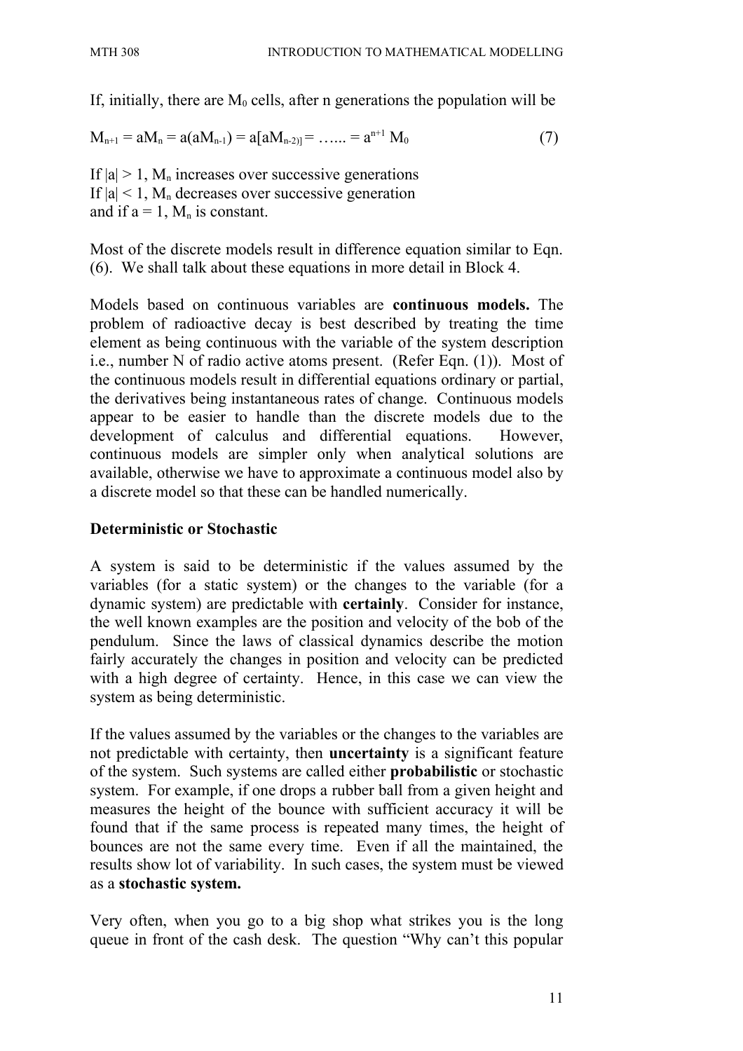If, initially, there are $M_0$ cells, after n generations the population will be

$$M_{n+1} = aM_n = a(aM_{n-1}) = a[aM_{n-2)]} = \ldots\ldots = a^{n+1} M_0 \qquad (7)$$

If $|a| > 1$, $M_n$ increases over successive generations
If $|a| < 1$, $M_n$ decreases over successive generation
and if $a = 1$, $M_n$ is constant.

Most of the discrete models result in difference equation similar to Eqn. (6). We shall talk about these equations in more detail in Block 4.

Models based on continuous variables are **continuous models.** The problem of radioactive decay is best described by treating the time element as being continuous with the variable of the system description i.e., number N of radio active atoms present. (Refer Eqn. (1)). Most of the continuous models result in differential equations ordinary or partial, the derivatives being instantaneous rates of change. Continuous models appear to be easier to handle than the discrete models due to the development of calculus and differential equations. However, continuous models are simpler only when analytical solutions are available, otherwise we have to approximate a continuous model also by a discrete model so that these can be handled numerically.

**Deterministic or Stochastic**

A system is said to be deterministic if the values assumed by the variables (for a static system) or the changes to the variable (for a dynamic system) are predictable with **certainly**. Consider for instance, the well known examples are the position and velocity of the bob of the pendulum. Since the laws of classical dynamics describe the motion fairly accurately the changes in position and velocity can be predicted with a high degree of certainty. Hence, in this case we can view the system as being deterministic.

If the values assumed by the variables or the changes to the variables are not predictable with certainty, then **uncertainty** is a significant feature of the system. Such systems are called either **probabilistic** or stochastic system. For example, if one drops a rubber ball from a given height and measures the height of the bounce with sufficient accuracy it will be found that if the same process is repeated many times, the height of bounces are not the same every time. Even if all the maintained, the results show lot of variability. In such cases, the system must be viewed as a **stochastic system.**

Very often, when you go to a big shop what strikes you is the long queue in front of the cash desk. The question "Why can't this popular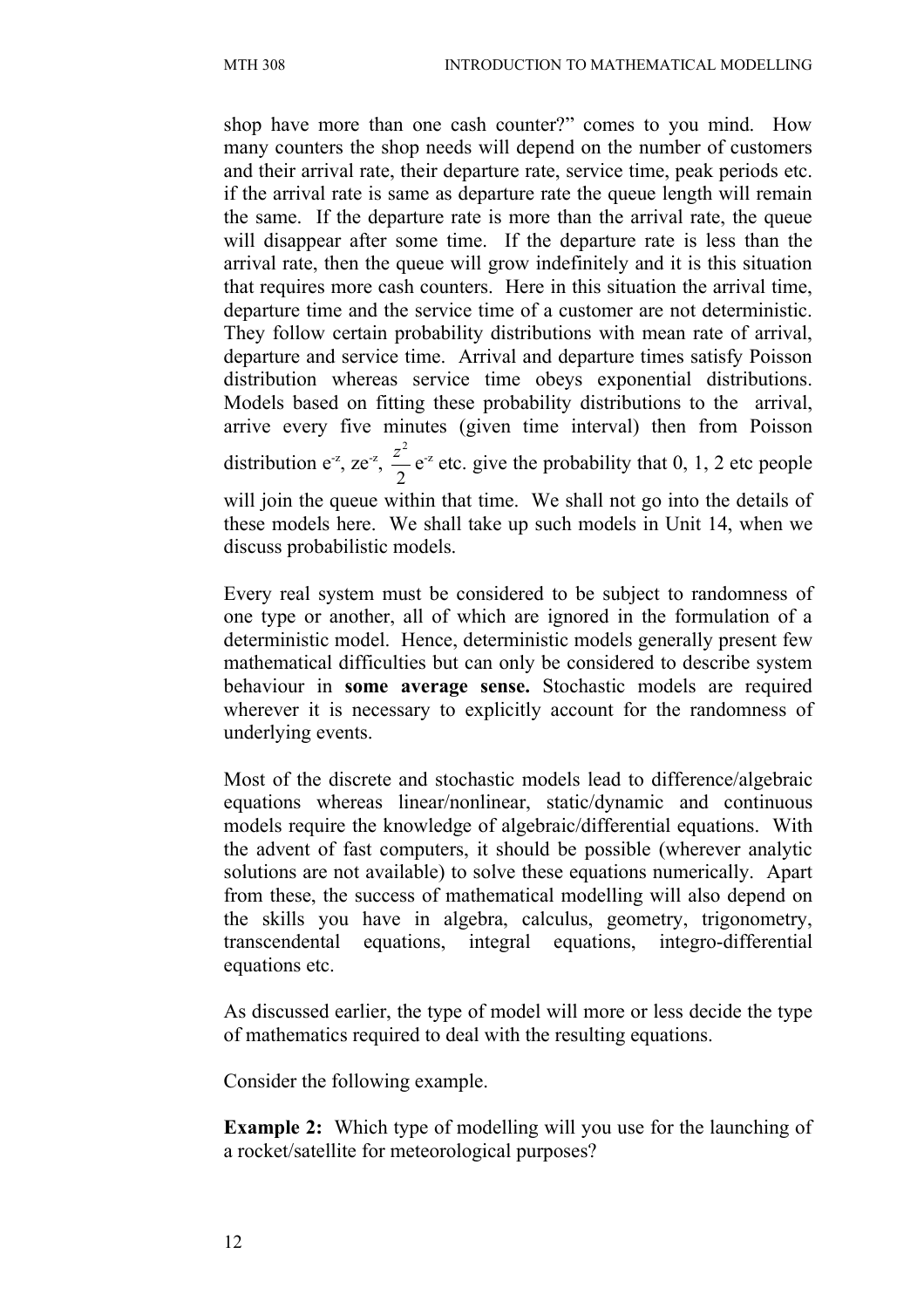shop have more than one cash counter?" comes to you mind. How many counters the shop needs will depend on the number of customers and their arrival rate, their departure rate, service time, peak periods etc. if the arrival rate is same as departure rate the queue length will remain the same. If the departure rate is more than the arrival rate, the queue will disappear after some time. If the departure rate is less than the arrival rate, then the queue will grow indefinitely and it is this situation that requires more cash counters. Here in this situation the arrival time, departure time and the service time of a customer are not deterministic. They follow certain probability distributions with mean rate of arrival, departure and service time. Arrival and departure times satisfy Poisson distribution whereas service time obeys exponential distributions. Models based on fitting these probability distributions to the arrival, arrive every five minutes (given time interval) then from Poisson distribution $e^{-z}$, $ze^{-z}$, $\frac{z^2}{2}e^{-z}$ etc. give the probability that 0, 1, 2 etc people will join the queue within that time. We shall not go into the details of these models here. We shall take up such models in Unit 14, when we discuss probabilistic models.

Every real system must be considered to be subject to randomness of one type or another, all of which are ignored in the formulation of a deterministic model. Hence, deterministic models generally present few mathematical difficulties but can only be considered to describe system behaviour in **some average sense.** Stochastic models are required wherever it is necessary to explicitly account for the randomness of underlying events.

Most of the discrete and stochastic models lead to difference/algebraic equations whereas linear/nonlinear, static/dynamic and continuous models require the knowledge of algebraic/differential equations. With the advent of fast computers, it should be possible (wherever analytic solutions are not available) to solve these equations numerically. Apart from these, the success of mathematical modelling will also depend on the skills you have in algebra, calculus, geometry, trigonometry, transcendental equations, integral equations, integro-differential equations etc.

As discussed earlier, the type of model will more or less decide the type of mathematics required to deal with the resulting equations.

Consider the following example.

**Example 2:** Which type of modelling will you use for the launching of a rocket/satellite for meteorological purposes?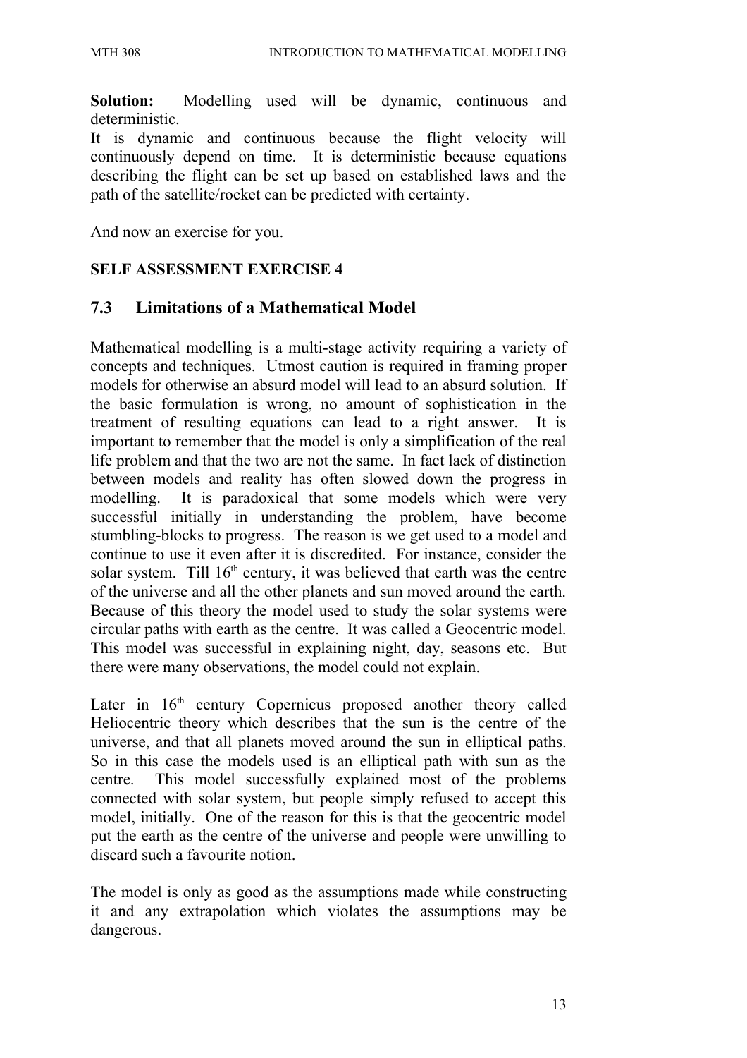**Solution:** Modelling used will be dynamic, continuous and deterministic.

It is dynamic and continuous because the flight velocity will continuously depend on time. It is deterministic because equations describing the flight can be set up based on established laws and the path of the satellite/rocket can be predicted with certainty.

And now an exercise for you.

**SELF ASSESSMENT EXERCISE 4**

## 7.3 Limitations of a Mathematical Model

Mathematical modelling is a multi-stage activity requiring a variety of concepts and techniques. Utmost caution is required in framing proper models for otherwise an absurd model will lead to an absurd solution. If the basic formulation is wrong, no amount of sophistication in the treatment of resulting equations can lead to a right answer. It is important to remember that the model is only a simplification of the real life problem and that the two are not the same. In fact lack of distinction between models and reality has often slowed down the progress in modelling. It is paradoxical that some models which were very successful initially in understanding the problem, have become stumbling-blocks to progress. The reason is we get used to a model and continue to use it even after it is discredited. For instance, consider the solar system. Till 16th century, it was believed that earth was the centre of the universe and all the other planets and sun moved around the earth. Because of this theory the model used to study the solar systems were circular paths with earth as the centre. It was called a Geocentric model. This model was successful in explaining night, day, seasons etc. But there were many observations, the model could not explain.

Later in 16th century Copernicus proposed another theory called Heliocentric theory which describes that the sun is the centre of the universe, and that all planets moved around the sun in elliptical paths. So in this case the models used is an elliptical path with sun as the centre. This model successfully explained most of the problems connected with solar system, but people simply refused to accept this model, initially. One of the reason for this is that the geocentric model put the earth as the centre of the universe and people were unwilling to discard such a favourite notion.

The model is only as good as the assumptions made while constructing it and any extrapolation which violates the assumptions may be dangerous.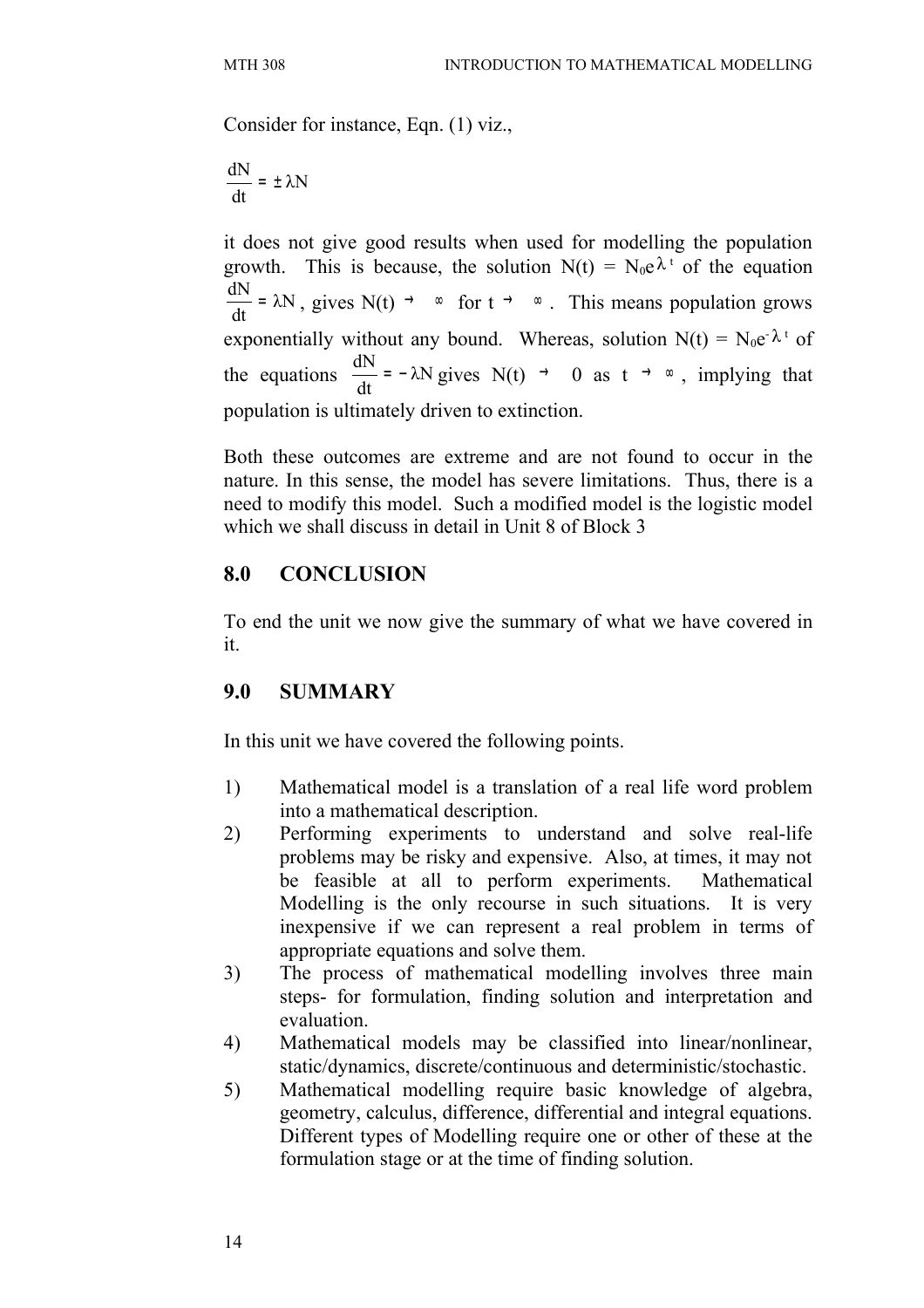Consider for instance, Eqn. (1) viz.,

$$\frac{dN}{dt} = \pm\lambda N$$

it does not give good results when used for modelling the population growth. This is because, the solution $N(t) = N_0e^{\lambda t}$ of the equation $\frac{dN}{dt} = \lambda N$, gives $N(t) \to \infty$ for $t \to \infty$. This means population grows exponentially without any bound. Whereas, solution $N(t) = N_0e^{-\lambda t}$ of the equations $\frac{dN}{dt} = -\lambda N$ gives $N(t) \to 0$ as $t \to \infty$, implying that population is ultimately driven to extinction.

Both these outcomes are extreme and are not found to occur in the nature. In this sense, the model has severe limitations. Thus, there is a need to modify this model. Such a modified model is the logistic model which we shall discuss in detail in Unit 8 of Block 3

## 8.0 CONCLUSION

To end the unit we now give the summary of what we have covered in it.

## 9.0 SUMMARY

In this unit we have covered the following points.

1) Mathematical model is a translation of a real life word problem into a mathematical description.
2) Performing experiments to understand and solve real-life problems may be risky and expensive. Also, at times, it may not be feasible at all to perform experiments. Mathematical Modelling is the only recourse in such situations. It is very inexpensive if we can represent a real problem in terms of appropriate equations and solve them.
3) The process of mathematical modelling involves three main steps- for formulation, finding solution and interpretation and evaluation.
4) Mathematical models may be classified into linear/nonlinear, static/dynamics, discrete/continuous and deterministic/stochastic.
5) Mathematical modelling require basic knowledge of algebra, geometry, calculus, difference, differential and integral equations. Different types of Modelling require one or other of these at the formulation stage or at the time of finding solution.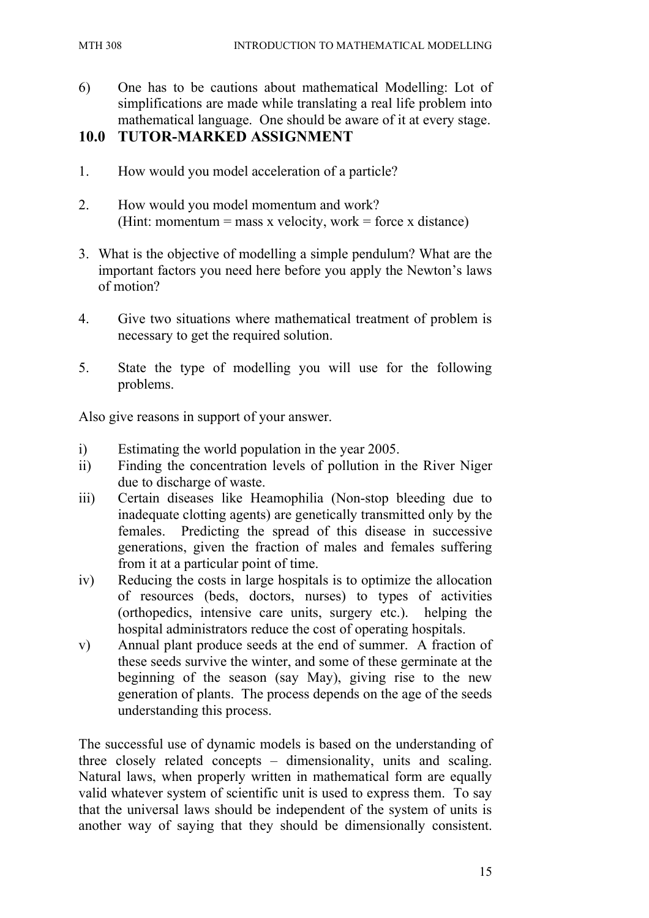6) One has to be cautions about mathematical Modelling: Lot of simplifications are made while translating a real life problem into mathematical language. One should be aware of it at every stage.

## 10.0 TUTOR-MARKED ASSIGNMENT

1. How would you model acceleration of a particle?

2. How would you model momentum and work?
   (Hint: momentum = mass x velocity, work = force x distance)

3. What is the objective of modelling a simple pendulum? What are the important factors you need here before you apply the Newton's laws of motion?

4. Give two situations where mathematical treatment of problem is necessary to get the required solution.

5. State the type of modelling you will use for the following problems.

Also give reasons in support of your answer.

i) Estimating the world population in the year 2005.
ii) Finding the concentration levels of pollution in the River Niger due to discharge of waste.
iii) Certain diseases like Heamophilia (Non-stop bleeding due to inadequate clotting agents) are genetically transmitted only by the females. Predicting the spread of this disease in successive generations, given the fraction of males and females suffering from it at a particular point of time.
iv) Reducing the costs in large hospitals is to optimize the allocation of resources (beds, doctors, nurses) to types of activities (orthopedics, intensive care units, surgery etc.). helping the hospital administrators reduce the cost of operating hospitals.
v) Annual plant produce seeds at the end of summer. A fraction of these seeds survive the winter, and some of these germinate at the beginning of the season (say May), giving rise to the new generation of plants. The process depends on the age of the seeds understanding this process.

The successful use of dynamic models is based on the understanding of three closely related concepts – dimensionality, units and scaling. Natural laws, when properly written in mathematical form are equally valid whatever system of scientific unit is used to express them. To say that the universal laws should be independent of the system of units is another way of saying that they should be dimensionally consistent.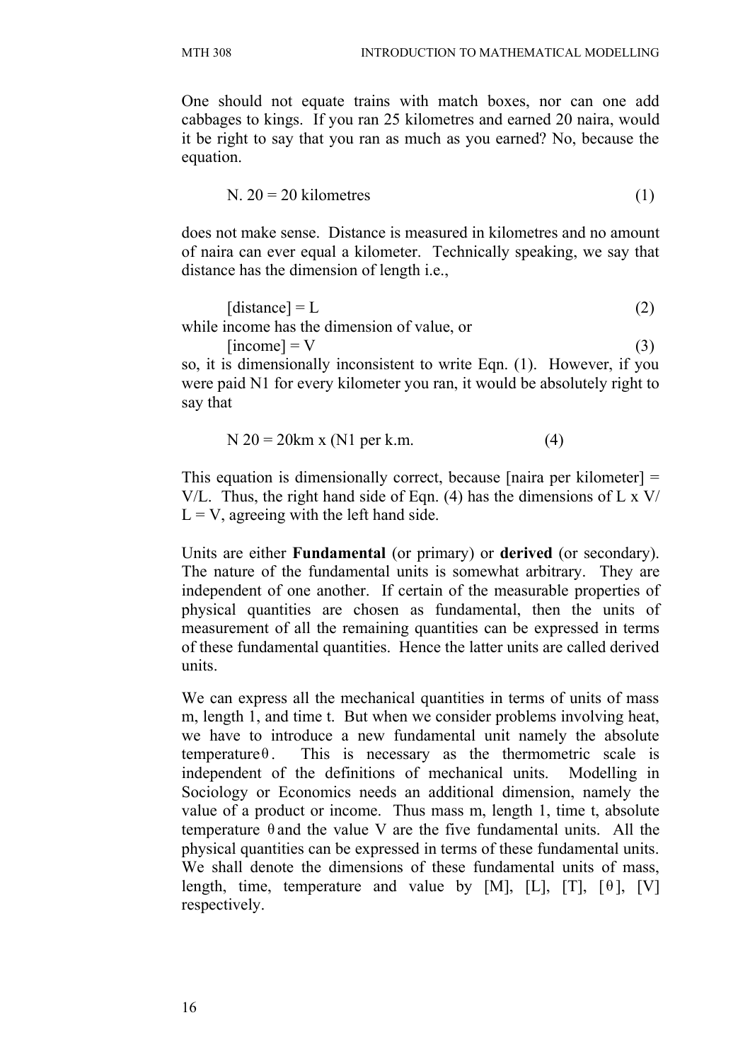One should not equate trains with match boxes, nor can one add cabbages to kings. If you ran 25 kilometres and earned 20 naira, would it be right to say that you ran as much as you earned? No, because the equation.

$$\text{N. } 20 = 20 \text{ kilometres} \tag{1}$$

does not make sense. Distance is measured in kilometres and no amount of naira can ever equal a kilometer. Technically speaking, we say that distance has the dimension of length i.e.,

$$[\text{distance}] = L \tag{2}$$

while income has the dimension of value, or

$$[\text{income}] = V \tag{3}$$

so, it is dimensionally inconsistent to write Eqn. (1). However, if you were paid N1 for every kilometer you ran, it would be absolutely right to say that

$$\text{N } 20 = 20\text{km x (N1 per k.m.} \tag{4}$$

This equation is dimensionally correct, because [naira per kilometer] = V/L. Thus, the right hand side of Eqn. (4) has the dimensions of L x V/ L = V, agreeing with the left hand side.

Units are either **Fundamental** (or primary) or **derived** (or secondary). The nature of the fundamental units is somewhat arbitrary. They are independent of one another. If certain of the measurable properties of physical quantities are chosen as fundamental, then the units of measurement of all the remaining quantities can be expressed in terms of these fundamental quantities. Hence the latter units are called derived units.

We can express all the mechanical quantities in terms of units of mass m, length 1, and time t. But when we consider problems involving heat, we have to introduce a new fundamental unit namely the absolute temperature $\theta$. This is necessary as the thermometric scale is independent of the definitions of mechanical units. Modelling in Sociology or Economics needs an additional dimension, namely the value of a product or income. Thus mass m, length 1, time t, absolute temperature $\theta$ and the value V are the five fundamental units. All the physical quantities can be expressed in terms of these fundamental units. We shall denote the dimensions of these fundamental units of mass, length, time, temperature and value by [M], [L], [T], [$\theta$], [V] respectively.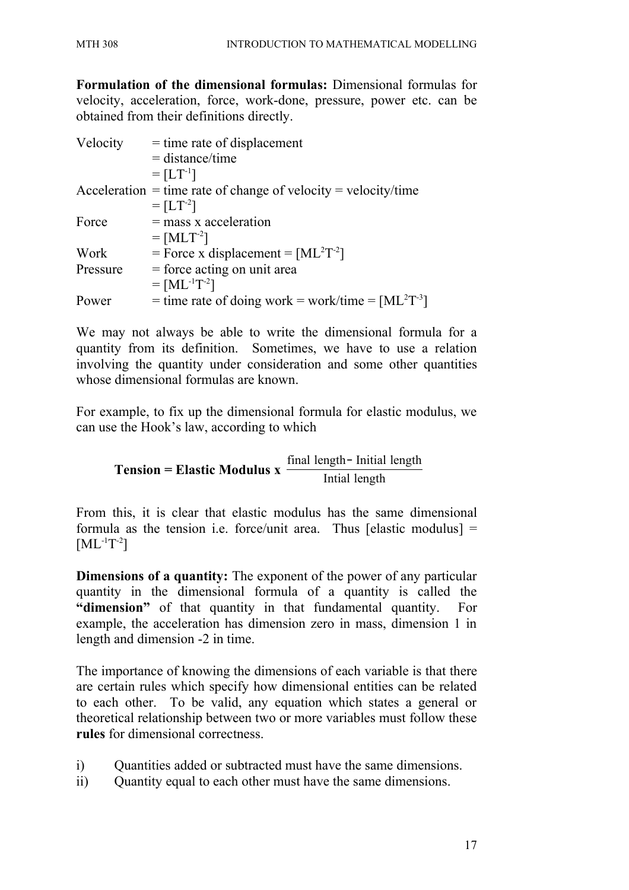**Formulation of the dimensional formulas:** Dimensional formulas for velocity, acceleration, force, work-done, pressure, power etc. can be obtained from their definitions directly.

Velocity = time rate of displacement
= distance/time
= $[LT^{-1}]$

Acceleration = time rate of change of velocity = velocity/time
= $[LT^{-2}]$

Force = mass x acceleration
= $[MLT^{-2}]$

Work = Force x displacement = $[ML^2T^{-2}]$

Pressure = force acting on unit area
= $[ML^{-1}T^{-2}]$

Power = time rate of doing work = work/time = $[ML^2T^{-3}]$

We may not always be able to write the dimensional formula for a quantity from its definition. Sometimes, we have to use a relation involving the quantity under consideration and some other quantities whose dimensional formulas are known.

For example, to fix up the dimensional formula for elastic modulus, we can use the Hook's law, according to which

$$\textbf{Tension = Elastic Modulus x } \frac{\text{final length} - \text{Initial length}}{\text{Intial length}}$$

From this, it is clear that elastic modulus has the same dimensional formula as the tension i.e. force/unit area. Thus [elastic modulus] = $[ML^{-1}T^{-2}]$

**Dimensions of a quantity:** The exponent of the power of any particular quantity in the dimensional formula of a quantity is called the **"dimension"** of that quantity in that fundamental quantity. For example, the acceleration has dimension zero in mass, dimension 1 in length and dimension -2 in time.

The importance of knowing the dimensions of each variable is that there are certain rules which specify how dimensional entities can be related to each other. To be valid, any equation which states a general or theoretical relationship between two or more variables must follow these **rules** for dimensional correctness.

i) Quantities added or subtracted must have the same dimensions.
ii) Quantity equal to each other must have the same dimensions.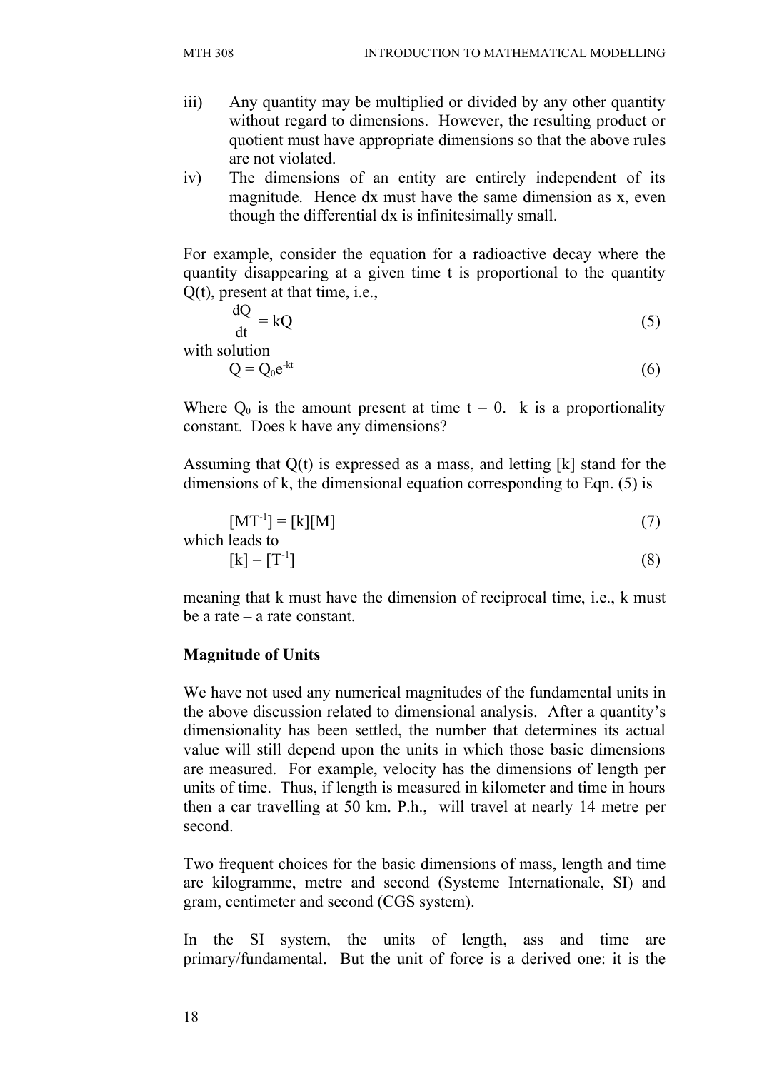iii) Any quantity may be multiplied or divided by any other quantity without regard to dimensions. However, the resulting product or quotient must have appropriate dimensions so that the above rules are not violated.

iv) The dimensions of an entity are entirely independent of its magnitude. Hence dx must have the same dimension as x, even though the differential dx is infinitesimally small.

For example, consider the equation for a radioactive decay where the quantity disappearing at a given time t is proportional to the quantity Q(t), present at that time, i.e.,

$$\frac{dQ}{dt} = kQ \tag{5}$$

with solution

$$Q = Q_0 e^{-kt} \tag{6}$$

Where $Q_0$ is the amount present at time t = 0. k is a proportionality constant. Does k have any dimensions?

Assuming that Q(t) is expressed as a mass, and letting [k] stand for the dimensions of k, the dimensional equation corresponding to Eqn. (5) is

$$[MT^{-1}] = [k][M] \tag{7}$$

which leads to

$$[k] = [T^{-1}] \tag{8}$$

meaning that k must have the dimension of reciprocal time, i.e., k must be a rate – a rate constant.

**Magnitude of Units**

We have not used any numerical magnitudes of the fundamental units in the above discussion related to dimensional analysis. After a quantity's dimensionality has been settled, the number that determines its actual value will still depend upon the units in which those basic dimensions are measured. For example, velocity has the dimensions of length per units of time. Thus, if length is measured in kilometer and time in hours then a car travelling at 50 km. P.h., will travel at nearly 14 metre per second.

Two frequent choices for the basic dimensions of mass, length and time are kilogramme, metre and second (Systeme Internationale, SI) and gram, centimeter and second (CGS system).

In the SI system, the units of length, ass and time are primary/fundamental. But the unit of force is a derived one: it is the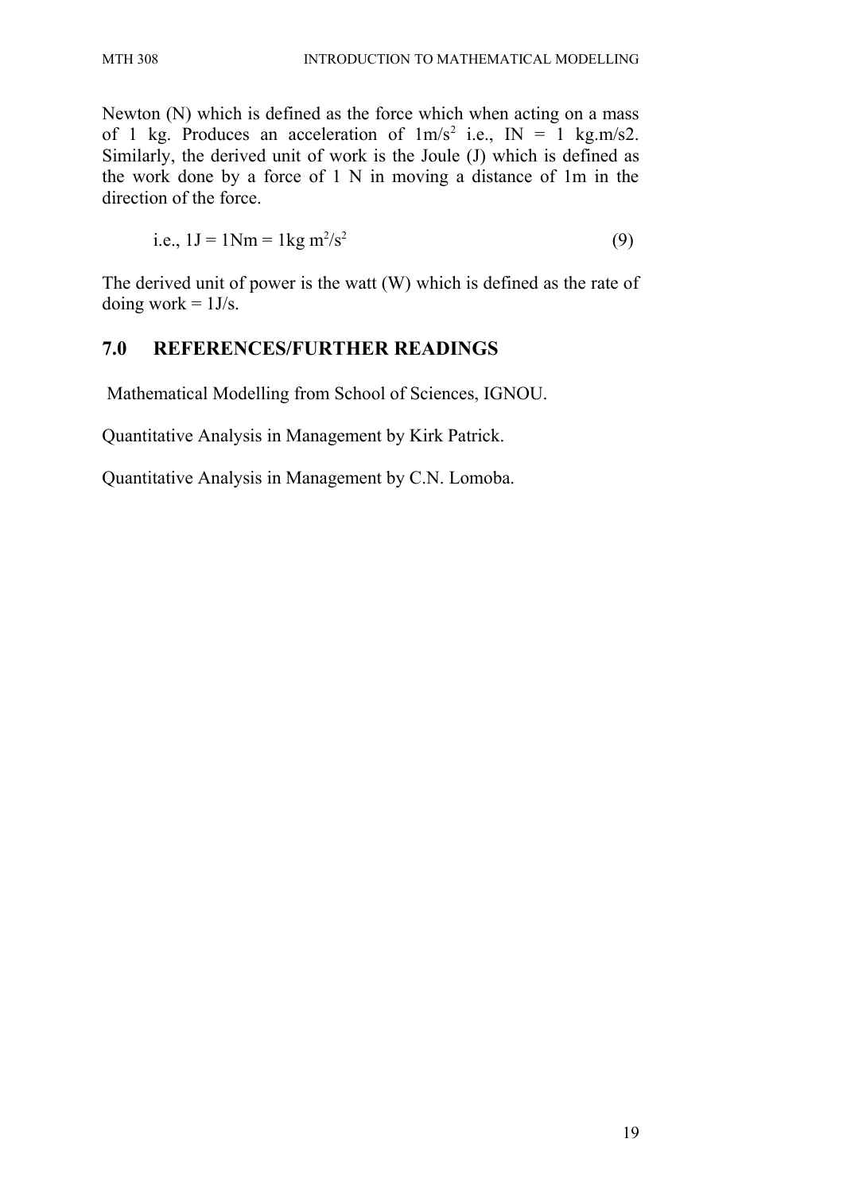Newton (N) which is defined as the force which when acting on a mass of 1 kg. Produces an acceleration of $1 m/s^2$ i.e., IN = 1 kg.m/s2. Similarly, the derived unit of work is the Joule (J) which is defined as the work done by a force of 1 N in moving a distance of 1m in the direction of the force.

$$\text{i.e., } 1J = 1Nm = 1kg\, m^2/s^2 \qquad (9)$$

The derived unit of power is the watt (W) which is defined as the rate of doing work = 1J/s.

## 7.0 REFERENCES/FURTHER READINGS

Mathematical Modelling from School of Sciences, IGNOU.

Quantitative Analysis in Management by Kirk Patrick.

Quantitative Analysis in Management by C.N. Lomoba.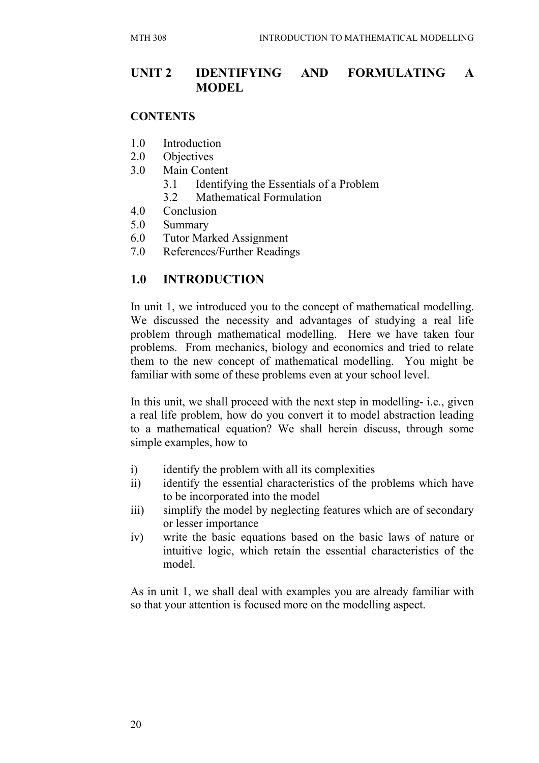# UNIT 2 IDENTIFYING AND FORMULATING A MODEL

**CONTENTS**

1.0 Introduction
2.0 Objectives
3.0 Main Content
 3.1 Identifying the Essentials of a Problem
 3.2 Mathematical Formulation
4.0 Conclusion
5.0 Summary
6.0 Tutor Marked Assignment
7.0 References/Further Readings

## 1.0 INTRODUCTION

In unit 1, we introduced you to the concept of mathematical modelling. We discussed the necessity and advantages of studying a real life problem through mathematical modelling. Here we have taken four problems. From mechanics, biology and economics and tried to relate them to the new concept of mathematical modelling. You might be familiar with some of these problems even at your school level.

In this unit, we shall proceed with the next step in modelling- i.e., given a real life problem, how do you convert it to model abstraction leading to a mathematical equation? We shall herein discuss, through some simple examples, how to

i) identify the problem with all its complexities
ii) identify the essential characteristics of the problems which have to be incorporated into the model
iii) simplify the model by neglecting features which are of secondary or lesser importance
iv) write the basic equations based on the basic laws of nature or intuitive logic, which retain the essential characteristics of the model.

As in unit 1, we shall deal with examples you are already familiar with so that your attention is focused more on the modelling aspect.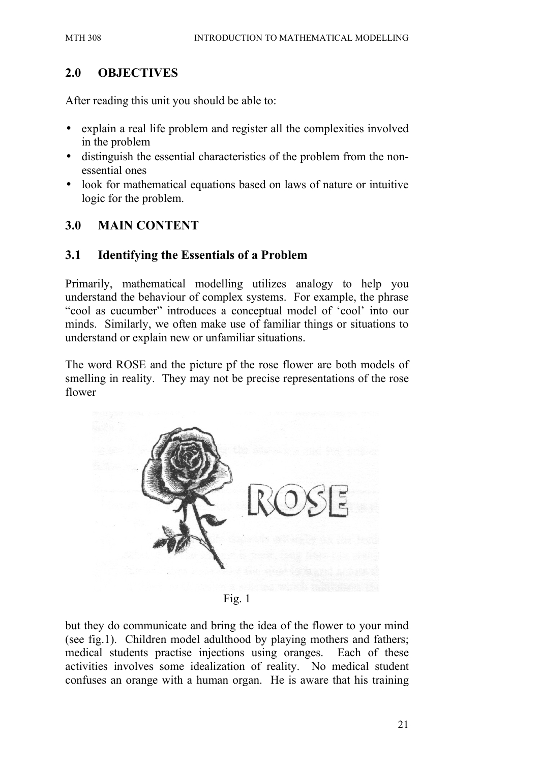## 2.0 OBJECTIVES

After reading this unit you should be able to:

- explain a real life problem and register all the complexities involved in the problem
- distinguish the essential characteristics of the problem from the non-essential ones
- look for mathematical equations based on laws of nature or intuitive logic for the problem.

## 3.0 MAIN CONTENT

### 3.1 Identifying the Essentials of a Problem

Primarily, mathematical modelling utilizes analogy to help you understand the behaviour of complex systems. For example, the phrase "cool as cucumber" introduces a conceptual model of 'cool' into our minds. Similarly, we often make use of familiar things or situations to understand or explain new or unfamiliar situations.

The word ROSE and the picture pf the rose flower are both models of smelling in reality. They may not be precise representations of the rose flower

Fig. 1

but they do communicate and bring the idea of the flower to your mind (see fig.1). Children model adulthood by playing mothers and fathers; medical students practise injections using oranges. Each of these activities involves some idealization of reality. No medical student confuses an orange with a human organ. He is aware that his training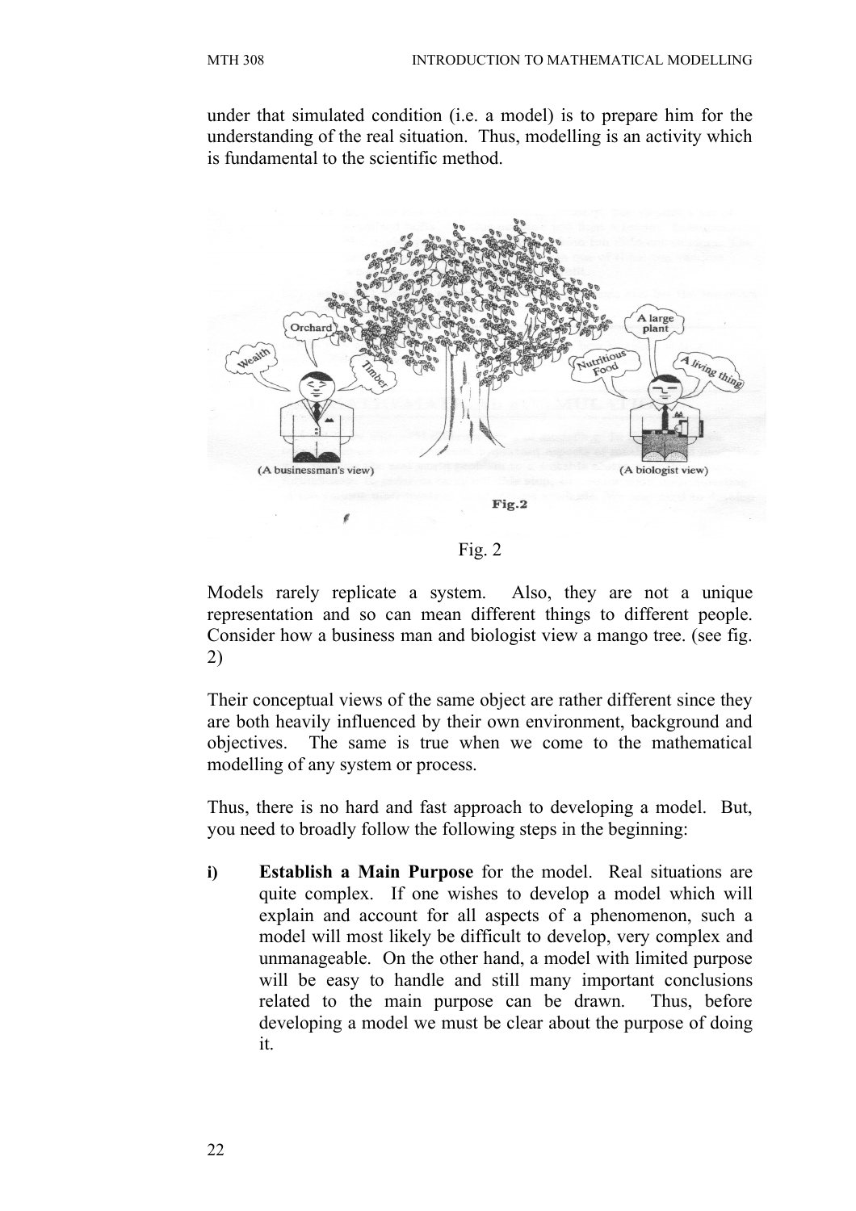under that simulated condition (i.e. a model) is to prepare him for the understanding of the real situation. Thus, modelling is an activity which is fundamental to the scientific method.

Fig. 2

Models rarely replicate a system. Also, they are not a unique representation and so can mean different things to different people. Consider how a business man and biologist view a mango tree. (see fig. 2)

Their conceptual views of the same object are rather different since they are both heavily influenced by their own environment, background and objectives. The same is true when we come to the mathematical modelling of any system or process.

Thus, there is no hard and fast approach to developing a model. But, you need to broadly follow the following steps in the beginning:

**i)** **Establish a Main Purpose** for the model. Real situations are quite complex. If one wishes to develop a model which will explain and account for all aspects of a phenomenon, such a model will most likely be difficult to develop, very complex and unmanageable. On the other hand, a model with limited purpose will be easy to handle and still many important conclusions related to the main purpose can be drawn. Thus, before developing a model we must be clear about the purpose of doing it.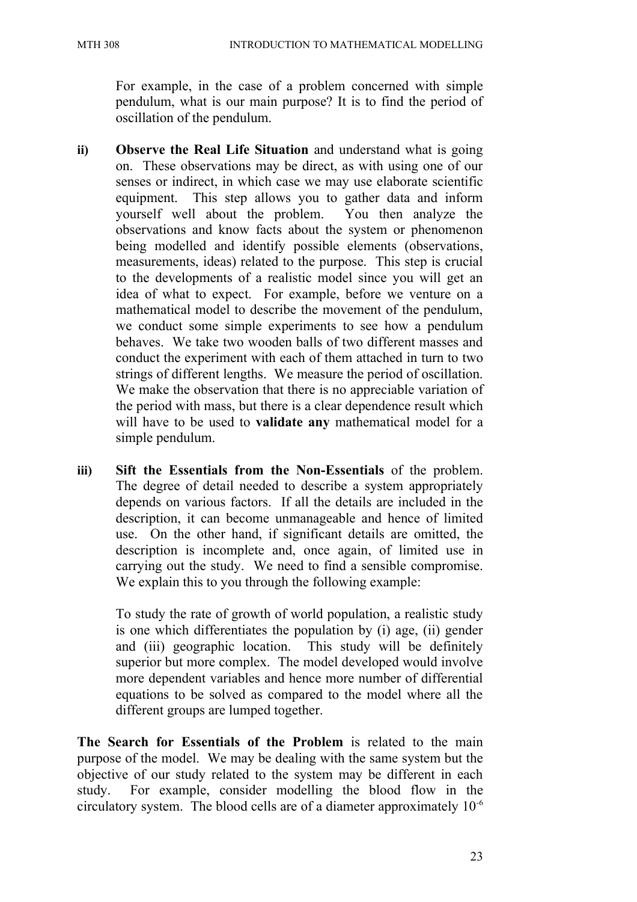For example, in the case of a problem concerned with simple pendulum, what is our main purpose? It is to find the period of oscillation of the pendulum.

**ii) Observe the Real Life Situation** and understand what is going on. These observations may be direct, as with using one of our senses or indirect, in which case we may use elaborate scientific equipment. This step allows you to gather data and inform yourself well about the problem. You then analyze the observations and know facts about the system or phenomenon being modelled and identify possible elements (observations, measurements, ideas) related to the purpose. This step is crucial to the developments of a realistic model since you will get an idea of what to expect. For example, before we venture on a mathematical model to describe the movement of the pendulum, we conduct some simple experiments to see how a pendulum behaves. We take two wooden balls of two different masses and conduct the experiment with each of them attached in turn to two strings of different lengths. We measure the period of oscillation. We make the observation that there is no appreciable variation of the period with mass, but there is a clear dependence result which will have to be used to **validate any** mathematical model for a simple pendulum.

**iii) Sift the Essentials from the Non-Essentials** of the problem. The degree of detail needed to describe a system appropriately depends on various factors. If all the details are included in the description, it can become unmanageable and hence of limited use. On the other hand, if significant details are omitted, the description is incomplete and, once again, of limited use in carrying out the study. We need to find a sensible compromise. We explain this to you through the following example:

To study the rate of growth of world population, a realistic study is one which differentiates the population by (i) age, (ii) gender and (iii) geographic location. This study will be definitely superior but more complex. The model developed would involve more dependent variables and hence more number of differential equations to be solved as compared to the model where all the different groups are lumped together.

**The Search for Essentials of the Problem** is related to the main purpose of the model. We may be dealing with the same system but the objective of our study related to the system may be different in each study. For example, consider modelling the blood flow in the circulatory system. The blood cells are of a diameter approximately $10^{-6}$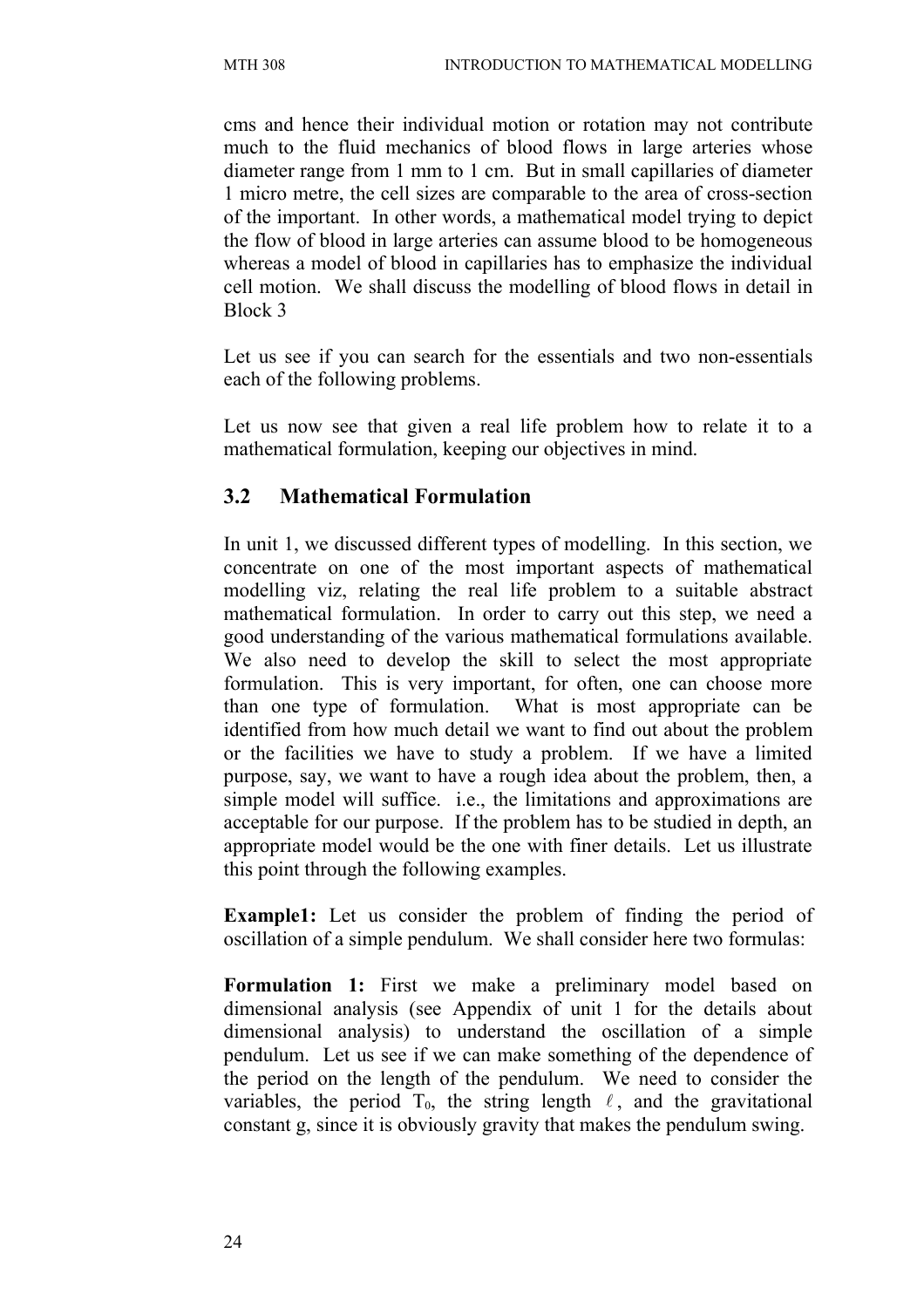cms and hence their individual motion or rotation may not contribute much to the fluid mechanics of blood flows in large arteries whose diameter range from 1 mm to 1 cm. But in small capillaries of diameter 1 micro metre, the cell sizes are comparable to the area of cross-section of the important. In other words, a mathematical model trying to depict the flow of blood in large arteries can assume blood to be homogeneous whereas a model of blood in capillaries has to emphasize the individual cell motion. We shall discuss the modelling of blood flows in detail in Block 3

Let us see if you can search for the essentials and two non-essentials each of the following problems.

Let us now see that given a real life problem how to relate it to a mathematical formulation, keeping our objectives in mind.

### 3.2 Mathematical Formulation

In unit 1, we discussed different types of modelling. In this section, we concentrate on one of the most important aspects of mathematical modelling viz, relating the real life problem to a suitable abstract mathematical formulation. In order to carry out this step, we need a good understanding of the various mathematical formulations available. We also need to develop the skill to select the most appropriate formulation. This is very important, for often, one can choose more than one type of formulation. What is most appropriate can be identified from how much detail we want to find out about the problem or the facilities we have to study a problem. If we have a limited purpose, say, we want to have a rough idea about the problem, then, a simple model will suffice. i.e., the limitations and approximations are acceptable for our purpose. If the problem has to be studied in depth, an appropriate model would be the one with finer details. Let us illustrate this point through the following examples.

**Example1:** Let us consider the problem of finding the period of oscillation of a simple pendulum. We shall consider here two formulas:

**Formulation 1:** First we make a preliminary model based on dimensional analysis (see Appendix of unit 1 for the details about dimensional analysis) to understand the oscillation of a simple pendulum. Let us see if we can make something of the dependence of the period on the length of the pendulum. We need to consider the variables, the period $T_0$, the string length $\ell$, and the gravitational constant g, since it is obviously gravity that makes the pendulum swing.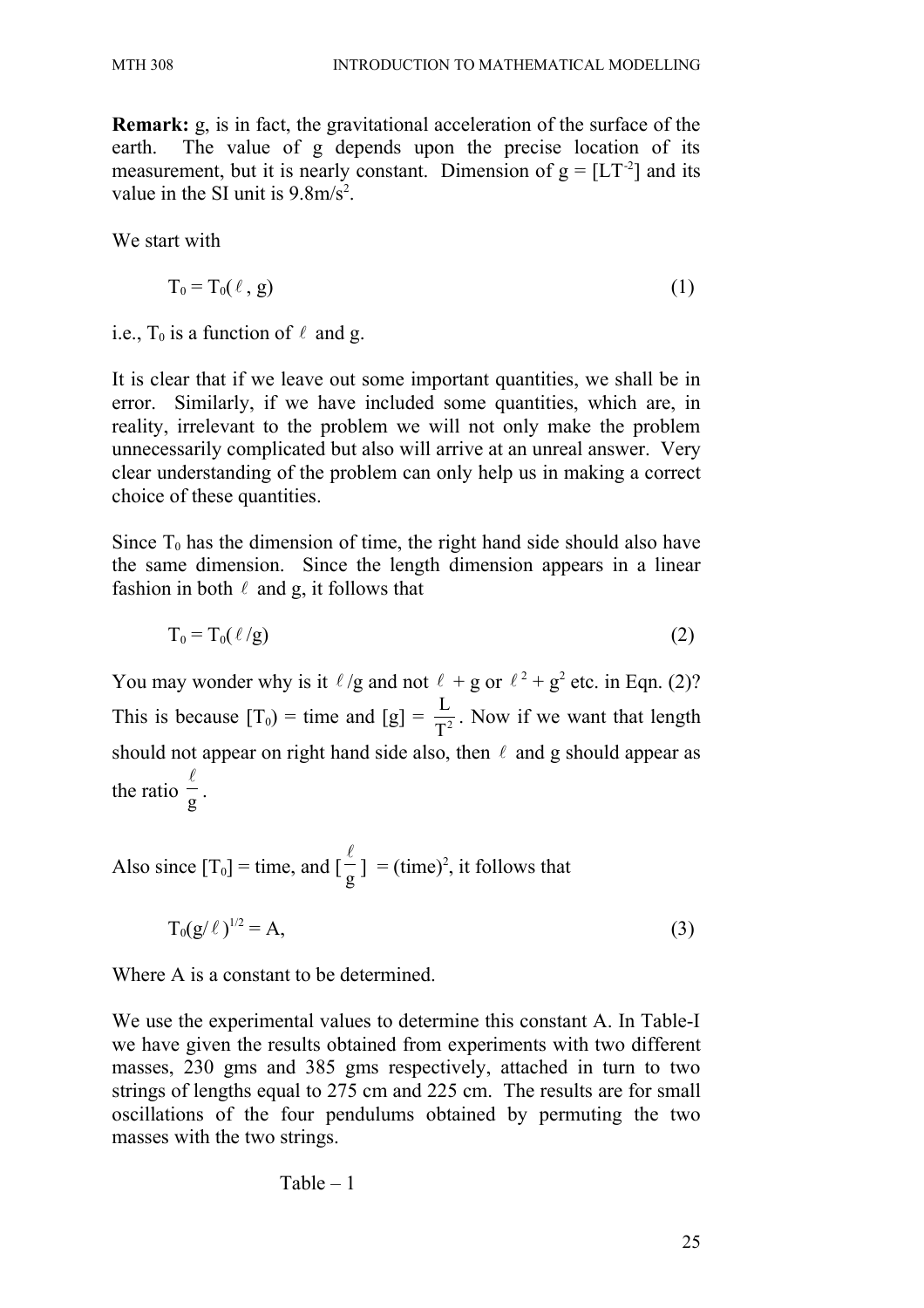**Remark:** g, is in fact, the gravitational acceleration of the surface of the earth. The value of g depends upon the precise location of its measurement, but it is nearly constant. Dimension of g = $[LT^{-2}]$ and its value in the SI unit is $9.8 m/s^2$.

We start with

$$T_0 = T_0(\ell, g) \qquad (1)$$

i.e., $T_0$ is a function of $\ell$ and g.

It is clear that if we leave out some important quantities, we shall be in error. Similarly, if we have included some quantities, which are, in reality, irrelevant to the problem we will not only make the problem unnecessarily complicated but also will arrive at an unreal answer. Very clear understanding of the problem can only help us in making a correct choice of these quantities.

Since $T_0$ has the dimension of time, the right hand side should also have the same dimension. Since the length dimension appears in a linear fashion in both $\ell$ and g, it follows that

$$T_0 = T_0(\ell/g) \qquad (2)$$

You may wonder why is it $\ell/g$ and not $\ell + g$ or $\ell^2 + g^2$ etc. in Eqn. (2)? This is because $[T_0)$ = time and $[g] = \frac{L}{T^2}$. Now if we want that length should not appear on right hand side also, then $\ell$ and g should appear as the ratio $\frac{\ell}{g}$.

Also since $[T_0]$ = time, and $[\frac{\ell}{g}] = (\text{time})^2$, it follows that

$$T_0(g/\ell)^{1/2} = A, \qquad (3)$$

Where A is a constant to be determined.

We use the experimental values to determine this constant A. In Table-I we have given the results obtained from experiments with two different masses, 230 gms and 385 gms respectively, attached in turn to two strings of lengths equal to 275 cm and 225 cm. The results are for small oscillations of the four pendulums obtained by permuting the two masses with the two strings.

Table – 1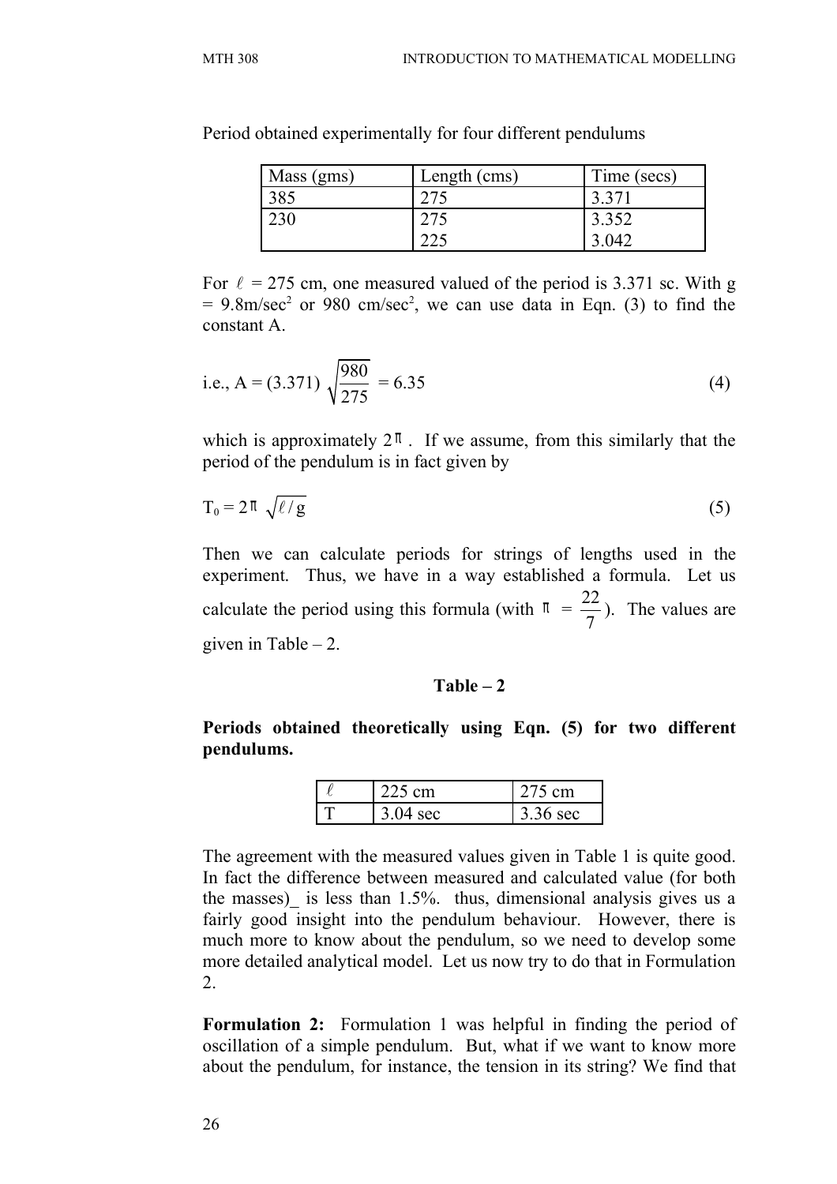Period obtained experimentally for four different pendulums

| Mass (gms) | Length (cms) | Time (secs) |
|---|---|---|
| 385 | 275 | 3.371 |
| 230 | 275<br>225 | 3.352<br>3.042 |

For $\ell$ = 275 cm, one measured valued of the period is 3.371 sc. With g = 9.8m/sec$^2$ or 980 cm/sec$^2$, we can use data in Eqn. (3) to find the constant A.

$$\text{i.e., A} = (3.371)\sqrt{\frac{980}{275}} = 6.35 \qquad (4)$$

which is approximately $2\pi$. If we assume, from this similarly that the period of the pendulum is in fact given by

$$T_0 = 2\pi\sqrt{\ell/g} \qquad (5)$$

Then we can calculate periods for strings of lengths used in the experiment. Thus, we have in a way established a formula. Let us calculate the period using this formula (with $\pi = \frac{22}{7}$). The values are given in Table – 2.

**Table – 2**

**Periods obtained theoretically using Eqn. (5) for two different pendulums.**

| $\ell$ | 225 cm | 275 cm |
|---|---|---|
| T | 3.04 sec | 3.36 sec |

The agreement with the measured values given in Table 1 is quite good. In fact the difference between measured and calculated value (for both the masses)_ is less than 1.5%. thus, dimensional analysis gives us a fairly good insight into the pendulum behaviour. However, there is much more to know about the pendulum, so we need to develop some more detailed analytical model. Let us now try to do that in Formulation 2.

**Formulation 2:** Formulation 1 was helpful in finding the period of oscillation of a simple pendulum. But, what if we want to know more about the pendulum, for instance, the tension in its string? We find that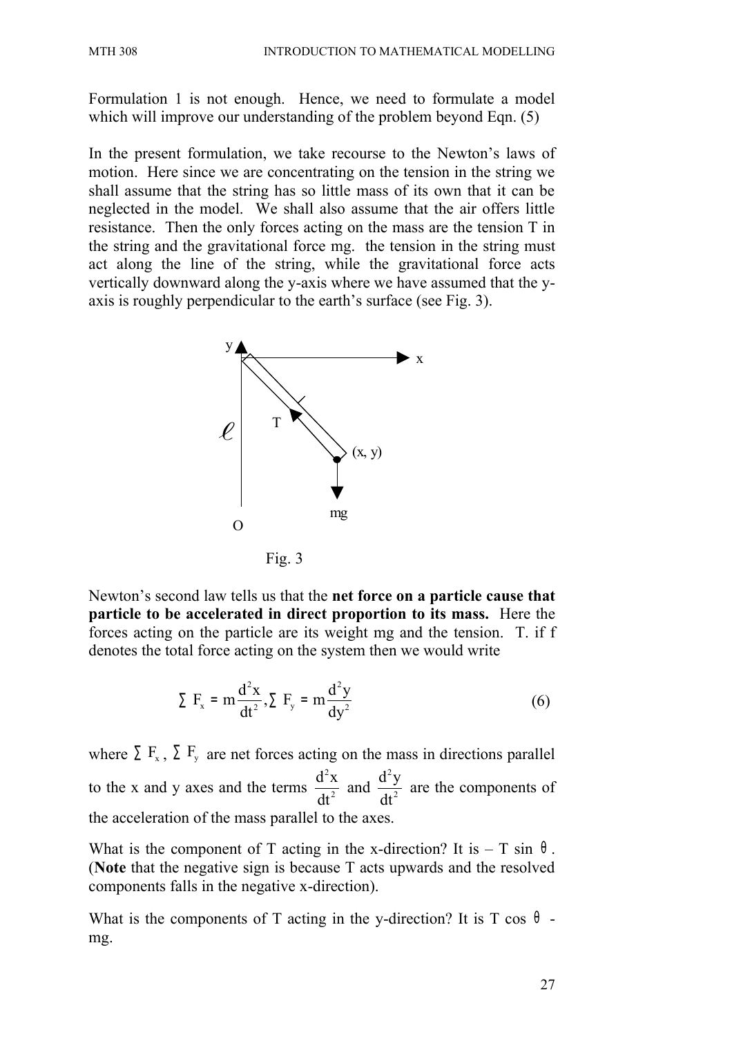Formulation 1 is not enough. Hence, we need to formulate a model which will improve our understanding of the problem beyond Eqn. (5)

In the present formulation, we take recourse to the Newton's laws of motion. Here since we are concentrating on the tension in the string we shall assume that the string has so little mass of its own that it can be neglected in the model. We shall also assume that the air offers little resistance. Then the only forces acting on the mass are the tension T in the string and the gravitational force mg. the tension in the string must act along the line of the string, while the gravitational force acts vertically downward along the y-axis where we have assumed that the y-axis is roughly perpendicular to the earth's surface (see Fig. 3).

Fig. 3

Newton's second law tells us that the **net force on a particle cause that particle to be accelerated in direct proportion to its mass.** Here the forces acting on the particle are its weight mg and the tension. T. if f denotes the total force acting on the system then we would write

$$\sum F_x = m\frac{d^2x}{dt^2}, \sum F_y = m\frac{d^2y}{dy^2} \qquad (6)$$

where $\sum F_x$, $\sum F_y$ are net forces acting on the mass in directions parallel to the x and y axes and the terms $\frac{d^2x}{dt^2}$ and $\frac{d^2y}{dt^2}$ are the components of the acceleration of the mass parallel to the axes.

What is the component of T acting in the x-direction? It is $-$ T sin $\theta$. (**Note** that the negative sign is because T acts upwards and the resolved components falls in the negative x-direction).

What is the components of T acting in the y-direction? It is T cos $\theta$ - mg.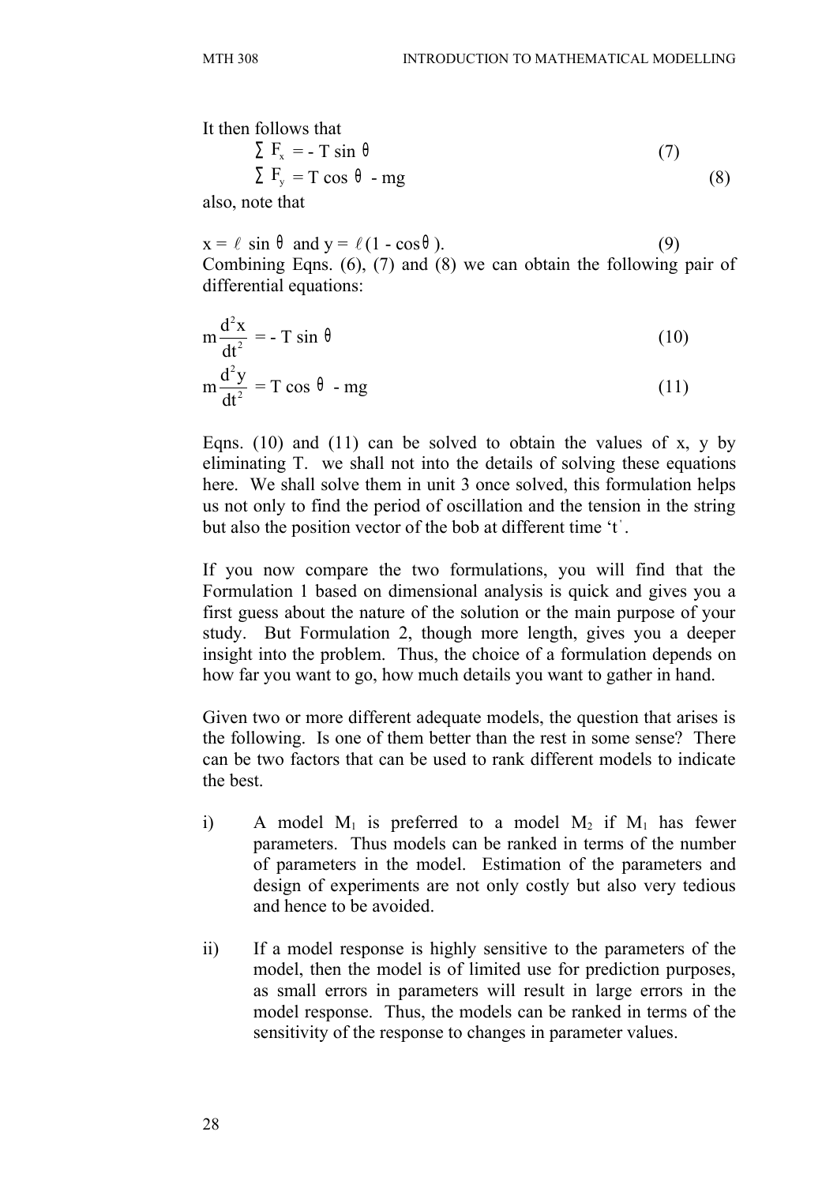It then follows that

$$\sum F_x = - T \sin \theta \tag{7}$$

$$\sum F_y = T \cos \theta - mg \tag{8}$$

also, note that

$$x = \ell \sin \theta \text{ and } y = \ell(1 - \cos\theta). \tag{9}$$

Combining Eqns. (6), (7) and (8) we can obtain the following pair of differential equations:

$$m\frac{d^2x}{dt^2} = - T \sin \theta \tag{10}$$

$$m\frac{d^2y}{dt^2} = T \cos \theta - mg \tag{11}$$

Eqns. (10) and (11) can be solved to obtain the values of x, y by eliminating T. we shall not into the details of solving these equations here. We shall solve them in unit 3 once solved, this formulation helps us not only to find the period of oscillation and the tension in the string but also the position vector of the bob at different time 't'.

If you now compare the two formulations, you will find that the Formulation 1 based on dimensional analysis is quick and gives you a first guess about the nature of the solution or the main purpose of your study. But Formulation 2, though more length, gives you a deeper insight into the problem. Thus, the choice of a formulation depends on how far you want to go, how much details you want to gather in hand.

Given two or more different adequate models, the question that arises is the following. Is one of them better than the rest in some sense? There can be two factors that can be used to rank different models to indicate the best.

i) A model $M_1$ is preferred to a model $M_2$ if $M_1$ has fewer parameters. Thus models can be ranked in terms of the number of parameters in the model. Estimation of the parameters and design of experiments are not only costly but also very tedious and hence to be avoided.

ii) If a model response is highly sensitive to the parameters of the model, then the model is of limited use for prediction purposes, as small errors in parameters will result in large errors in the model response. Thus, the models can be ranked in terms of the sensitivity of the response to changes in parameter values.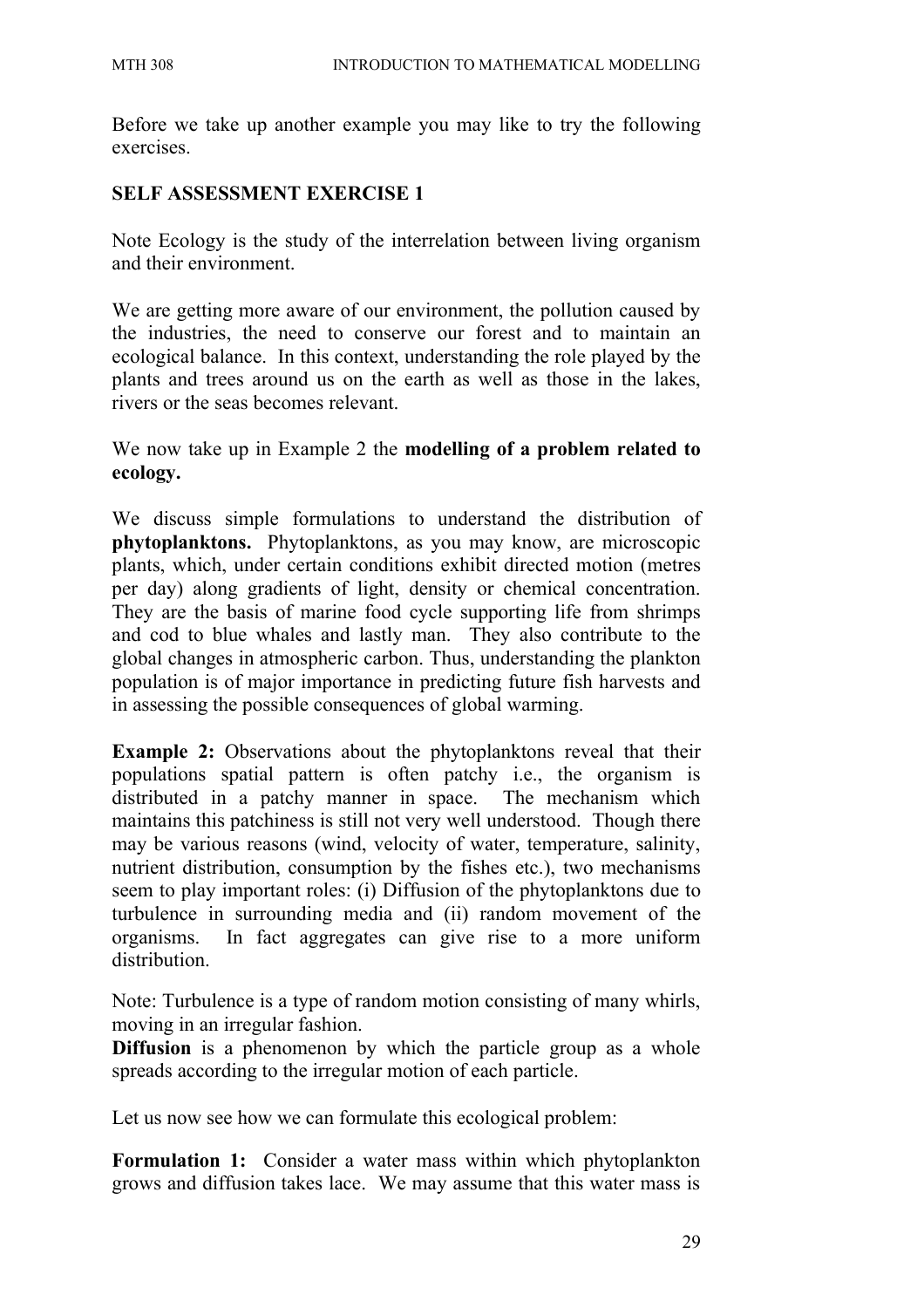Before we take up another example you may like to try the following exercises.

**SELF ASSESSMENT EXERCISE 1**

Note Ecology is the study of the interrelation between living organism and their environment.

We are getting more aware of our environment, the pollution caused by the industries, the need to conserve our forest and to maintain an ecological balance. In this context, understanding the role played by the plants and trees around us on the earth as well as those in the lakes, rivers or the seas becomes relevant.

We now take up in Example 2 the **modelling of a problem related to ecology.**

We discuss simple formulations to understand the distribution of **phytoplanktons.** Phytoplanktons, as you may know, are microscopic plants, which, under certain conditions exhibit directed motion (metres per day) along gradients of light, density or chemical concentration. They are the basis of marine food cycle supporting life from shrimps and cod to blue whales and lastly man. They also contribute to the global changes in atmospheric carbon. Thus, understanding the plankton population is of major importance in predicting future fish harvests and in assessing the possible consequences of global warming.

**Example 2:** Observations about the phytoplanktons reveal that their populations spatial pattern is often patchy i.e., the organism is distributed in a patchy manner in space. The mechanism which maintains this patchiness is still not very well understood. Though there may be various reasons (wind, velocity of water, temperature, salinity, nutrient distribution, consumption by the fishes etc.), two mechanisms seem to play important roles: (i) Diffusion of the phytoplanktons due to turbulence in surrounding media and (ii) random movement of the organisms. In fact aggregates can give rise to a more uniform distribution.

Note: Turbulence is a type of random motion consisting of many whirls, moving in an irregular fashion.
**Diffusion** is a phenomenon by which the particle group as a whole spreads according to the irregular motion of each particle.

Let us now see how we can formulate this ecological problem:

**Formulation 1:** Consider a water mass within which phytoplankton grows and diffusion takes lace. We may assume that this water mass is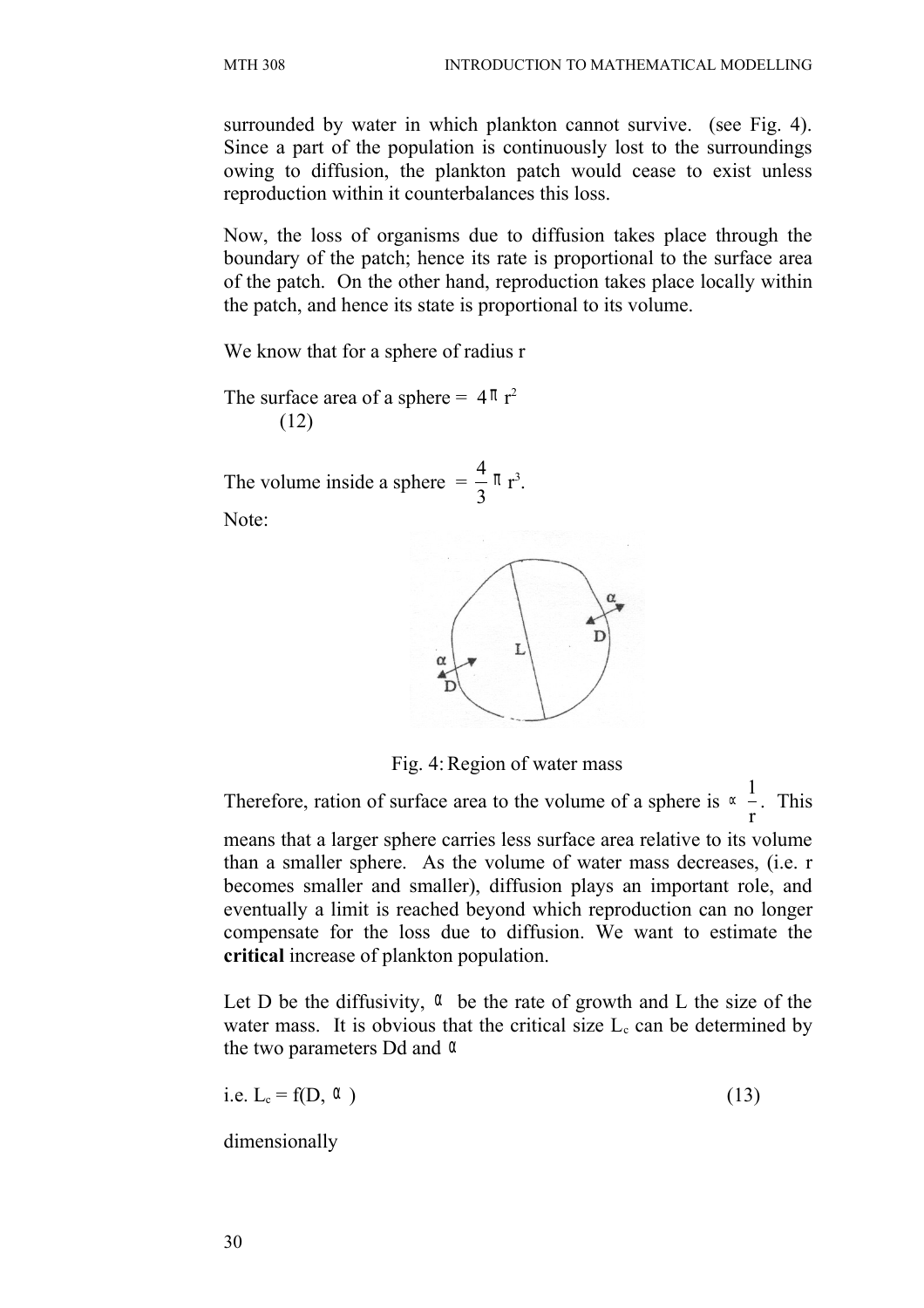surrounded by water in which plankton cannot survive. (see Fig. 4). Since a part of the population is continuously lost to the surroundings owing to diffusion, the plankton patch would cease to exist unless reproduction within it counterbalances this loss.

Now, the loss of organisms due to diffusion takes place through the boundary of the patch; hence its rate is proportional to the surface area of the patch. On the other hand, reproduction takes place locally within the patch, and hence its state is proportional to its volume.

We know that for a sphere of radius r

The surface area of a sphere = $4\pi r^2$ (12)

The volume inside a sphere $= \frac{4}{3}\pi r^3$.

Note:

Fig. 4: Region of water mass

Therefore, ration of surface area to the volume of a sphere is $\propto \frac{1}{r}$. This means that a larger sphere carries less surface area relative to its volume than a smaller sphere. As the volume of water mass decreases, (i.e. r becomes smaller and smaller), diffusion plays an important role, and eventually a limit is reached beyond which reproduction can no longer compensate for the loss due to diffusion. We want to estimate the **critical** increase of plankton population.

Let D be the diffusivity, $\alpha$ be the rate of growth and L the size of the water mass. It is obvious that the critical size $L_c$ can be determined by the two parameters Dd and $\alpha$

i.e. $L_c = f(D, \alpha)$ (13)

dimensionally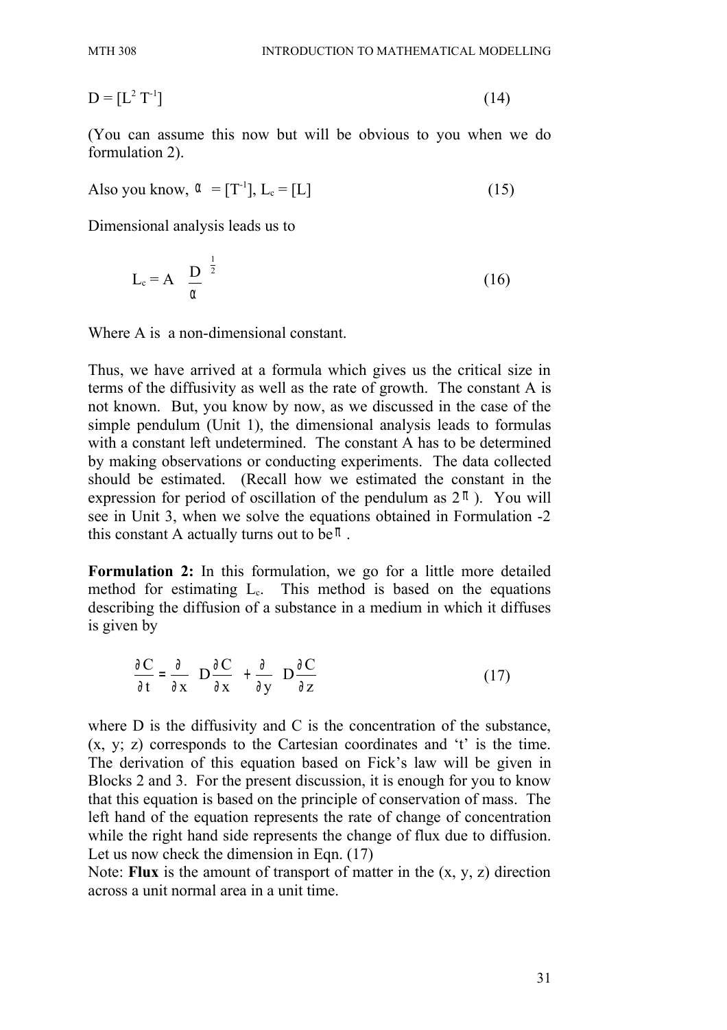$$D = [L^2 T^{-1}] \tag{14}$$

(You can assume this now but will be obvious to you when we do formulation 2).

Also you know, $\alpha = [T^{-1}]$, $L_c = [L]$ (15)

Dimensional analysis leads us to

$$L_c = A \left(\frac{D}{\alpha}\right)^{\frac{1}{2}} \tag{16}$$

Where A is a non-dimensional constant.

Thus, we have arrived at a formula which gives us the critical size in terms of the diffusivity as well as the rate of growth. The constant A is not known. But, you know by now, as we discussed in the case of the simple pendulum (Unit 1), the dimensional analysis leads to formulas with a constant left undetermined. The constant A has to be determined by making observations or conducting experiments. The data collected should be estimated. (Recall how we estimated the constant in the expression for period of oscillation of the pendulum as $2\pi$). You will see in Unit 3, when we solve the equations obtained in Formulation -2 this constant A actually turns out to be $\pi$.

**Formulation 2:** In this formulation, we go for a little more detailed method for estimating $L_c$. This method is based on the equations describing the diffusion of a substance in a medium in which it diffuses is given by

$$\frac{\partial C}{\partial t} = \frac{\partial}{\partial x}\left(D\frac{\partial C}{\partial x}\right) + \frac{\partial}{\partial y}\left(D\frac{\partial C}{\partial z}\right) \tag{17}$$

where D is the diffusivity and C is the concentration of the substance, (x, y; z) corresponds to the Cartesian coordinates and 't' is the time. The derivation of this equation based on Fick's law will be given in Blocks 2 and 3. For the present discussion, it is enough for you to know that this equation is based on the principle of conservation of mass. The left hand of the equation represents the rate of change of concentration while the right hand side represents the change of flux due to diffusion. Let us now check the dimension in Eqn. (17)

Note: **Flux** is the amount of transport of matter in the (x, y, z) direction across a unit normal area in a unit time.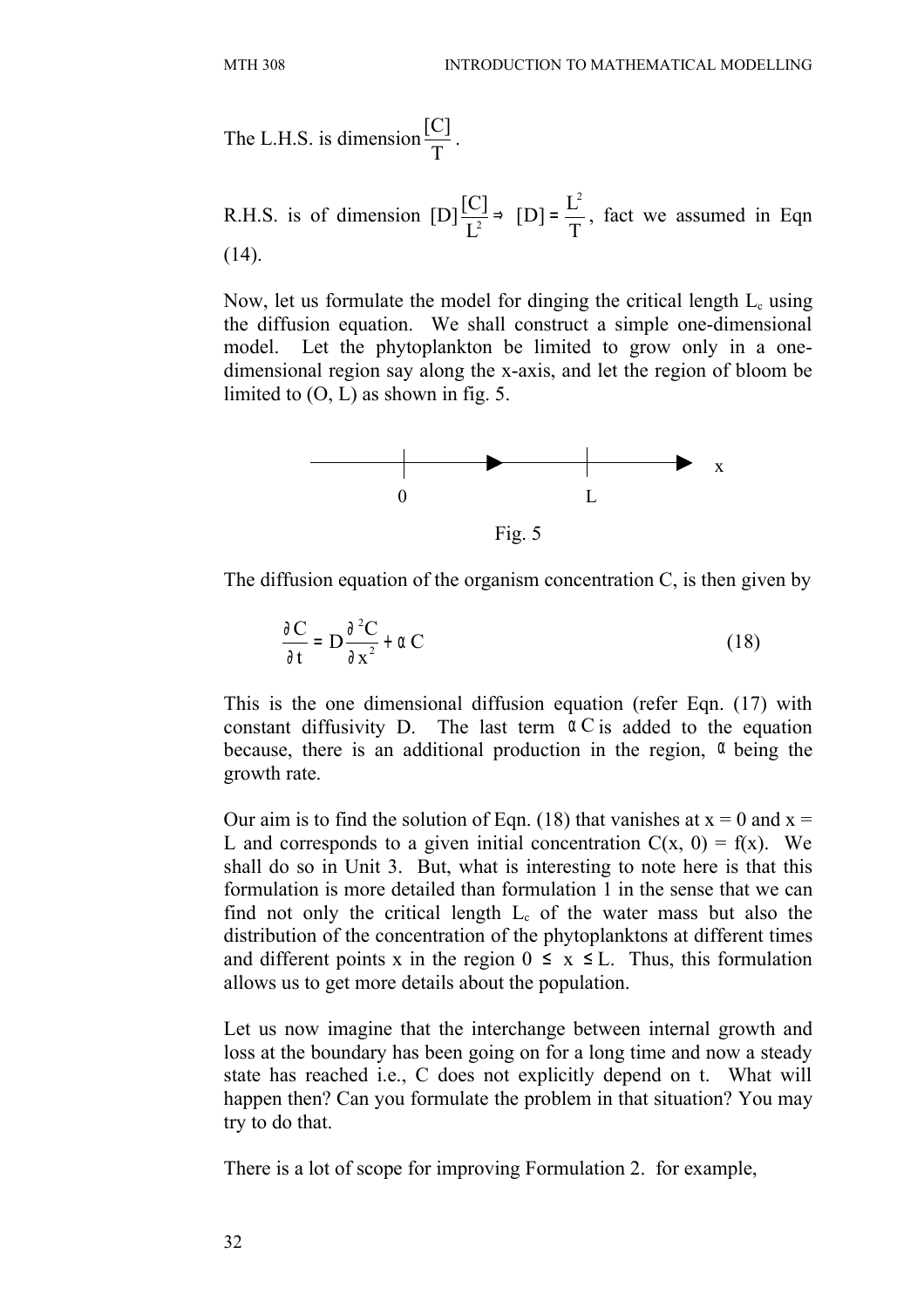The L.H.S. is dimension $\frac{[C]}{T}$.

R.H.S. is of dimension $[D]\frac{[C]}{L^2} \Rightarrow [D] = \frac{L^2}{T}$, fact we assumed in Eqn (14).

Now, let us formulate the model for dinging the critical length $L_c$ using the diffusion equation. We shall construct a simple one-dimensional model. Let the phytoplankton be limited to grow only in a one-dimensional region say along the x-axis, and let the region of bloom be limited to (O, L) as shown in fig. 5.

Fig. 5

The diffusion equation of the organism concentration C, is then given by

$$\frac{\partial C}{\partial t} = D\frac{\partial^2 C}{\partial x^2} + \alpha C \tag{18}$$

This is the one dimensional diffusion equation (refer Eqn. (17) with constant diffusivity D. The last term $\alpha C$ is added to the equation because, there is an additional production in the region, $\alpha$ being the growth rate.

Our aim is to find the solution of Eqn. (18) that vanishes at x = 0 and x = L and corresponds to a given initial concentration C(x, 0) = f(x). We shall do so in Unit 3. But, what is interesting to note here is that this formulation is more detailed than formulation 1 in the sense that we can find not only the critical length $L_c$ of the water mass but also the distribution of the concentration of the phytoplanktons at different times and different points x in the region $0 \leq x \leq L$. Thus, this formulation allows us to get more details about the population.

Let us now imagine that the interchange between internal growth and loss at the boundary has been going on for a long time and now a steady state has reached i.e., C does not explicitly depend on t. What will happen then? Can you formulate the problem in that situation? You may try to do that.

There is a lot of scope for improving Formulation 2. for example,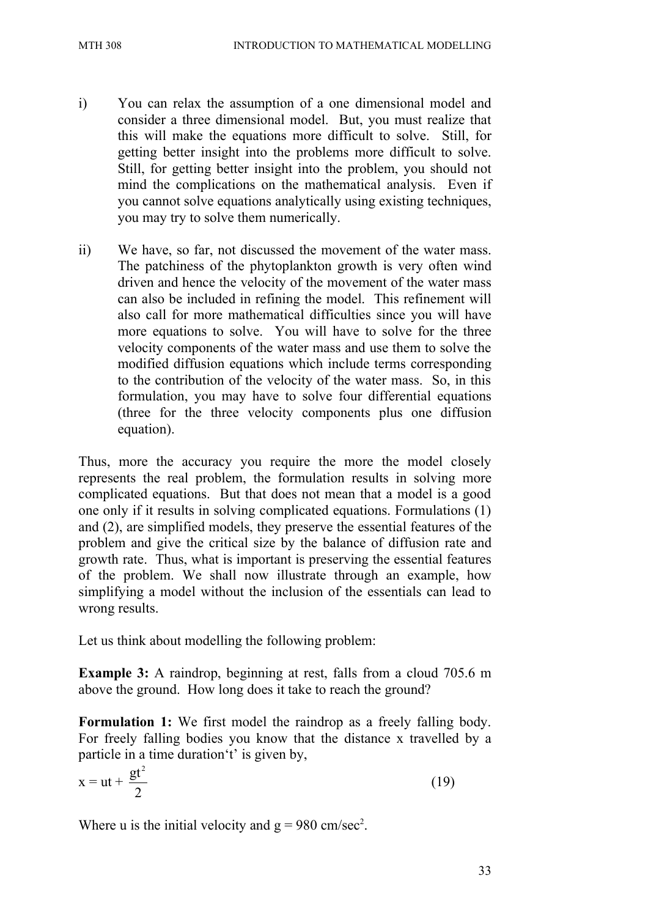i) You can relax the assumption of a one dimensional model and consider a three dimensional model. But, you must realize that this will make the equations more difficult to solve. Still, for getting better insight into the problems more difficult to solve. Still, for getting better insight into the problem, you should not mind the complications on the mathematical analysis. Even if you cannot solve equations analytically using existing techniques, you may try to solve them numerically.

ii) We have, so far, not discussed the movement of the water mass. The patchiness of the phytoplankton growth is very often wind driven and hence the velocity of the movement of the water mass can also be included in refining the model. This refinement will also call for more mathematical difficulties since you will have more equations to solve. You will have to solve for the three velocity components of the water mass and use them to solve the modified diffusion equations which include terms corresponding to the contribution of the velocity of the water mass. So, in this formulation, you may have to solve four differential equations (three for the three velocity components plus one diffusion equation).

Thus, more the accuracy you require the more the model closely represents the real problem, the formulation results in solving more complicated equations. But that does not mean that a model is a good one only if it results in solving complicated equations. Formulations (1) and (2), are simplified models, they preserve the essential features of the problem and give the critical size by the balance of diffusion rate and growth rate. Thus, what is important is preserving the essential features of the problem. We shall now illustrate through an example, how simplifying a model without the inclusion of the essentials can lead to wrong results.

Let us think about modelling the following problem:

**Example 3:** A raindrop, beginning at rest, falls from a cloud 705.6 m above the ground. How long does it take to reach the ground?

**Formulation 1:** We first model the raindrop as a freely falling body. For freely falling bodies you know that the distance x travelled by a particle in a time duration't' is given by,

$$x = ut + \frac{gt^2}{2} \tag{19}$$

Where u is the initial velocity and $g = 980$ cm/sec$^2$.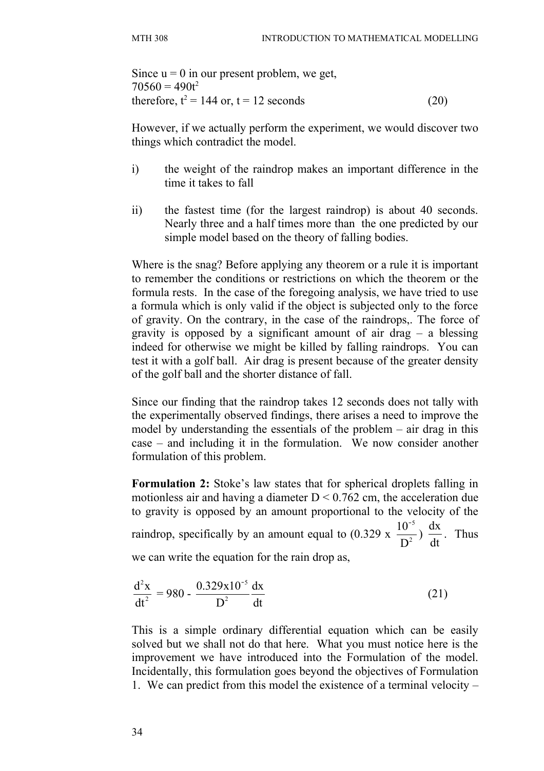Since u = 0 in our present problem, we get,
$70560 = 490t^2$
therefore, $t^2 = 144$ or, t = 12 seconds (20)

However, if we actually perform the experiment, we would discover two things which contradict the model.

i) the weight of the raindrop makes an important difference in the time it takes to fall

ii) the fastest time (for the largest raindrop) is about 40 seconds. Nearly three and a half times more than the one predicted by our simple model based on the theory of falling bodies.

Where is the snag? Before applying any theorem or a rule it is important to remember the conditions or restrictions on which the theorem or the formula rests. In the case of the foregoing analysis, we have tried to use a formula which is only valid if the object is subjected only to the force of gravity. On the contrary, in the case of the raindrops,. The force of gravity is opposed by a significant amount of air drag – a blessing indeed for otherwise we might be killed by falling raindrops. You can test it with a golf ball. Air drag is present because of the greater density of the golf ball and the shorter distance of fall.

Since our finding that the raindrop takes 12 seconds does not tally with the experimentally observed findings, there arises a need to improve the model by understanding the essentials of the problem – air drag in this case – and including it in the formulation. We now consider another formulation of this problem.

**Formulation 2:** Stoke's law states that for spherical droplets falling in motionless air and having a diameter D < 0.762 cm, the acceleration due to gravity is opposed by an amount proportional to the velocity of the raindrop, specifically by an amount equal to $(0.329 \times \frac{10^{-5}}{D^2})\frac{dx}{dt}$. Thus we can write the equation for the rain drop as,

$$\frac{d^2x}{dt^2} = 980 - \frac{0.329 \times 10^{-5}}{D^2}\frac{dx}{dt} \qquad (21)$$

This is a simple ordinary differential equation which can be easily solved but we shall not do that here. What you must notice here is the improvement we have introduced into the Formulation of the model. Incidentally, this formulation goes beyond the objectives of Formulation 1. We can predict from this model the existence of a terminal velocity –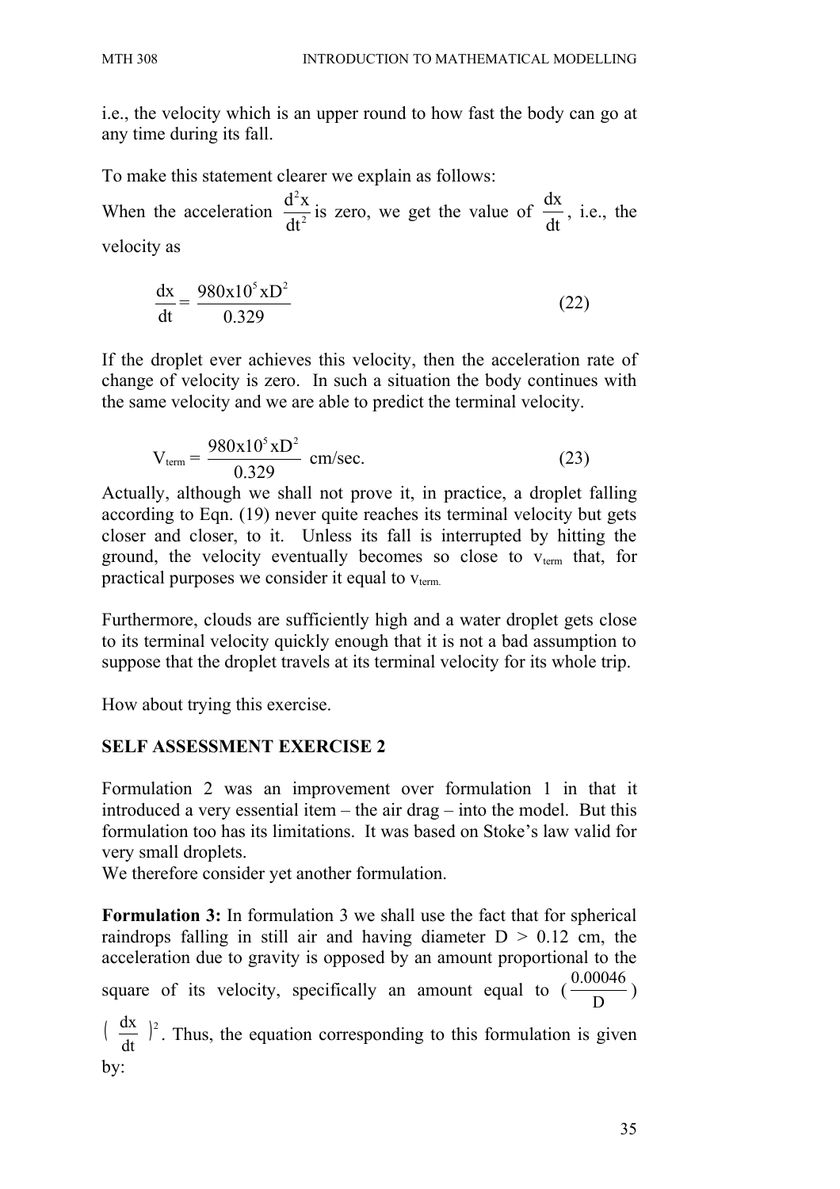i.e., the velocity which is an upper round to how fast the body can go at any time during its fall.

To make this statement clearer we explain as follows:

When the acceleration $\frac{d^2x}{dt^2}$ is zero, we get the value of $\frac{dx}{dt}$, i.e., the velocity as

$$\frac{dx}{dt} = \frac{980x10^5 xD^2}{0.329} \tag{22}$$

If the droplet ever achieves this velocity, then the acceleration rate of change of velocity is zero. In such a situation the body continues with the same velocity and we are able to predict the terminal velocity.

$$V_{term} = \frac{980x10^5 xD^2}{0.329} \text{ cm/sec.} \tag{23}$$

Actually, although we shall not prove it, in practice, a droplet falling according to Eqn. (19) never quite reaches its terminal velocity but gets closer and closer, to it. Unless its fall is interrupted by hitting the ground, the velocity eventually becomes so close to $v_{term}$ that, for practical purposes we consider it equal to $v_{term.}$

Furthermore, clouds are sufficiently high and a water droplet gets close to its terminal velocity quickly enough that it is not a bad assumption to suppose that the droplet travels at its terminal velocity for its whole trip.

How about trying this exercise.

**SELF ASSESSMENT EXERCISE 2**

Formulation 2 was an improvement over formulation 1 in that it introduced a very essential item – the air drag – into the model. But this formulation too has its limitations. It was based on Stoke's law valid for very small droplets.

We therefore consider yet another formulation.

**Formulation 3:** In formulation 3 we shall use the fact that for spherical raindrops falling in still air and having diameter D > 0.12 cm, the acceleration due to gravity is opposed by an amount proportional to the square of its velocity, specifically an amount equal to $(\frac{0.00046}{D})$ $(\frac{dx}{dt})^2$. Thus, the equation corresponding to this formulation is given by: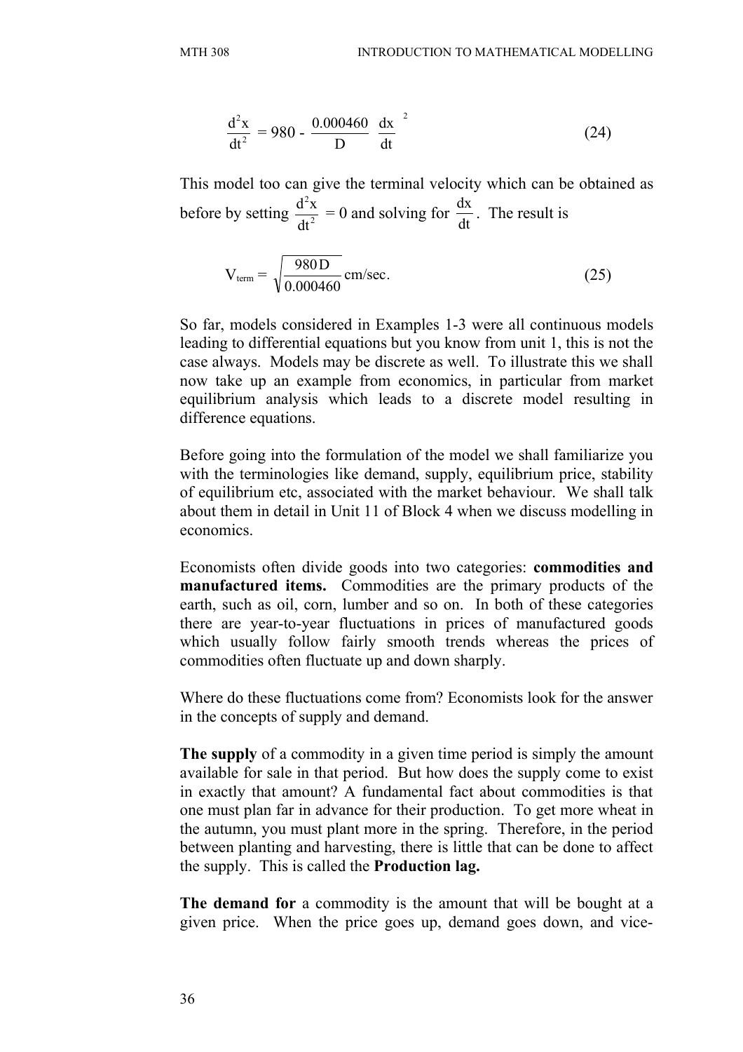$$\frac{d^2x}{dt^2} = 980 - \frac{0.000460}{D}\left(\frac{dx}{dt}\right)^2 \qquad (24)$$

This model too can give the terminal velocity which can be obtained as before by setting $\frac{d^2x}{dt^2} = 0$ and solving for $\frac{dx}{dt}$. The result is

$$V_{term} = \sqrt{\frac{980\,D}{0.000460}}\ \text{cm/sec}. \qquad (25)$$

So far, models considered in Examples 1-3 were all continuous models leading to differential equations but you know from unit 1, this is not the case always. Models may be discrete as well. To illustrate this we shall now take up an example from economics, in particular from market equilibrium analysis which leads to a discrete model resulting in difference equations.

Before going into the formulation of the model we shall familiarize you with the terminologies like demand, supply, equilibrium price, stability of equilibrium etc, associated with the market behaviour. We shall talk about them in detail in Unit 11 of Block 4 when we discuss modelling in economics.

Economists often divide goods into two categories: **commodities and manufactured items.** Commodities are the primary products of the earth, such as oil, corn, lumber and so on. In both of these categories there are year-to-year fluctuations in prices of manufactured goods which usually follow fairly smooth trends whereas the prices of commodities often fluctuate up and down sharply.

Where do these fluctuations come from? Economists look for the answer in the concepts of supply and demand.

**The supply** of a commodity in a given time period is simply the amount available for sale in that period. But how does the supply come to exist in exactly that amount? A fundamental fact about commodities is that one must plan far in advance for their production. To get more wheat in the autumn, you must plant more in the spring. Therefore, in the period between planting and harvesting, there is little that can be done to affect the supply. This is called the **Production lag.**

**The demand for** a commodity is the amount that will be bought at a given price. When the price goes up, demand goes down, and vice-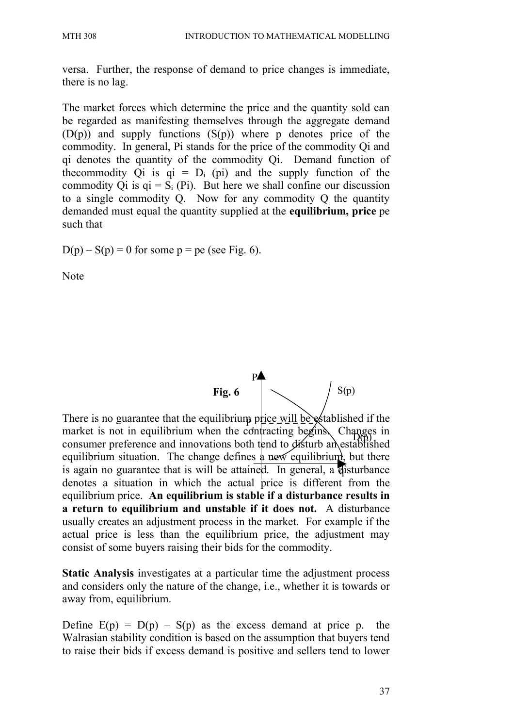versa. Further, the response of demand to price changes is immediate, there is no lag.

The market forces which determine the price and the quantity sold can be regarded as manifesting themselves through the aggregate demand (D(p)) and supply functions (S(p)) where p denotes price of the commodity. In general, Pi stands for the price of the commodity Qi and qi denotes the quantity of the commodity Qi. Demand function of thecommodity Qi is $q_i = D_i(p_i)$ and the supply function of the commodity Qi is $q_i = S_i(P_i)$. But here we shall confine our discussion to a single commodity Q. Now for any commodity Q the quantity demanded must equal the quantity supplied at the **equilibrium, price** pe such that

$D(p) – S(p) = 0$ for some $p = p_e$ (see Fig. 6).

Note

**Fig. 6**

There is no guarantee that the equilibrium price will be established if the market is not in equilibrium when the contracting begins. Changes in consumer preference and innovations both tend to disturb an established equilibrium situation. The change defines a new equilibrium, but there is again no guarantee that is will be attained. In general, a disturbance denotes a situation in which the actual price is different from the equilibrium price. **An equilibrium is stable if a disturbance results in a return to equilibrium and unstable if it does not.** A disturbance usually creates an adjustment process in the market. For example if the actual price is less than the equilibrium price, the adjustment may consist of some buyers raising their bids for the commodity.

**Static Analysis** investigates at a particular time the adjustment process and considers only the nature of the change, i.e., whether it is towards or away from, equilibrium.

Define $E(p) = D(p) – S(p)$ as the excess demand at price p. the Walrasian stability condition is based on the assumption that buyers tend to raise their bids if excess demand is positive and sellers tend to lower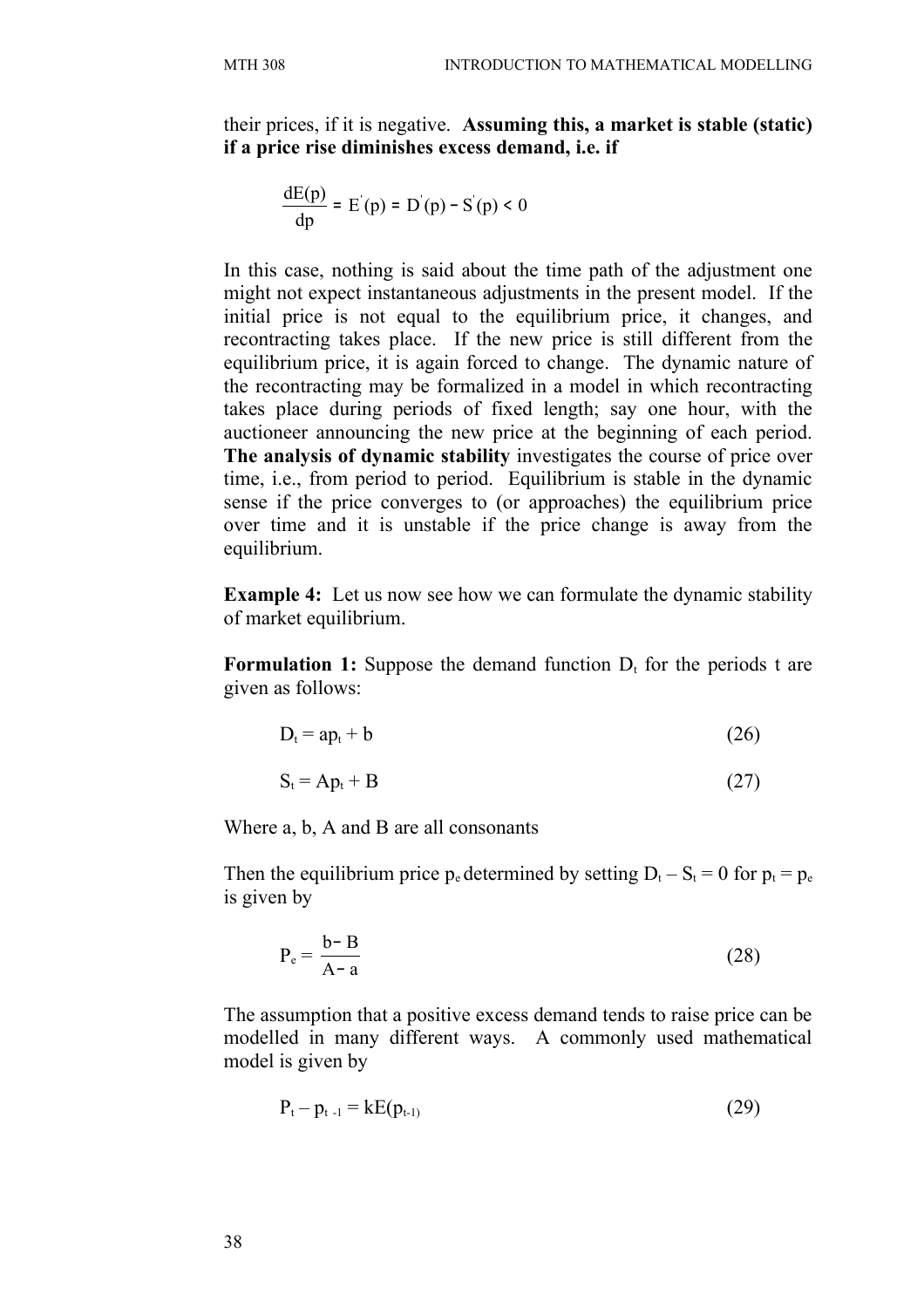their prices, if it is negative. **Assuming this, a market is stable (static) if a price rise diminishes excess demand, i.e. if**

$$\frac{dE(p)}{dp} = E^{'}(p) = D^{'}(p) - S^{'}(p) < 0$$

In this case, nothing is said about the time path of the adjustment one might not expect instantaneous adjustments in the present model. If the initial price is not equal to the equilibrium price, it changes, and recontracting takes place. If the new price is still different from the equilibrium price, it is again forced to change. The dynamic nature of the recontracting may be formalized in a model in which recontracting takes place during periods of fixed length; say one hour, with the auctioneer announcing the new price at the beginning of each period. **The analysis of dynamic stability** investigates the course of price over time, i.e., from period to period. Equilibrium is stable in the dynamic sense if the price converges to (or approaches) the equilibrium price over time and it is unstable if the price change is away from the equilibrium.

**Example 4:** Let us now see how we can formulate the dynamic stability of market equilibrium.

**Formulation 1:** Suppose the demand function $D_t$ for the periods t are given as follows:

$$D_t = ap_t + b \tag{26}$$

$$S_t = Ap_t + B \tag{27}$$

Where a, b, A and B are all consonants

Then the equilibrium price $p_e$ determined by setting $D_t - S_t = 0$ for $p_t = p_e$ is given by

$$P_e = \frac{b - B}{A - a} \tag{28}$$

The assumption that a positive excess demand tends to raise price can be modelled in many different ways. A commonly used mathematical model is given by

$$P_t - p_{t-1} = kE(p_{t-1}) \tag{29}$$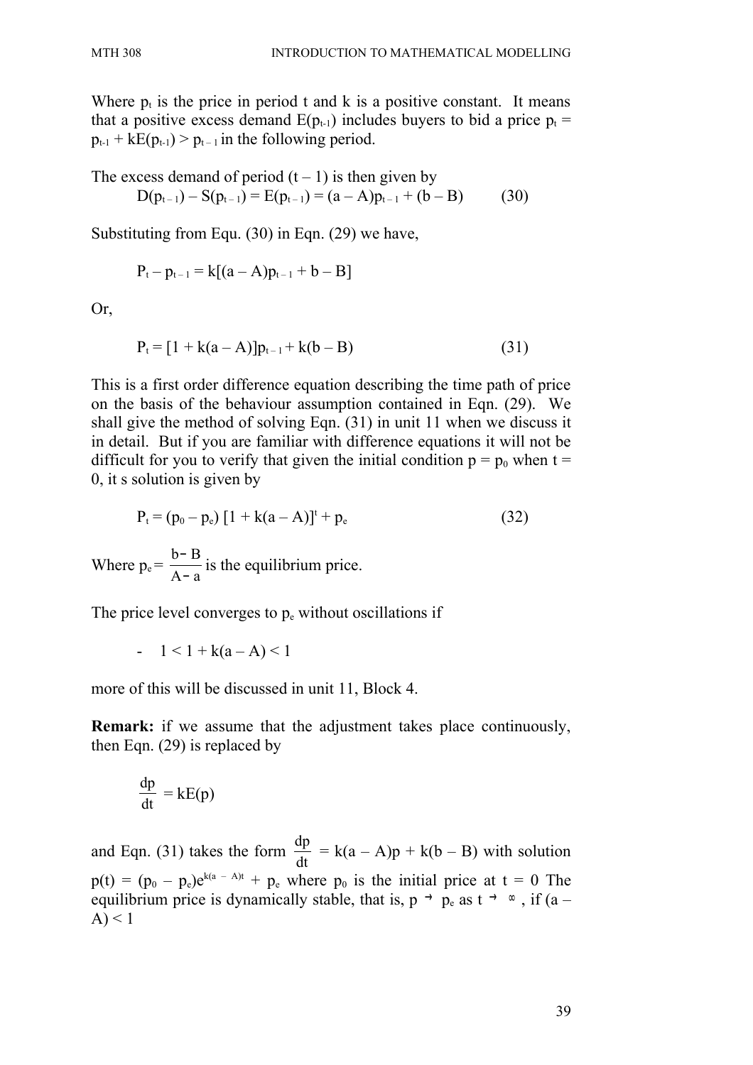Where $p_t$ is the price in period t and k is a positive constant. It means that a positive excess demand $E(p_{t-1})$ includes buyers to bid a price $p_t = p_{t-1} + kE(p_{t-1}) > p_{t-1}$ in the following period.

The excess demand of period (t – 1) is then given by

$$D(p_{t-1}) - S(p_{t-1}) = E(p_{t-1}) = (a - A)p_{t-1} + (b - B) \qquad (30)$$

Substituting from Equ. (30) in Eqn. (29) we have,

$$P_t - p_{t-1} = k[(a - A)p_{t-1} + b - B]$$

Or,

$$P_t = [1 + k(a - A)]p_{t-1} + k(b - B) \qquad (31)$$

This is a first order difference equation describing the time path of price on the basis of the behaviour assumption contained in Eqn. (29). We shall give the method of solving Eqn. (31) in unit 11 when we discuss it in detail. But if you are familiar with difference equations it will not be difficult for you to verify that given the initial condition $p = p_0$ when $t = 0$, it s solution is given by

$$P_t = (p_0 - p_e)\,[1 + k(a - A)]^t + p_e \qquad (32)$$

Where $p_e = \dfrac{b - B}{A - a}$ is the equilibrium price.

The price level converges to $p_e$ without oscillations if

$$-1 < 1 + k(a - A) < 1$$

more of this will be discussed in unit 11, Block 4.

**Remark:** if we assume that the adjustment takes place continuously, then Eqn. (29) is replaced by

$$\frac{dp}{dt} = kE(p)$$

and Eqn. (31) takes the form $\dfrac{dp}{dt} = k(a - A)p + k(b - B)$ with solution $p(t) = (p_0 - p_e)e^{k(a - A)t} + p_e$ where $p_0$ is the initial price at $t = 0$ The equilibrium price is dynamically stable, that is, $p \to p_e$ as $t \to \infty$, if $(a - A) < 1$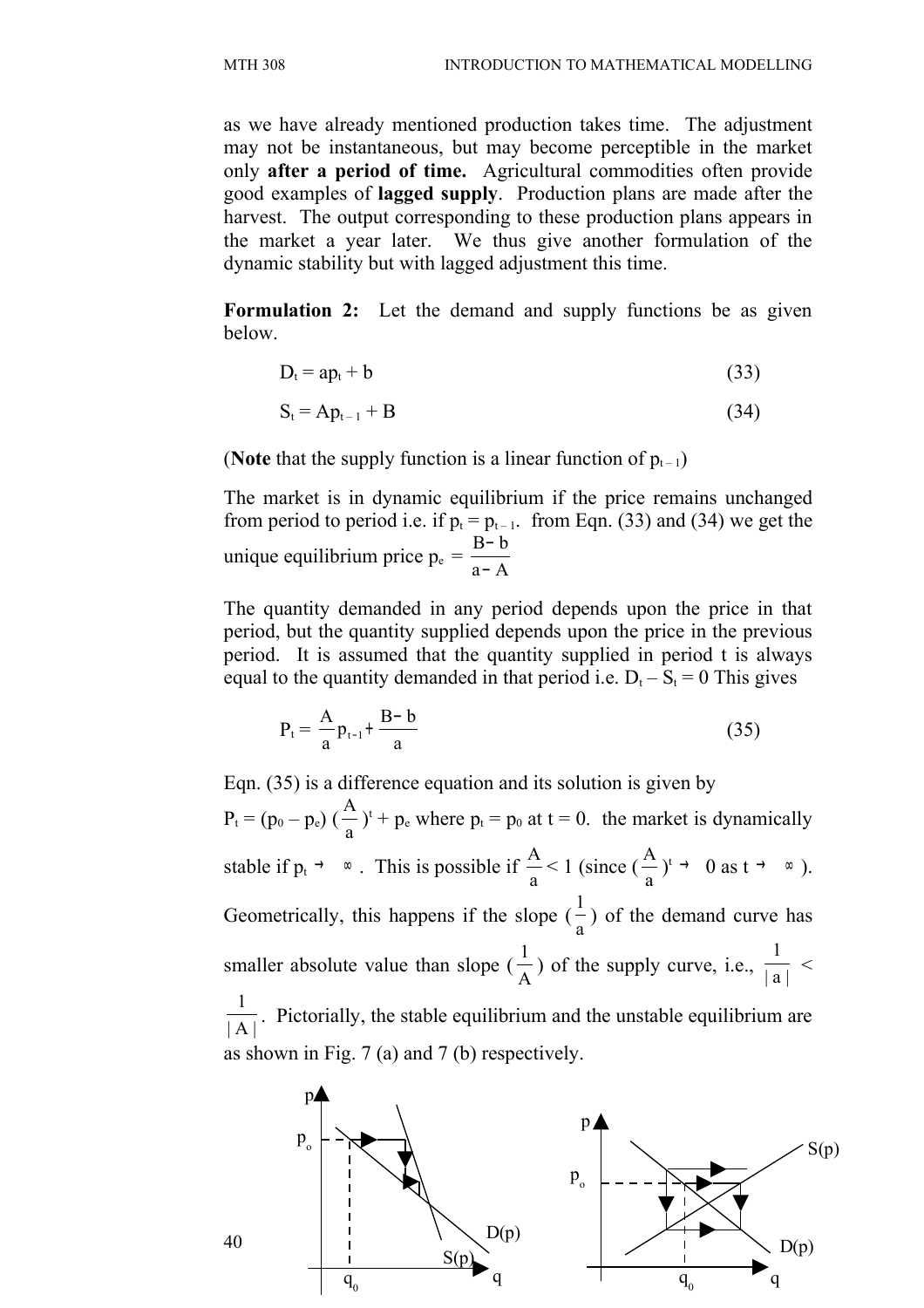as we have already mentioned production takes time. The adjustment may not be instantaneous, but may become perceptible in the market only **after a period of time.** Agricultural commodities often provide good examples of **lagged supply**. Production plans are made after the harvest. The output corresponding to these production plans appears in the market a year later. We thus give another formulation of the dynamic stability but with lagged adjustment this time.

**Formulation 2:** Let the demand and supply functions be as given below.

$$D_t = ap_t + b \tag{33}$$

$$S_t = Ap_{t-1} + B \tag{34}$$

(**Note** that the supply function is a linear function of $p_{t-1}$)

The market is in dynamic equilibrium if the price remains unchanged from period to period i.e. if $p_t = p_{t-1}$. from Eqn. (33) and (34) we get the unique equilibrium price $p_e = \dfrac{B-b}{a-A}$

The quantity demanded in any period depends upon the price in that period, but the quantity supplied depends upon the price in the previous period. It is assumed that the quantity supplied in period t is always equal to the quantity demanded in that period i.e. $D_t - S_t = 0$ This gives

$$P_t = \frac{A}{a}p_{t-1} + \frac{B-b}{a} \tag{35}$$

Eqn. (35) is a difference equation and its solution is given by $P_t = (p_0 - p_e)\left(\dfrac{A}{a}\right)^t + p_e$ where $p_t = p_0$ at t = 0. the market is dynamically stable if $p_t \to \infty$. This is possible if $\dfrac{A}{a} < 1$ (since $\left(\dfrac{A}{a}\right)^t \to 0$ as $t \to \infty$). Geometrically, this happens if the slope $\left(\dfrac{1}{a}\right)$ of the demand curve has smaller absolute value than slope $\left(\dfrac{1}{A}\right)$ of the supply curve, i.e., $\dfrac{1}{|a|} < \dfrac{1}{|A|}$. Pictorially, the stable equilibrium and the unstable equilibrium are as shown in Fig. 7 (a) and 7 (b) respectively.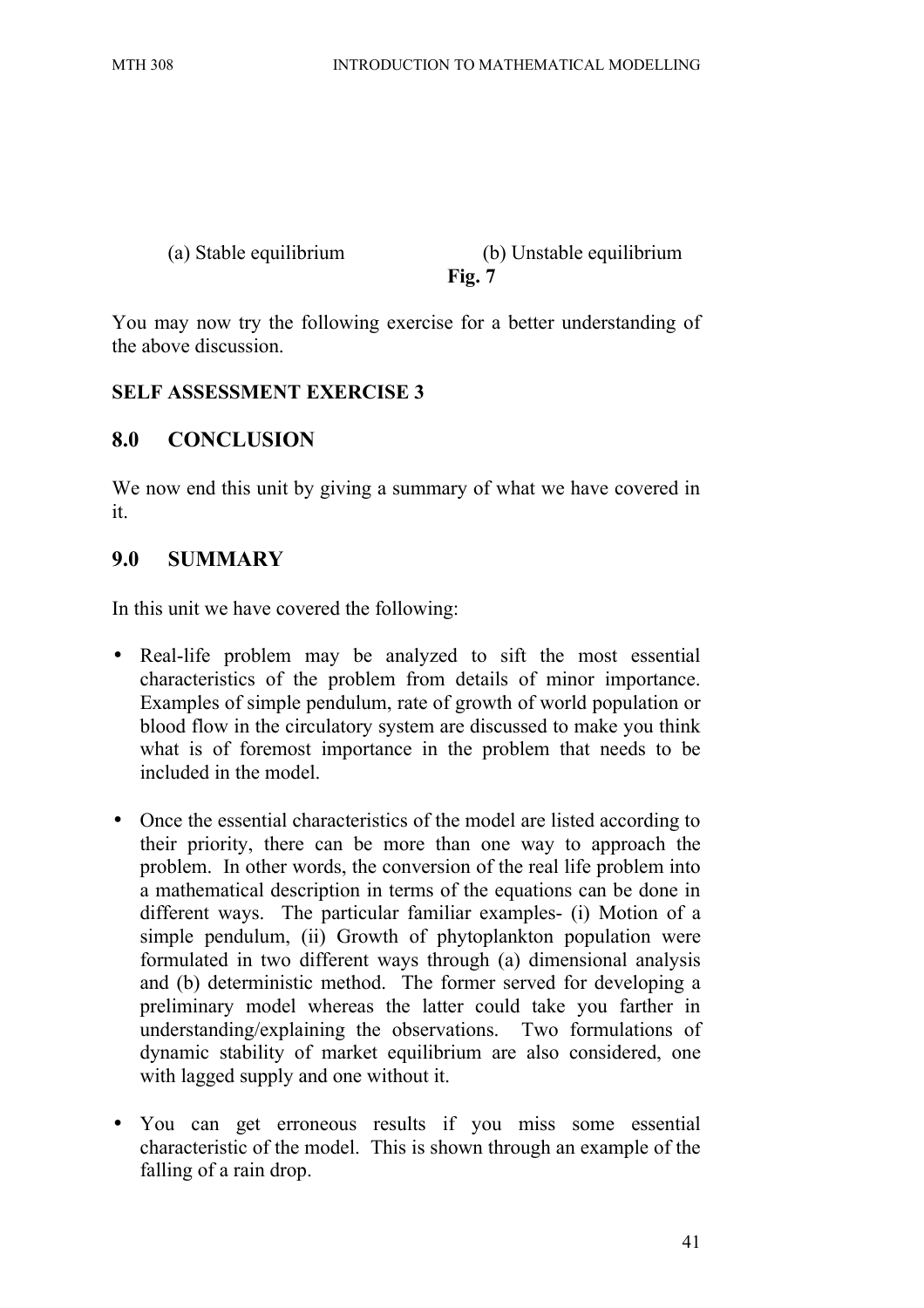(a) Stable equilibrium (b) Unstable equilibrium

**Fig. 7**

You may now try the following exercise for a better understanding of the above discussion.

**SELF ASSESSMENT EXERCISE 3**

## 8.0 CONCLUSION

We now end this unit by giving a summary of what we have covered in it.

## 9.0 SUMMARY

In this unit we have covered the following:

- Real-life problem may be analyzed to sift the most essential characteristics of the problem from details of minor importance. Examples of simple pendulum, rate of growth of world population or blood flow in the circulatory system are discussed to make you think what is of foremost importance in the problem that needs to be included in the model.

- Once the essential characteristics of the model are listed according to their priority, there can be more than one way to approach the problem. In other words, the conversion of the real life problem into a mathematical description in terms of the equations can be done in different ways. The particular familiar examples- (i) Motion of a simple pendulum, (ii) Growth of phytoplankton population were formulated in two different ways through (a) dimensional analysis and (b) deterministic method. The former served for developing a preliminary model whereas the latter could take you farther in understanding/explaining the observations. Two formulations of dynamic stability of market equilibrium are also considered, one with lagged supply and one without it.

- You can get erroneous results if you miss some essential characteristic of the model. This is shown through an example of the falling of a rain drop.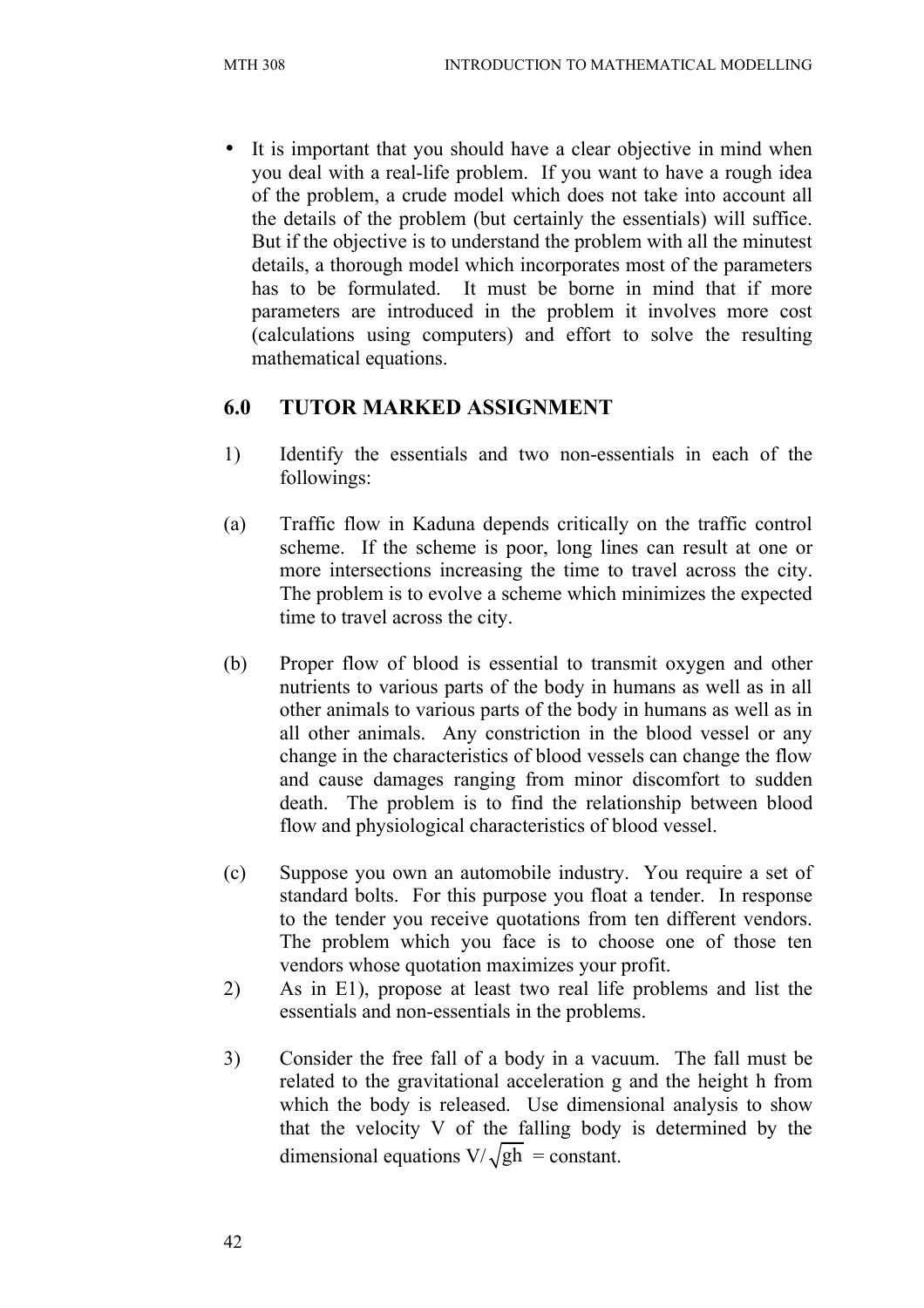- It is important that you should have a clear objective in mind when you deal with a real-life problem. If you want to have a rough idea of the problem, a crude model which does not take into account all the details of the problem (but certainly the essentials) will suffice. But if the objective is to understand the problem with all the minutest details, a thorough model which incorporates most of the parameters has to be formulated. It must be borne in mind that if more parameters are introduced in the problem it involves more cost (calculations using computers) and effort to solve the resulting mathematical equations.

## 6.0 TUTOR MARKED ASSIGNMENT

1) Identify the essentials and two non-essentials in each of the followings:

(a) Traffic flow in Kaduna depends critically on the traffic control scheme. If the scheme is poor, long lines can result at one or more intersections increasing the time to travel across the city. The problem is to evolve a scheme which minimizes the expected time to travel across the city.

(b) Proper flow of blood is essential to transmit oxygen and other nutrients to various parts of the body in humans as well as in all other animals to various parts of the body in humans as well as in all other animals. Any constriction in the blood vessel or any change in the characteristics of blood vessels can change the flow and cause damages ranging from minor discomfort to sudden death. The problem is to find the relationship between blood flow and physiological characteristics of blood vessel.

(c) Suppose you own an automobile industry. You require a set of standard bolts. For this purpose you float a tender. In response to the tender you receive quotations from ten different vendors. The problem which you face is to choose one of those ten vendors whose quotation maximizes your profit.

2) As in E1), propose at least two real life problems and list the essentials and non-essentials in the problems.

3) Consider the free fall of a body in a vacuum. The fall must be related to the gravitational acceleration g and the height h from which the body is released. Use dimensional analysis to show that the velocity V of the falling body is determined by the dimensional equations $V/\sqrt{gh}$ = constant.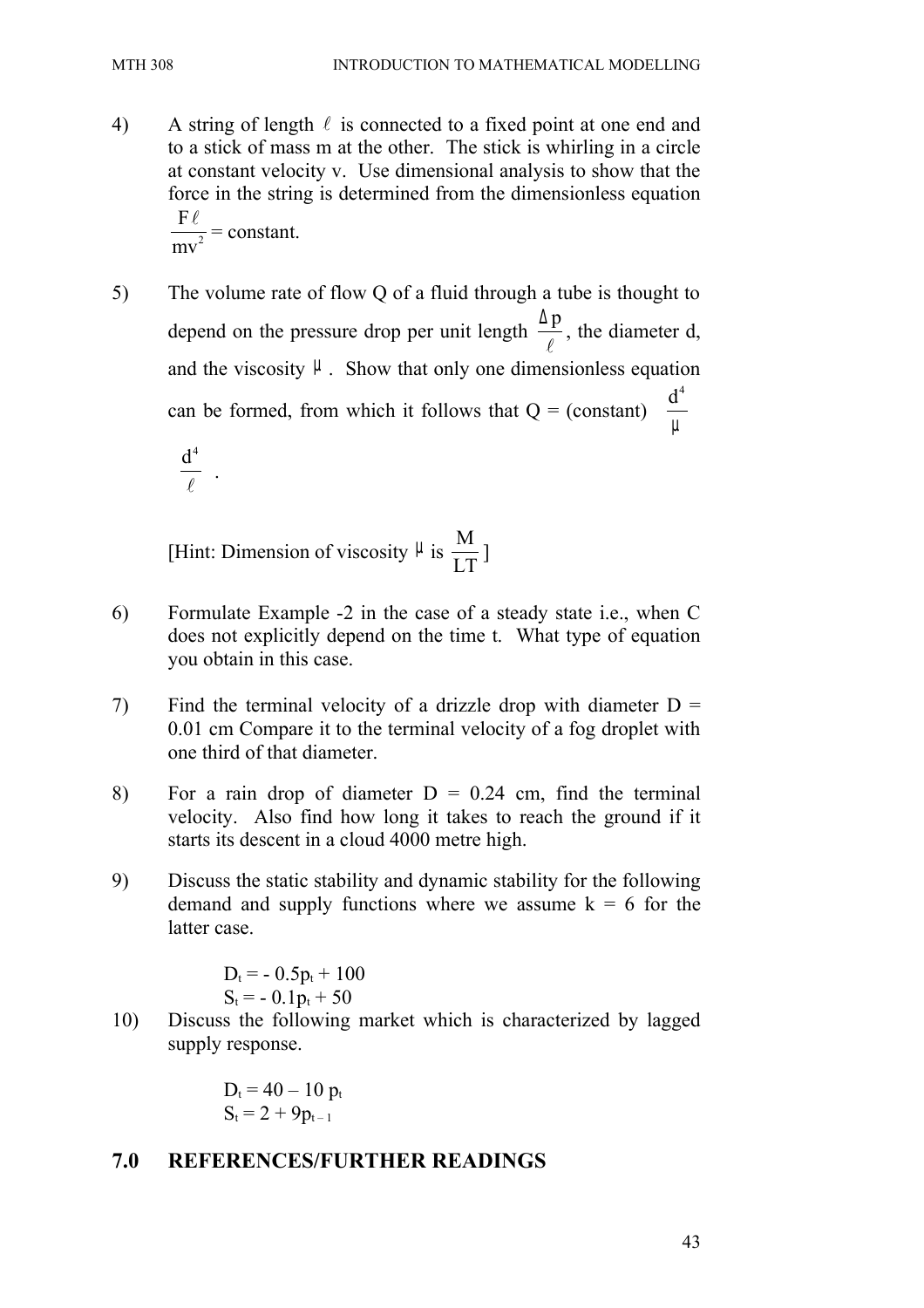4) A string of length $\ell$ is connected to a fixed point at one end and to a stick of mass m at the other. The stick is whirling in a circle at constant velocity v. Use dimensional analysis to show that the force in the string is determined from the dimensionless equation $\frac{F\ell}{mv^2}$ = constant.

5) The volume rate of flow Q of a fluid through a tube is thought to depend on the pressure drop per unit length $\frac{\Delta p}{\ell}$, the diameter d, and the viscosity $\mu$. Show that only one dimensionless equation can be formed, from which it follows that Q = (constant) $\frac{d^4}{\mu}$

$\frac{d^4}{\ell}$ .

[Hint: Dimension of viscosity $\mu$ is $\frac{M}{LT}$ ]

6) Formulate Example -2 in the case of a steady state i.e., when C does not explicitly depend on the time t. What type of equation you obtain in this case.

7) Find the terminal velocity of a drizzle drop with diameter D = 0.01 cm Compare it to the terminal velocity of a fog droplet with one third of that diameter.

8) For a rain drop of diameter D = 0.24 cm, find the terminal velocity. Also find how long it takes to reach the ground if it starts its descent in a cloud 4000 metre high.

9) Discuss the static stability and dynamic stability for the following demand and supply functions where we assume k = 6 for the latter case.

$$D_t = - 0.5p_t + 100$$
$$S_t = - 0.1p_t + 50$$

10) Discuss the following market which is characterized by lagged supply response.

$$D_t = 40 – 10\ p_t$$
$$S_t = 2 + 9p_{t-1}$$

## 7.0 REFERENCES/FURTHER READINGS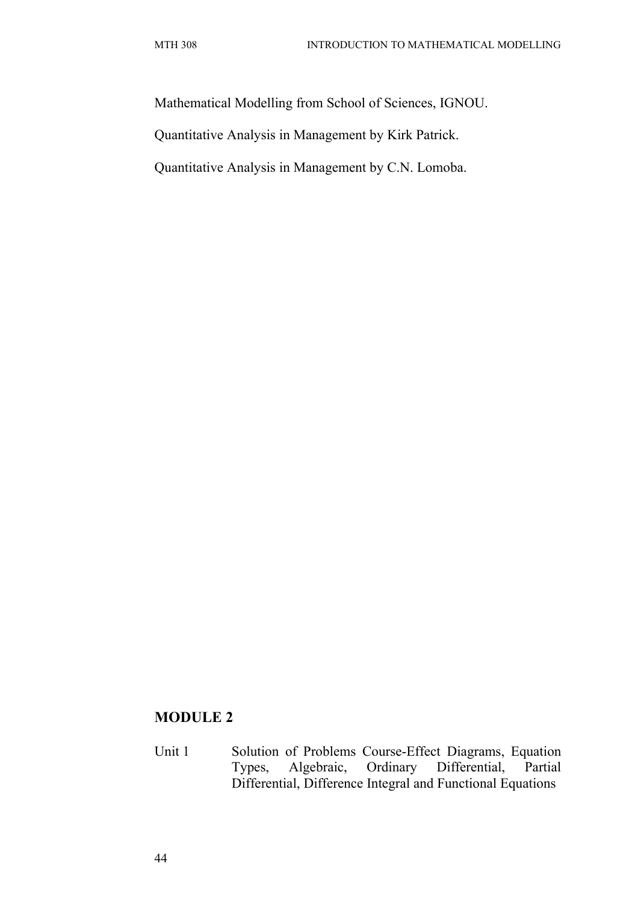Mathematical Modelling from School of Sciences, IGNOU.

Quantitative Analysis in Management by Kirk Patrick.

Quantitative Analysis in Management by C.N. Lomoba.

## MODULE 2

Unit 1 Solution of Problems Course-Effect Diagrams, Equation Types, Algebraic, Ordinary Differential, Partial Differential, Difference Integral and Functional Equations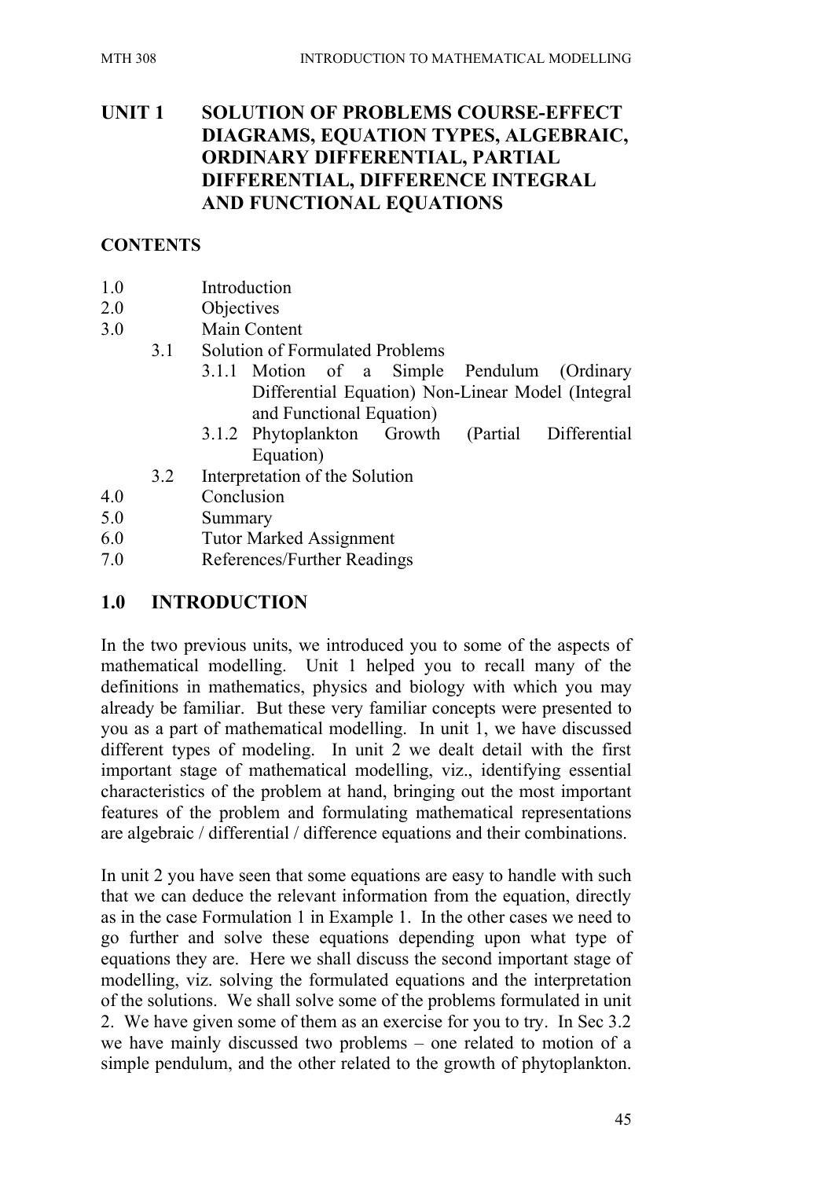# UNIT 1 SOLUTION OF PROBLEMS COURSE-EFFECT DIAGRAMS, EQUATION TYPES, ALGEBRAIC, ORDINARY DIFFERENTIAL, PARTIAL DIFFERENTIAL, DIFFERENCE INTEGRAL AND FUNCTIONAL EQUATIONS

## CONTENTS

- 1.0 Introduction
- 2.0 Objectives
- 3.0 Main Content
  - 3.1 Solution of Formulated Problems
    - 3.1.1 Motion of a Simple Pendulum (Ordinary Differential Equation) Non-Linear Model (Integral and Functional Equation)
    - 3.1.2 Phytoplankton Growth (Partial Differential Equation)
  - 3.2 Interpretation of the Solution
- 4.0 Conclusion
- 5.0 Summary
- 6.0 Tutor Marked Assignment
- 7.0 References/Further Readings

## 1.0 INTRODUCTION

In the two previous units, we introduced you to some of the aspects of mathematical modelling. Unit 1 helped you to recall many of the definitions in mathematics, physics and biology with which you may already be familiar. But these very familiar concepts were presented to you as a part of mathematical modelling. In unit 1, we have discussed different types of modeling. In unit 2 we dealt detail with the first important stage of mathematical modelling, viz., identifying essential characteristics of the problem at hand, bringing out the most important features of the problem and formulating mathematical representations are algebraic / differential / difference equations and their combinations.

In unit 2 you have seen that some equations are easy to handle with such that we can deduce the relevant information from the equation, directly as in the case Formulation 1 in Example 1. In the other cases we need to go further and solve these equations depending upon what type of equations they are. Here we shall discuss the second important stage of modelling, viz. solving the formulated equations and the interpretation of the solutions. We shall solve some of the problems formulated in unit 2. We have given some of them as an exercise for you to try. In Sec 3.2 we have mainly discussed two problems – one related to motion of a simple pendulum, and the other related to the growth of phytoplankton.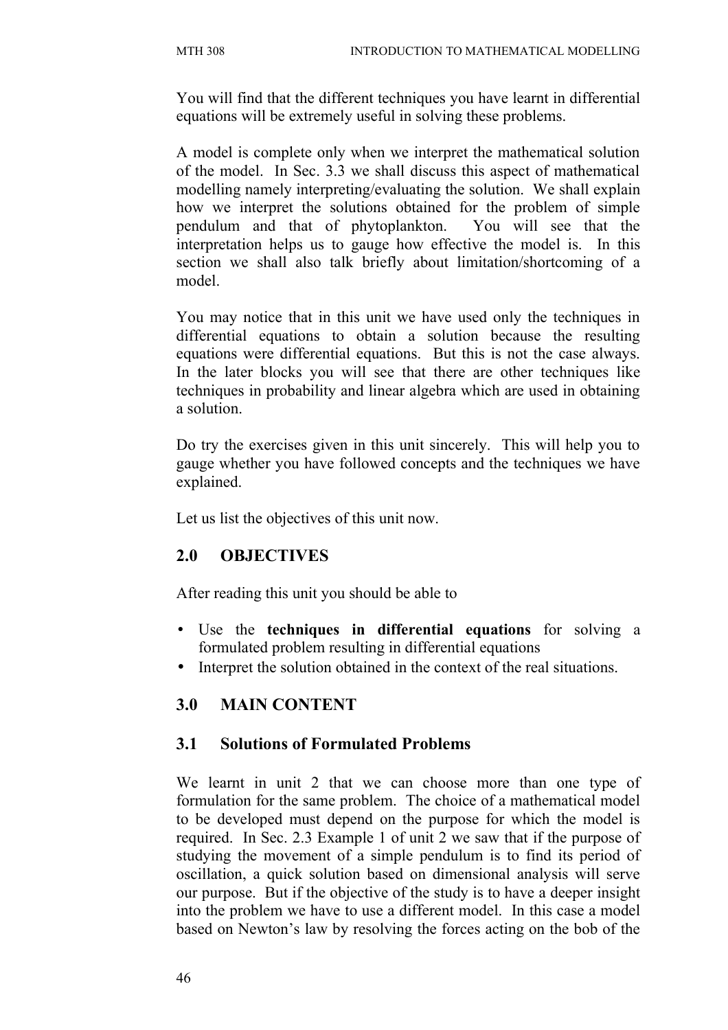You will find that the different techniques you have learnt in differential equations will be extremely useful in solving these problems.

A model is complete only when we interpret the mathematical solution of the model. In Sec. 3.3 we shall discuss this aspect of mathematical modelling namely interpreting/evaluating the solution. We shall explain how we interpret the solutions obtained for the problem of simple pendulum and that of phytoplankton. You will see that the interpretation helps us to gauge how effective the model is. In this section we shall also talk briefly about limitation/shortcoming of a model.

You may notice that in this unit we have used only the techniques in differential equations to obtain a solution because the resulting equations were differential equations. But this is not the case always. In the later blocks you will see that there are other techniques like techniques in probability and linear algebra which are used in obtaining a solution.

Do try the exercises given in this unit sincerely. This will help you to gauge whether you have followed concepts and the techniques we have explained.

Let us list the objectives of this unit now.

## 2.0 OBJECTIVES

After reading this unit you should be able to

- Use the **techniques in differential equations** for solving a formulated problem resulting in differential equations
- Interpret the solution obtained in the context of the real situations.

## 3.0 MAIN CONTENT

### 3.1 Solutions of Formulated Problems

We learnt in unit 2 that we can choose more than one type of formulation for the same problem. The choice of a mathematical model to be developed must depend on the purpose for which the model is required. In Sec. 2.3 Example 1 of unit 2 we saw that if the purpose of studying the movement of a simple pendulum is to find its period of oscillation, a quick solution based on dimensional analysis will serve our purpose. But if the objective of the study is to have a deeper insight into the problem we have to use a different model. In this case a model based on Newton's law by resolving the forces acting on the bob of the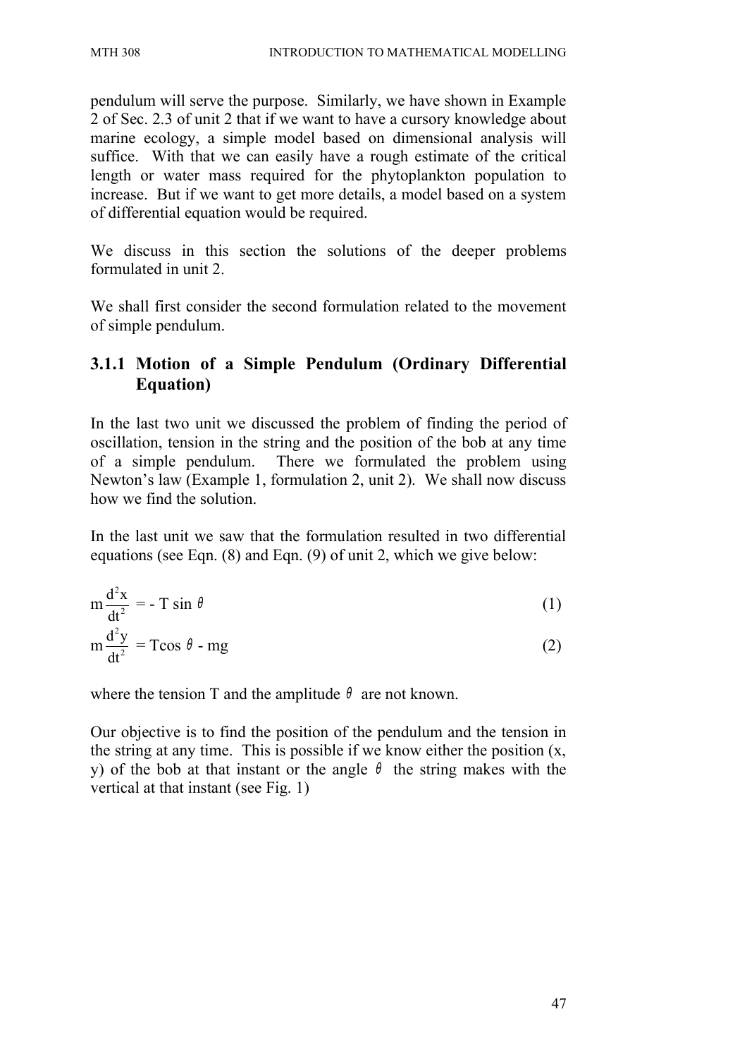pendulum will serve the purpose. Similarly, we have shown in Example 2 of Sec. 2.3 of unit 2 that if we want to have a cursory knowledge about marine ecology, a simple model based on dimensional analysis will suffice. With that we can easily have a rough estimate of the critical length or water mass required for the phytoplankton population to increase. But if we want to get more details, a model based on a system of differential equation would be required.

We discuss in this section the solutions of the deeper problems formulated in unit 2.

We shall first consider the second formulation related to the movement of simple pendulum.

### 3.1.1 Motion of a Simple Pendulum (Ordinary Differential Equation)

In the last two unit we discussed the problem of finding the period of oscillation, tension in the string and the position of the bob at any time of a simple pendulum. There we formulated the problem using Newton's law (Example 1, formulation 2, unit 2). We shall now discuss how we find the solution.

In the last unit we saw that the formulation resulted in two differential equations (see Eqn. (8) and Eqn. (9) of unit 2, which we give below:

$$m\frac{d^2x}{dt^2} = - T \sin \theta \tag{1}$$

$$m\frac{d^2y}{dt^2} = T\cos \theta - mg \tag{2}$$

where the tension T and the amplitude $\theta$ are not known.

Our objective is to find the position of the pendulum and the tension in the string at any time. This is possible if we know either the position (x, y) of the bob at that instant or the angle $\theta$ the string makes with the vertical at that instant (see Fig. 1)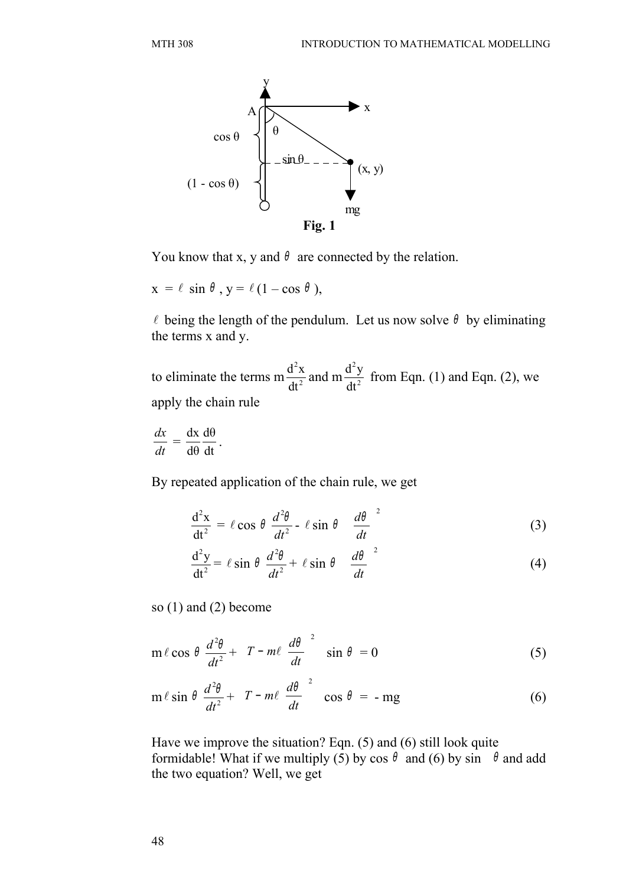**Fig. 1**

You know that x, y and $\theta$ are connected by the relation.

$x = \ell \sin\theta$, $y = \ell(1 - \cos\theta)$,

$\ell$ being the length of the pendulum. Let us now solve $\theta$ by eliminating the terms x and y.

to eliminate the terms $m\frac{d^2x}{dt^2}$ and $m\frac{d^2y}{dt^2}$ from Eqn. (1) and Eqn. (2), we apply the chain rule

$$\frac{dx}{dt} = \frac{dx}{d\theta}\frac{d\theta}{dt}.$$

By repeated application of the chain rule, we get

$$\frac{d^2x}{dt^2} = \ell\cos\theta\,\frac{d^2\theta}{dt^2} - \ell\sin\theta\left(\frac{d\theta}{dt}\right)^2 \tag{3}$$

$$\frac{d^2y}{dt^2} = \ell\sin\theta\,\frac{d^2\theta}{dt^2} + \ell\sin\theta\left(\frac{d\theta}{dt}\right)^2 \tag{4}$$

so (1) and (2) become

$$m\ell\cos\theta\,\frac{d^2\theta}{dt^2} + \left(T - m\ell\left(\frac{d\theta}{dt}\right)^2\right)\sin\theta = 0 \tag{5}$$

$$m\ell\sin\theta\,\frac{d^2\theta}{dt^2} + \left(T - m\ell\left(\frac{d\theta}{dt}\right)^2\right)\cos\theta = -mg \tag{6}$$

Have we improve the situation? Eqn. (5) and (6) still look quite formidable! What if we multiply (5) by $\cos\theta$ and (6) by $\sin\theta$ and add the two equation? Well, we get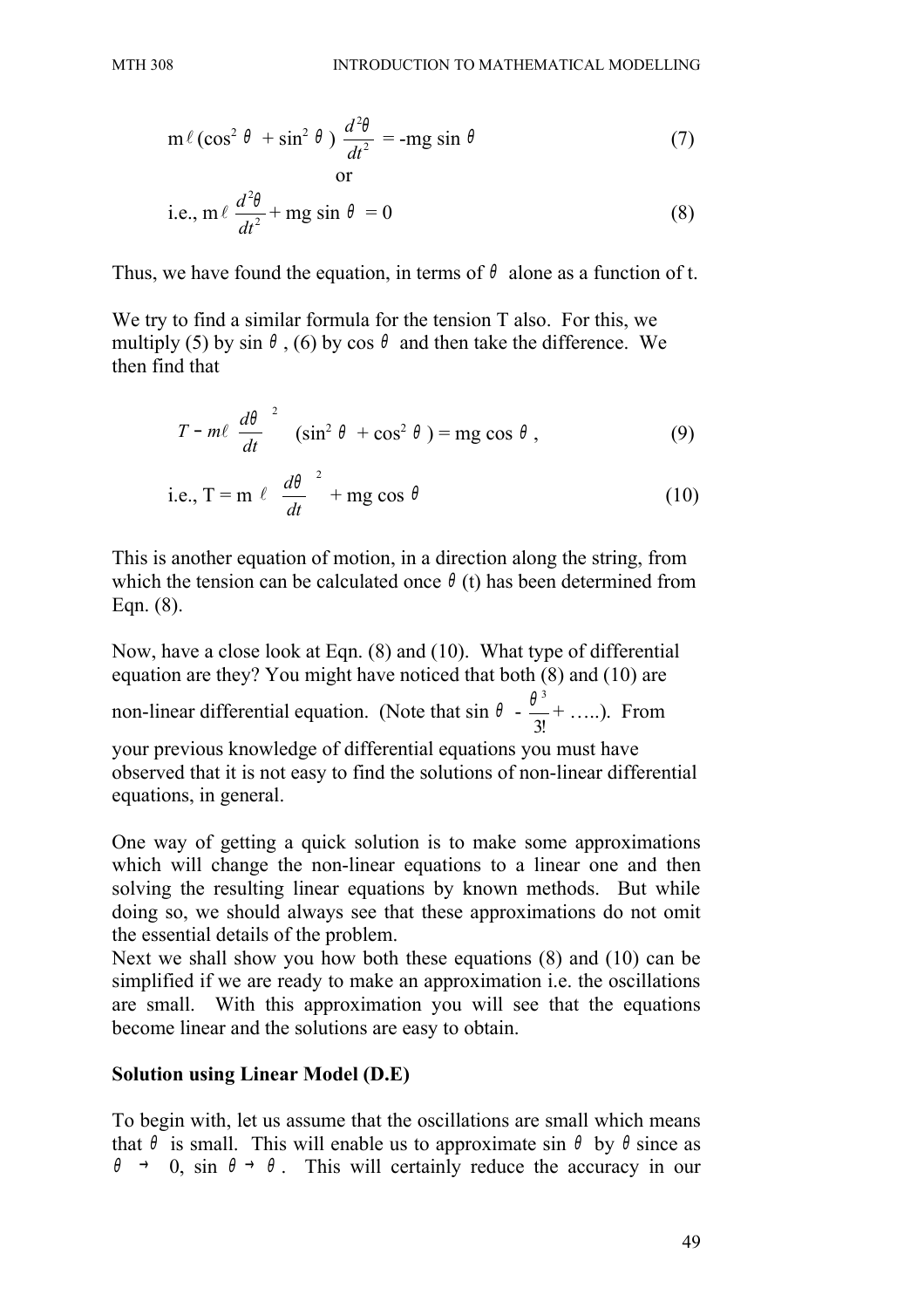$$m\ell(\cos^2\theta + \sin^2\theta)\frac{d^2\theta}{dt^2} = -mg\sin\theta \tag{7}$$

or

$$\text{i.e., } m\ell\frac{d^2\theta}{dt^2} + mg\sin\theta = 0 \tag{8}$$

Thus, we have found the equation, in terms of $\theta$ alone as a function of t.

We try to find a similar formula for the tension T also. For this, we multiply (5) by $\sin\theta$, (6) by $\cos\theta$ and then take the difference. We then find that

$$T - m\ell\left(\frac{d\theta}{dt}\right)^2(\sin^2\theta + \cos^2\theta) = mg\cos\theta, \tag{9}$$

$$\text{i.e., } T = m\ell\left(\frac{d\theta}{dt}\right)^2 + mg\cos\theta \tag{10}$$

This is another equation of motion, in a direction along the string, from which the tension can be calculated once $\theta(t)$ has been determined from Eqn. (8).

Now, have a close look at Eqn. (8) and (10). What type of differential equation are they? You might have noticed that both (8) and (10) are non-linear differential equation. (Note that $\sin\theta - \frac{\theta^3}{3!} + \ldots$). From your previous knowledge of differential equations you must have observed that it is not easy to find the solutions of non-linear differential equations, in general.

One way of getting a quick solution is to make some approximations which will change the non-linear equations to a linear one and then solving the resulting linear equations by known methods. But while doing so, we should always see that these approximations do not omit the essential details of the problem.

Next we shall show you how both these equations (8) and (10) can be simplified if we are ready to make an approximation i.e. the oscillations are small. With this approximation you will see that the equations become linear and the solutions are easy to obtain.

**Solution using Linear Model (D.E)**

To begin with, let us assume that the oscillations are small which means that $\theta$ is small. This will enable us to approximate $\sin\theta$ by $\theta$ since as $\theta \to 0$, $\sin\theta \to \theta$. This will certainly reduce the accuracy in our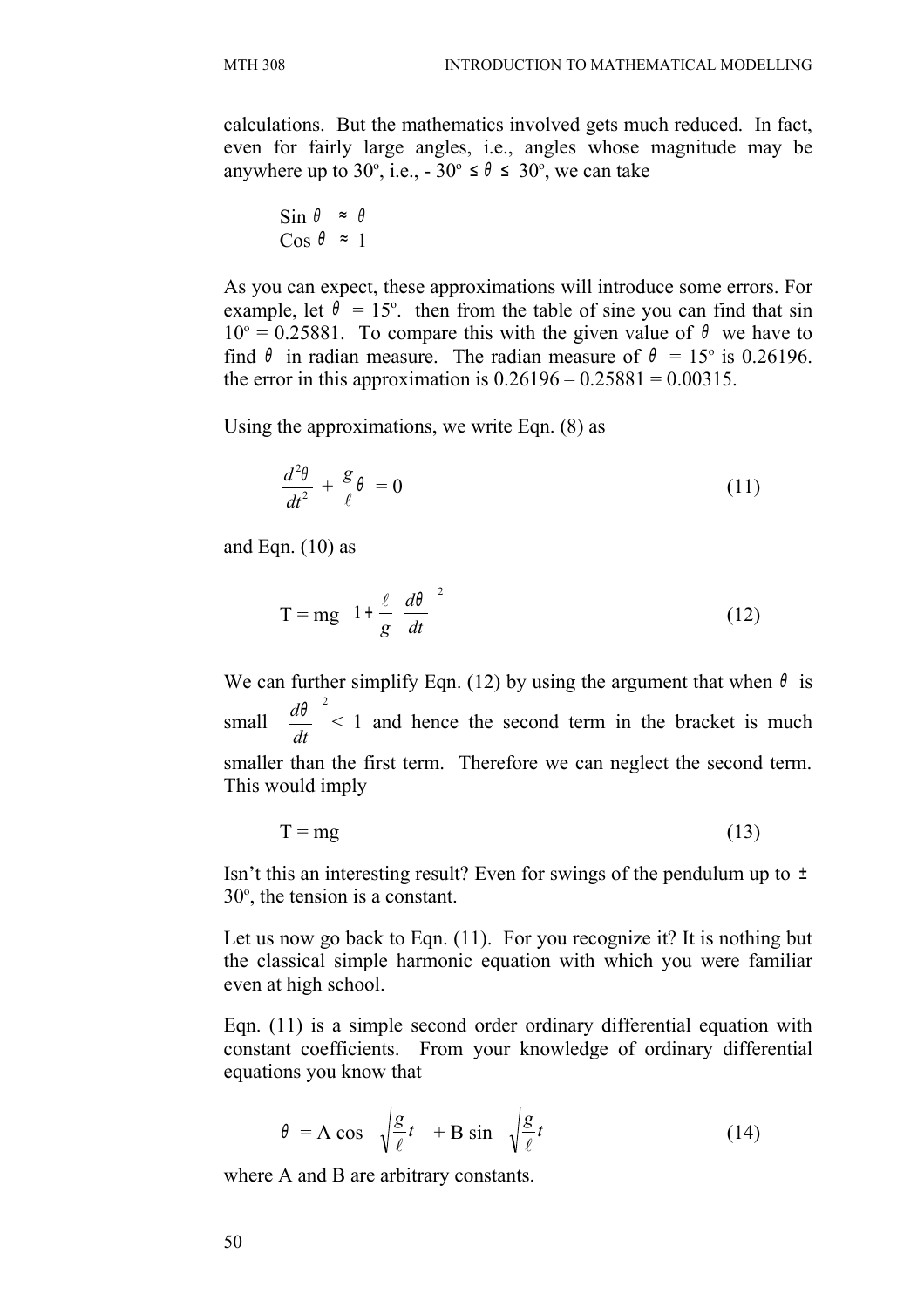calculations. But the mathematics involved gets much reduced. In fact, even for fairly large angles, i.e., angles whose magnitude may be anywhere up to 30º, i.e., $-30^\circ \leq \theta \leq 30^\circ$, we can take

$$\sin\theta \approx \theta$$
$$\cos\theta \approx 1$$

As you can expect, these approximations will introduce some errors. For example, let $\theta = 15^\circ$. then from the table of sine you can find that sin 10º = 0.25881. To compare this with the given value of $\theta$ we have to find $\theta$ in radian measure. The radian measure of $\theta = 15^\circ$ is 0.26196. the error in this approximation is 0.26196 – 0.25881 = 0.00315.

Using the approximations, we write Eqn. (8) as

$$\frac{d^2\theta}{dt^2} + \frac{g}{\ell}\theta = 0 \tag{11}$$

and Eqn. (10) as

$$T = mg\left(1 + \frac{\ell}{g}\left(\frac{d\theta}{dt}\right)^2\right) \tag{12}$$

We can further simplify Eqn. (12) by using the argument that when $\theta$ is small $\left(\frac{d\theta}{dt}\right)^2 < 1$ and hence the second term in the bracket is much smaller than the first term. Therefore we can neglect the second term. This would imply

$$T = mg \tag{13}$$

Isn't this an interesting result? Even for swings of the pendulum up to ± 30º, the tension is a constant.

Let us now go back to Eqn. (11). For you recognize it? It is nothing but the classical simple harmonic equation with which you were familiar even at high school.

Eqn. (11) is a simple second order ordinary differential equation with constant coefficients. From your knowledge of ordinary differential equations you know that

$$\theta = A\cos\left(\sqrt{\frac{g}{\ell}}t\right) + B\sin\left(\sqrt{\frac{g}{\ell}}t\right) \tag{14}$$

where A and B are arbitrary constants.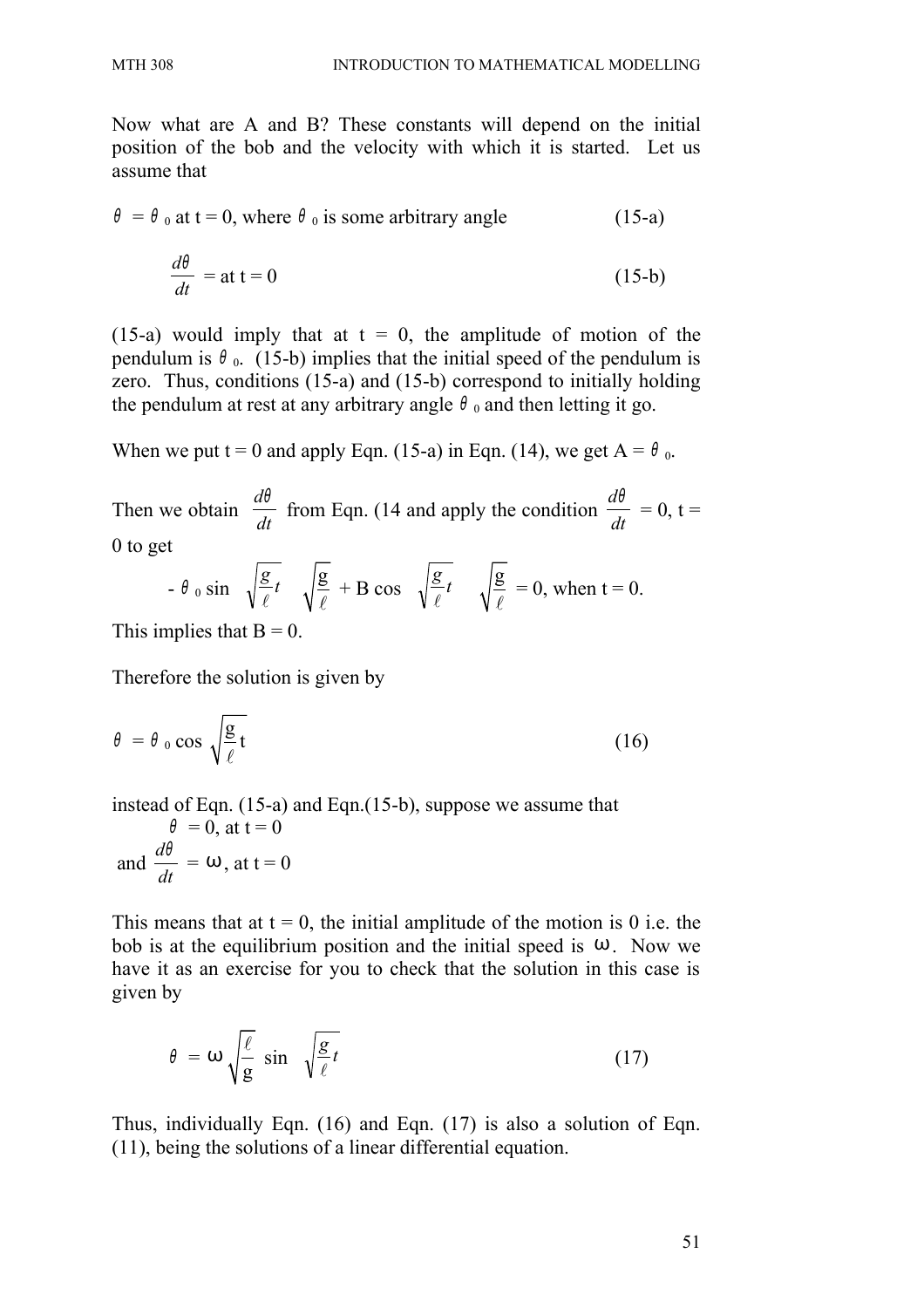Now what are A and B? These constants will depend on the initial position of the bob and the velocity with which it is started. Let us assume that

$\theta = \theta_0$ at t = 0, where $\theta_0$ is some arbitrary angle (15-a)

$$\frac{d\theta}{dt} = \text{at } t = 0 \tag{15-b}$$

(15-a) would imply that at t = 0, the amplitude of motion of the pendulum is $\theta_0$. (15-b) implies that the initial speed of the pendulum is zero. Thus, conditions (15-a) and (15-b) correspond to initially holding the pendulum at rest at any arbitrary angle $\theta_0$ and then letting it go.

When we put t = 0 and apply Eqn. (15-a) in Eqn. (14), we get A = $\theta_0$.

Then we obtain $\frac{d\theta}{dt}$ from Eqn. (14 and apply the condition $\frac{d\theta}{dt} = 0$, t = 0 to get

$$-\theta_0 \sin \sqrt{\frac{g}{\ell}}t \sqrt{\frac{g}{\ell}} + B \cos \sqrt{\frac{g}{\ell}}t \sqrt{\frac{g}{\ell}} = 0, \text{ when } t = 0.$$

This implies that B = 0.

Therefore the solution is given by

$$\theta = \theta_0 \cos \sqrt{\frac{g}{\ell}}t \tag{16}$$

instead of Eqn. (15-a) and Eqn.(15-b), suppose we assume that

$\theta = 0$, at t = 0

and $\frac{d\theta}{dt} = \omega$, at t = 0

This means that at t = 0, the initial amplitude of the motion is 0 i.e. the bob is at the equilibrium position and the initial speed is $\omega$. Now we have it as an exercise for you to check that the solution in this case is given by

$$\theta = \omega \sqrt{\frac{\ell}{g}} \sin \sqrt{\frac{g}{\ell}}t \tag{17}$$

Thus, individually Eqn. (16) and Eqn. (17) is also a solution of Eqn. (11), being the solutions of a linear differential equation.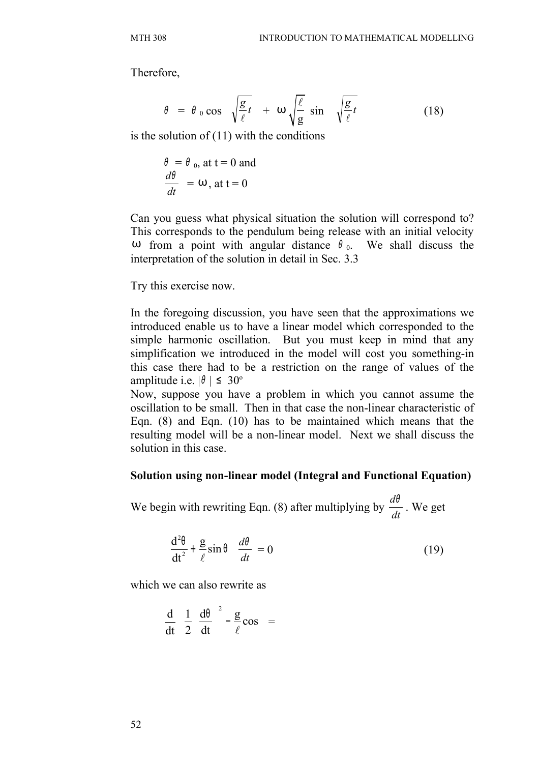Therefore,

$$\theta = \theta_0 \cos \sqrt{\frac{g}{\ell}}t + \omega\sqrt{\frac{\ell}{g}} \sin \sqrt{\frac{g}{\ell}}t \qquad (18)$$

is the solution of (11) with the conditions

$\theta = \theta_0$, at t = 0 and

$\dfrac{d\theta}{dt} = \omega$, at t = 0

Can you guess what physical situation the solution will correspond to? This corresponds to the pendulum being release with an initial velocity $\omega$ from a point with angular distance $\theta_0$. We shall discuss the interpretation of the solution in detail in Sec. 3.3

Try this exercise now.

In the foregoing discussion, you have seen that the approximations we introduced enable us to have a linear model which corresponded to the simple harmonic oscillation. But you must keep in mind that any simplification we introduced in the model will cost you something-in this case there had to be a restriction on the range of values of the amplitude i.e. $|\theta| \leq 30^o$

Now, suppose you have a problem in which you cannot assume the oscillation to be small. Then in that case the non-linear characteristic of Eqn. (8) and Eqn. (10) has to be maintained which means that the resulting model will be a non-linear model. Next we shall discuss the solution in this case.

**Solution using non-linear model (Integral and Functional Equation)**

We begin with rewriting Eqn. (8) after multiplying by $\dfrac{d\theta}{dt}$. We get

$$\frac{d^2\theta}{dt^2} + \frac{g}{\ell}\sin\theta \quad \frac{d\theta}{dt} = 0 \qquad (19)$$

which we can also rewrite as

$$\frac{d}{dt} \quad \frac{1}{2} \quad \frac{d\theta}{dt}^2 - \frac{g}{\ell}\cos \quad =$$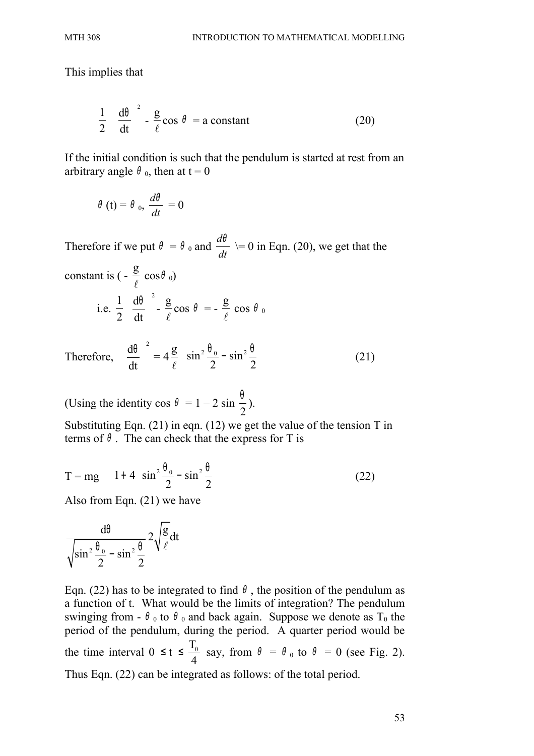This implies that

$$\frac{1}{2}\left(\frac{d\theta}{dt}\right)^2 - \frac{g}{\ell}\cos\theta = \text{a constant} \tag{20}$$

If the initial condition is such that the pendulum is started at rest from an arbitrary angle $\theta_0$, then at t = 0

$$\theta(t) = \theta_0, \ \frac{d\theta}{dt} = 0$$

Therefore if we put $\theta = \theta_0$ and $\frac{d\theta}{dt}$ \= 0 in Eqn. (20), we get that the constant is $\left(-\frac{g}{\ell}\cos\theta_0\right)$

i.e. $\frac{1}{2}\left(\frac{d\theta}{dt}\right)^2 - \frac{g}{\ell}\cos\theta = -\frac{g}{\ell}\cos\theta_0$

Therefore, $$\left(\frac{d\theta}{dt}\right)^2 = 4\frac{g}{\ell}\left(\sin^2\frac{\theta_0}{2} - \sin^2\frac{\theta}{2}\right) \tag{21}$$

(Using the identity $\cos\theta = 1 - 2\sin\frac{\theta}{2}$).

Substituting Eqn. (21) in eqn. (12) we get the value of the tension T in terms of $\theta$. The can check that the express for T is

$$T = mg\left[1 + 4\left(\sin^2\frac{\theta_0}{2} - \sin^2\frac{\theta}{2}\right)\right] \tag{22}$$

Also from Eqn. (21) we have

$$\frac{d\theta}{\sqrt{\sin^2\frac{\theta_0}{2} - \sin^2\frac{\theta}{2}}} = 2\sqrt{\frac{g}{\ell}}dt$$

Eqn. (22) has to be integrated to find $\theta$, the position of the pendulum as a function of t. What would be the limits of integration? The pendulum swinging from $-\theta_0$ to $\theta_0$ and back again. Suppose we denote as $T_0$ the period of the pendulum, during the period. A quarter period would be the time interval $0 \leq t \leq \frac{T_0}{4}$ say, from $\theta = \theta_0$ to $\theta = 0$ (see Fig. 2). Thus Eqn. (22) can be integrated as follows: of the total period.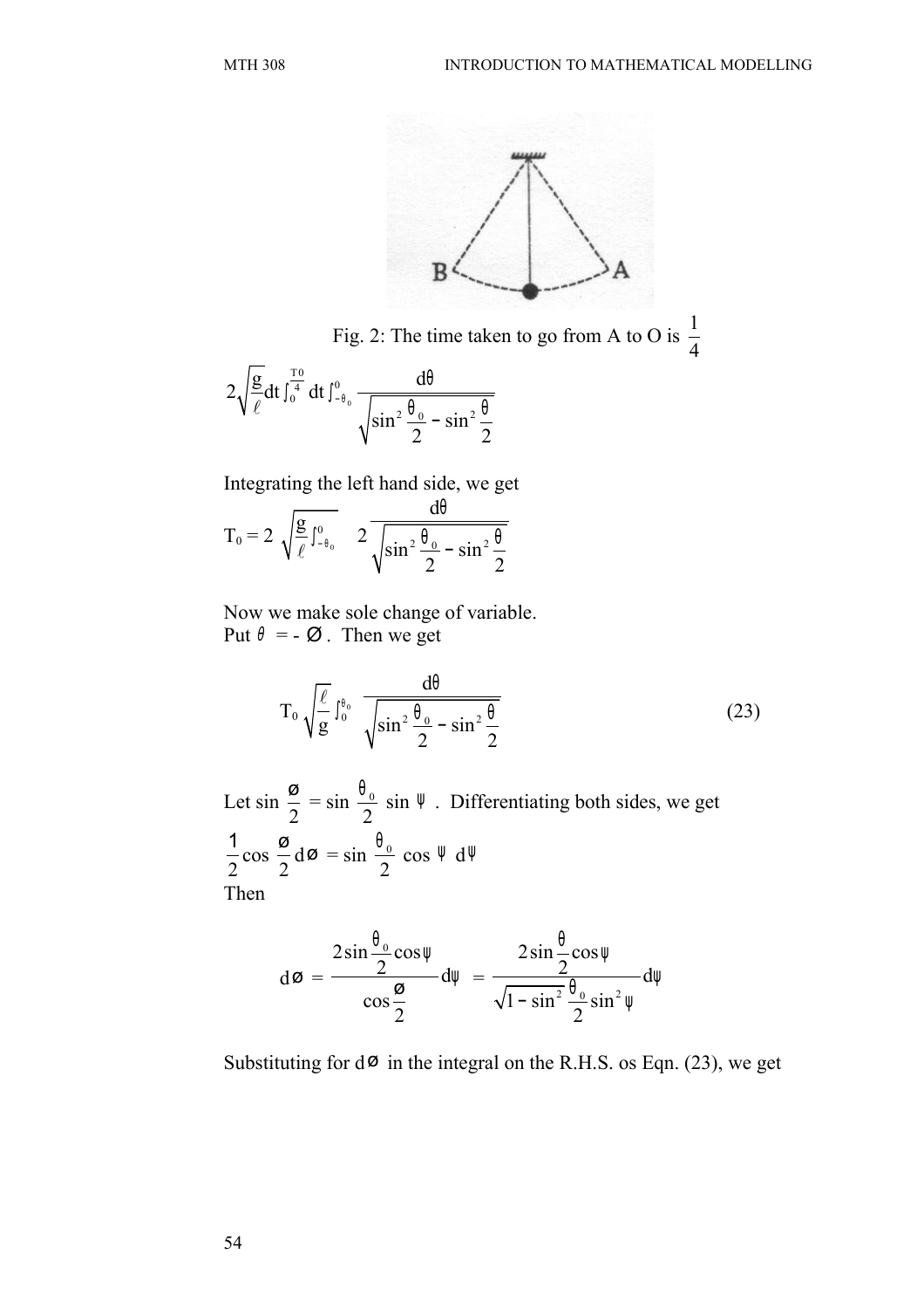Fig. 2: The time taken to go from A to O is $\frac{1}{4}$

$$2\sqrt{\frac{g}{\ell}}dt\int_0^{\frac{T0}{4}} dt\int_{-\theta_0}^{0} \frac{d\theta}{\sqrt{\sin^2\frac{\theta_0}{2} - \sin^2\frac{\theta}{2}}}$$

Integrating the left hand side, we get

$$T_0 = 2\sqrt{\frac{g}{\ell}\int_{-\theta_0}^{0}} \quad 2\frac{d\theta}{\sqrt{\sin^2\frac{\theta_0}{2} - \sin^2\frac{\theta}{2}}}$$

Now we make sole change of variable.
Put $\theta = -\varnothing$. Then we get

$$T_0\sqrt{\frac{\ell}{g}}\int_0^{\theta_0} \frac{d\theta}{\sqrt{\sin^2\frac{\theta_0}{2} - \sin^2\frac{\theta}{2}}} \tag{23}$$

Let $\sin\frac{\varnothing}{2} = \sin\frac{\theta_0}{2}\sin\psi$. Differentiating both sides, we get

$$\frac{1}{2}\cos\frac{\varnothing}{2}d\varnothing = \sin\frac{\theta_0}{2}\cos\psi\, d\psi$$

Then

$$d\varnothing = \frac{2\sin\frac{\theta_0}{2}\cos\psi}{\cos\frac{\varnothing}{2}}d\psi = \frac{2\sin\frac{\theta}{2}\cos\psi}{\sqrt{1-\sin^2\frac{\theta_0}{2}\sin^2\psi}}d\psi$$

Substituting for $d\varnothing$ in the integral on the R.H.S. os Eqn. (23), we get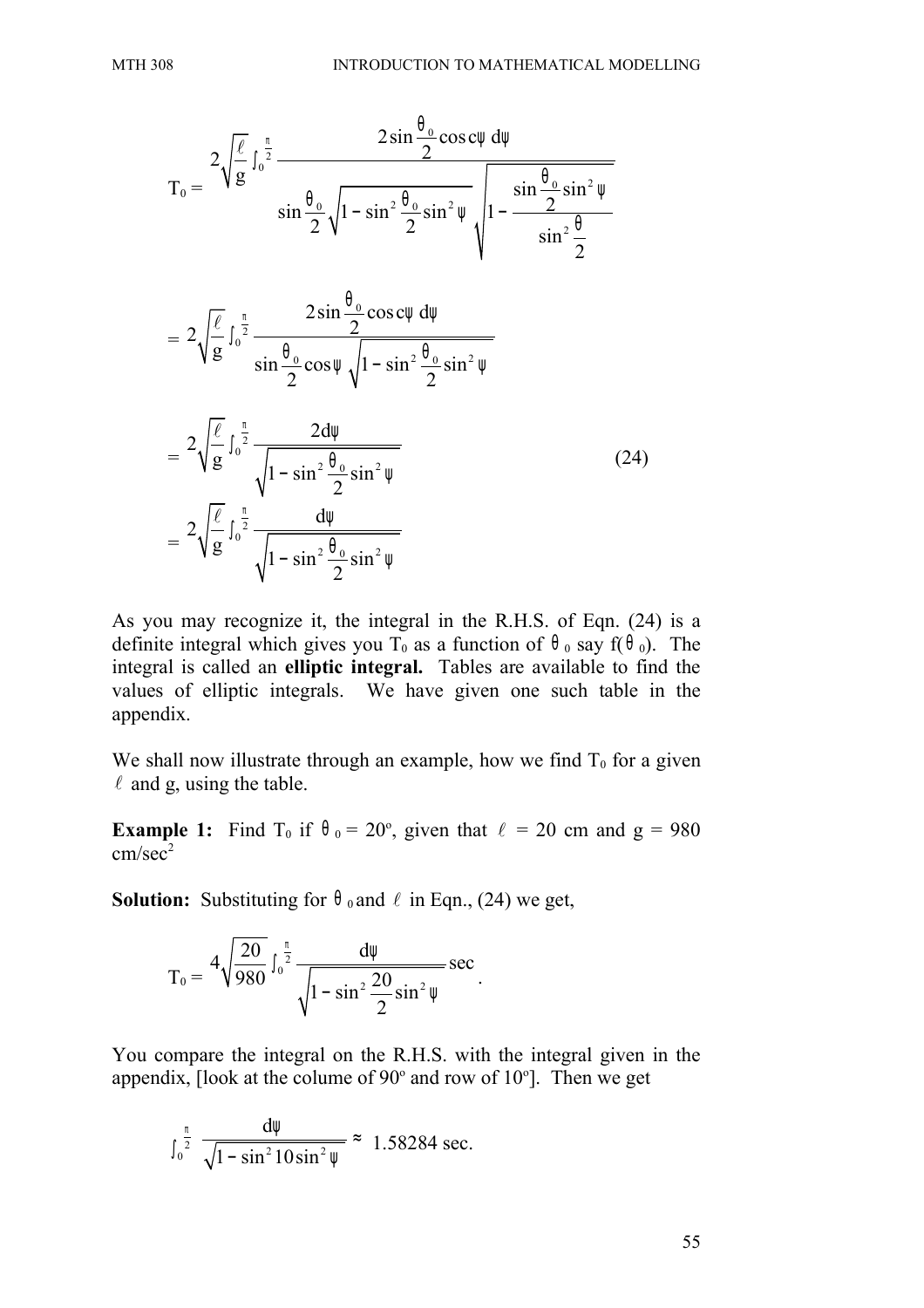$$T_0 = 2\sqrt{\frac{\ell}{g}} \int_0^{\frac{\pi}{2}} \frac{2\sin\frac{\theta_0}{2}\cos c\psi \; d\psi}{\sin\frac{\theta_0}{2}\sqrt{1-\sin^2\frac{\theta_0}{2}\sin^2\psi}\;\sqrt{1-\frac{\sin\frac{\theta_0}{2}\sin^2\psi}{\sin^2\frac{\theta}{2}}}}$$

$$= 2\sqrt{\frac{\ell}{g}} \int_0^{\frac{\pi}{2}} \frac{2\sin\frac{\theta_0}{2}\cos c\psi \; d\psi}{\sin\frac{\theta_0}{2}\cos\psi\;\sqrt{1-\sin^2\frac{\theta_0}{2}\sin^2\psi}}$$

$$= 2\sqrt{\frac{\ell}{g}} \int_0^{\frac{\pi}{2}} \frac{2d\psi}{\sqrt{1-\sin^2\frac{\theta_0}{2}\sin^2\psi}} \tag{24}$$

$$= 2\sqrt{\frac{\ell}{g}} \int_0^{\frac{\pi}{2}} \frac{d\psi}{\sqrt{1-\sin^2\frac{\theta_0}{2}\sin^2\psi}}$$

As you may recognize it, the integral in the R.H.S. of Eqn. (24) is a definite integral which gives you $T_0$ as a function of $\theta_0$ say $f(\theta_0)$. The integral is called an **elliptic integral.** Tables are available to find the values of elliptic integrals. We have given one such table in the appendix.

We shall now illustrate through an example, how we find $T_0$ for a given $\ell$ and g, using the table.

**Example 1:** Find $T_0$ if $\theta_0 = 20^o$, given that $\ell = 20$ cm and $g = 980$ cm/sec$^2$

**Solution:** Substituting for $\theta_0$ and $\ell$ in Eqn., (24) we get,

$$T_0 = 4\sqrt{\frac{20}{980}} \int_0^{\frac{\pi}{2}} \frac{d\psi}{\sqrt{1-\sin^2\frac{20}{2}\sin^2\psi}} \text{sec}.$$

You compare the integral on the R.H.S. with the integral given in the appendix, [look at the colume of $90^o$ and row of $10^o$]. Then we get

$$\int_0^{\frac{\pi}{2}} \frac{d\psi}{\sqrt{1-\sin^2 10\sin^2\psi}} \approx 1.58284 \text{ sec.}$$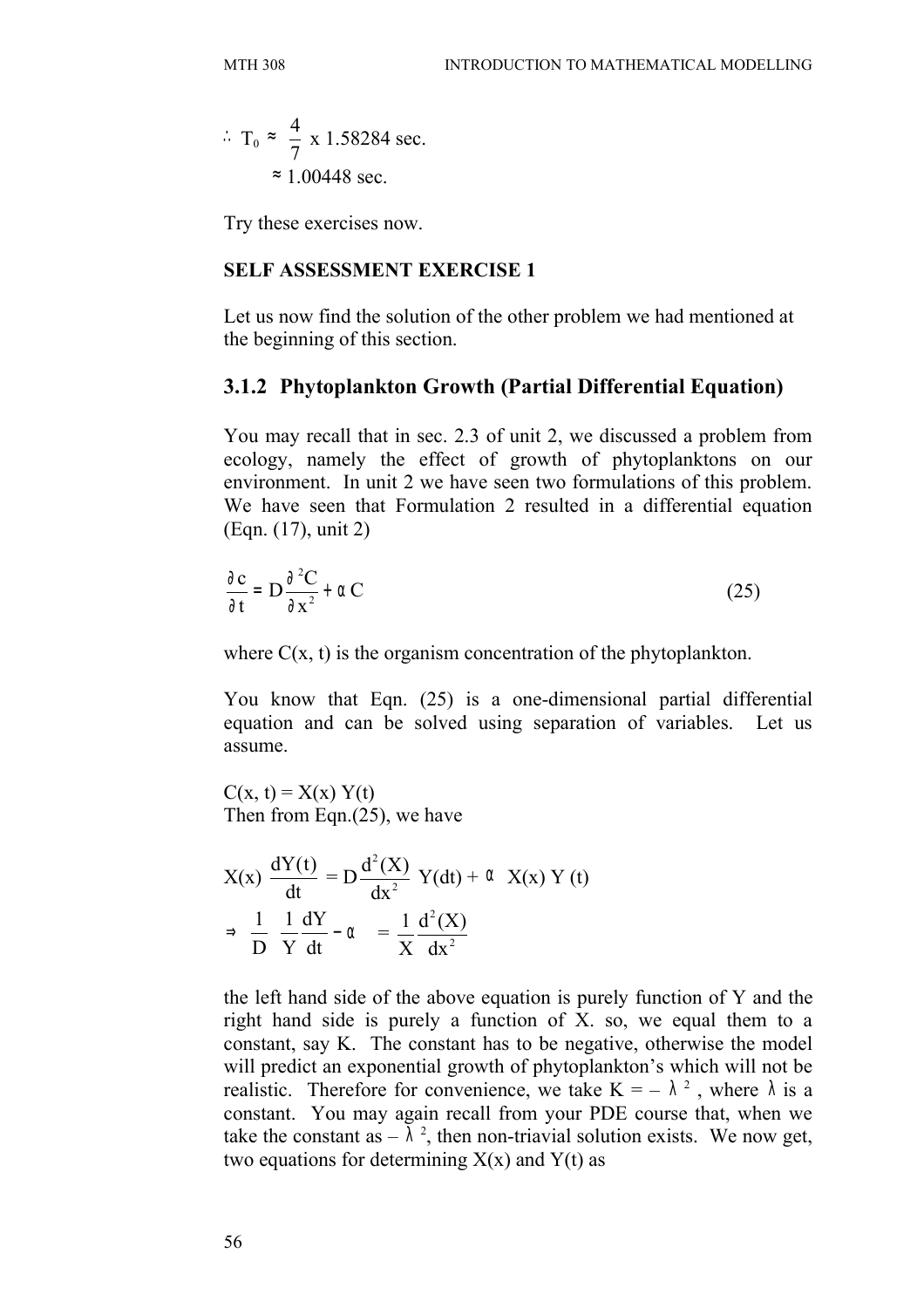$\therefore \; T_0 \approx \dfrac{4}{7}$ x 1.58284 sec.

$\approx$ 1.00448 sec.

Try these exercises now.

**SELF ASSESSMENT EXERCISE 1**

Let us now find the solution of the other problem we had mentioned at the beginning of this section.

### 3.1.2 Phytoplankton Growth (Partial Differential Equation)

You may recall that in sec. 2.3 of unit 2, we discussed a problem from ecology, namely the effect of growth of phytoplanktons on our environment. In unit 2 we have seen two formulations of this problem. We have seen that Formulation 2 resulted in a differential equation (Eqn. (17), unit 2)

$$\frac{\partial c}{\partial t} = D\frac{\partial^2 C}{\partial x^2} + \alpha C \qquad (25)$$

where C(x, t) is the organism concentration of the phytoplankton.

You know that Eqn. (25) is a one-dimensional partial differential equation and can be solved using separation of variables. Let us assume.

C(x, t) = X(x) Y(t)

Then from Eqn.(25), we have

$$X(x)\,\frac{dY(t)}{dt} = D\frac{d^2(X)}{dx^2}\,Y(dt) + \alpha\, X(x)\,Y(t)$$

$$\Rightarrow \;\frac{1}{D}\left(\frac{1}{Y}\frac{dY}{dt} - \alpha\right) = \frac{1}{X}\frac{d^2(X)}{dx^2}$$

the left hand side of the above equation is purely function of Y and the right hand side is purely a function of X. so, we equal them to a constant, say K. The constant has to be negative, otherwise the model will predict an exponential growth of phytoplankton's which will not be realistic. Therefore for convenience, we take $K = -\lambda^2$, where $\lambda$ is a constant. You may again recall from your PDE course that, when we take the constant as $-\lambda^2$, then non-triavial solution exists. We now get, two equations for determining X(x) and Y(t) as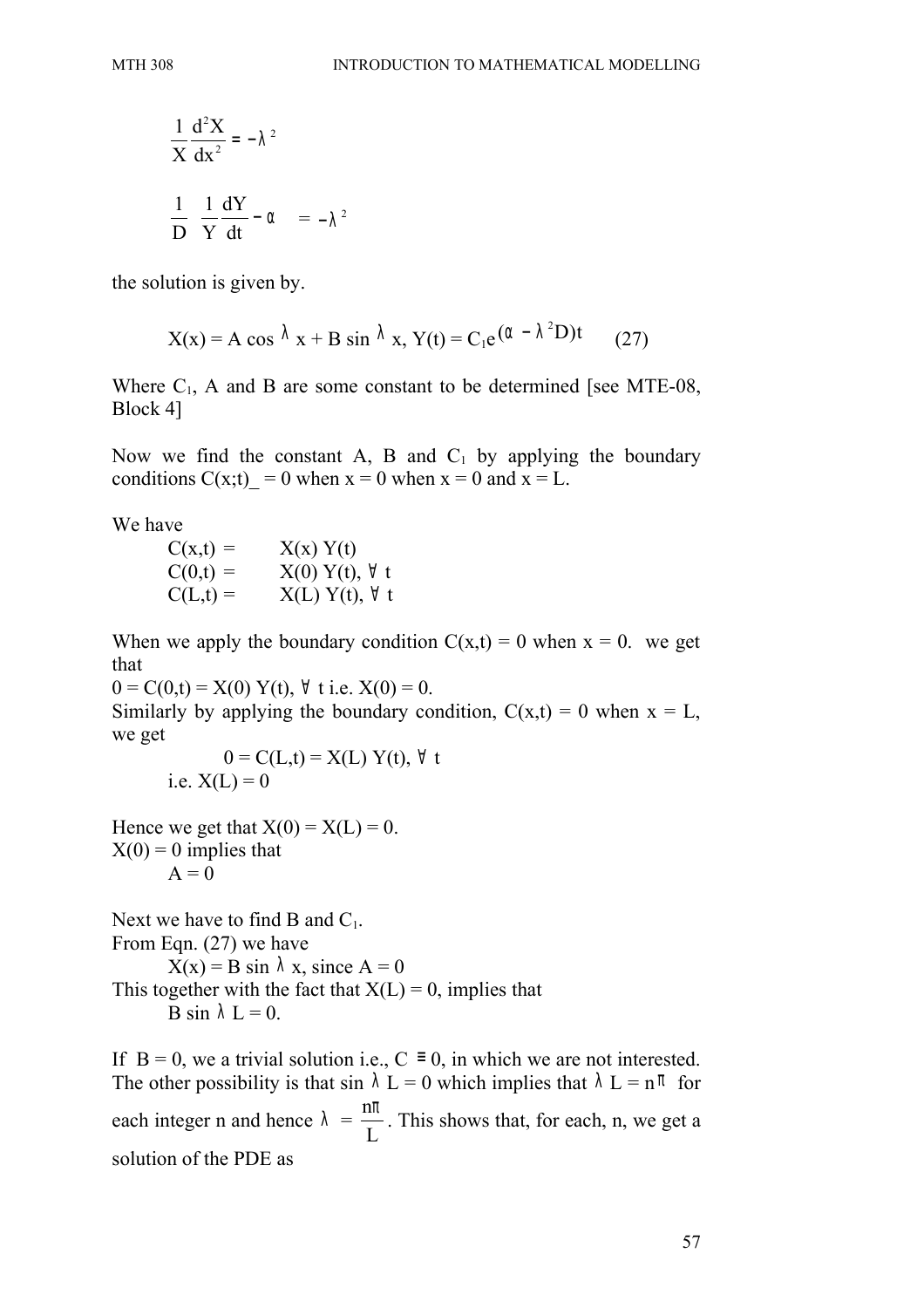$$\frac{1}{X}\frac{d^2X}{dx^2} = -\lambda^2$$

$$\frac{1}{D}\left(\frac{1}{Y}\frac{dY}{dt} - \alpha\right) = -\lambda^2$$

the solution is given by.

$$X(x) = A\cos\lambda x + B\sin\lambda x,\ Y(t) = C_1e^{(\alpha - \lambda^2 D)t} \qquad (27)$$

Where $C_1$, A and B are some constant to be determined [see MTE-08, Block 4]

Now we find the constant A, B and $C_1$ by applying the boundary conditions C(x;t)_ = 0 when x = 0 when x = 0 and x = L.

We have

$$C(x,t) = X(x)\,Y(t)$$
$$C(0,t) = X(0)\,Y(t),\ \forall\ t$$
$$C(L,t) = X(L)\,Y(t),\ \forall\ t$$

When we apply the boundary condition C(x,t) = 0 when x = 0. we get that

$0 = C(0,t) = X(0)\,Y(t),\ \forall\ t$ i.e. $X(0) = 0$.

Similarly by applying the boundary condition, C(x,t) = 0 when x = L, we get

$$0 = C(L,t) = X(L)\,Y(t),\ \forall\ t$$

i.e. $X(L) = 0$

Hence we get that $X(0) = X(L) = 0$.

$X(0) = 0$ implies that

$$A = 0$$

Next we have to find B and $C_1$.

From Eqn. (27) we have

$X(x) = B\sin\lambda x$, since A = 0

This together with the fact that $X(L) = 0$, implies that

$B\sin\lambda L = 0$.

If B = 0, we a trivial solution i.e., $C \equiv 0$, in which we are not interested. The other possibility is that $\sin\lambda L = 0$ which implies that $\lambda L = n\pi$ for each integer n and hence $\lambda = \frac{n\pi}{L}$. This shows that, for each, n, we get a solution of the PDE as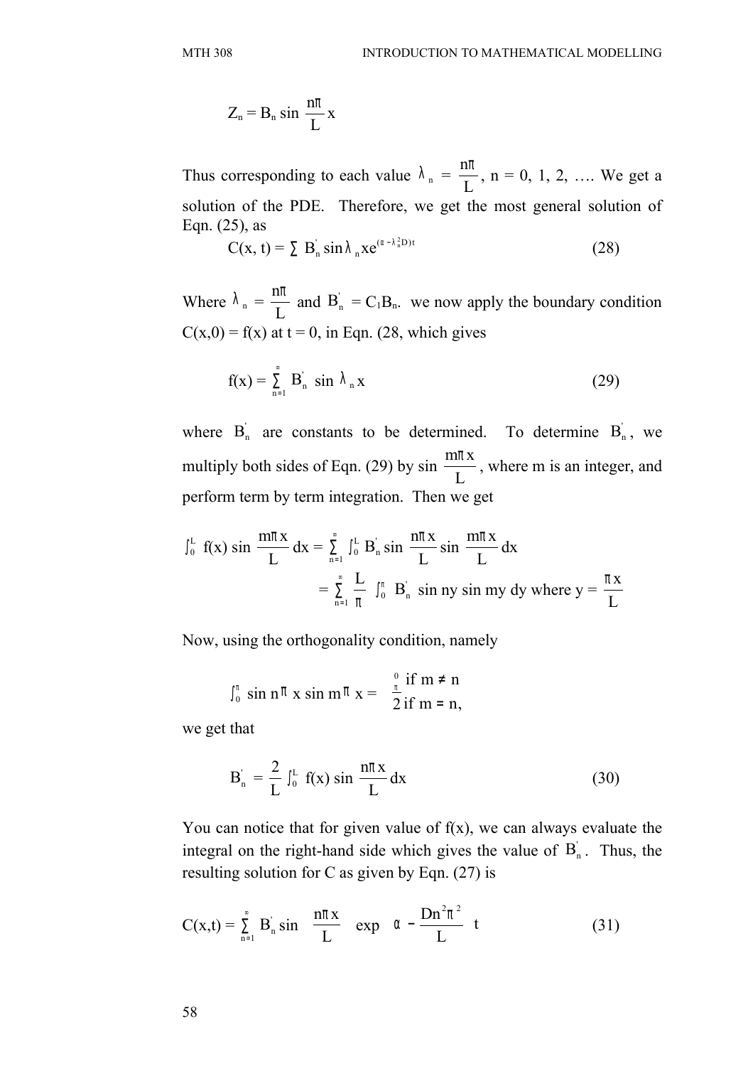$$Z_n = B_n \sin \frac{n\pi}{L} x$$

Thus corresponding to each value $\lambda_n = \frac{n\pi}{L}$, n = 0, 1, 2, …. We get a solution of the PDE. Therefore, we get the most general solution of Eqn. (25), as

$$C(x, t) = \sum B_n^{'} \sin \lambda_n x e^{(\alpha - \lambda_n^2 D)t} \tag{28}$$

Where $\lambda_n = \frac{n\pi}{L}$ and $B_n^{'} = C_1 B_n$. we now apply the boundary condition $C(x,0) = f(x)$ at $t = 0$, in Eqn. (28, which gives

$$f(x) = \sum_{n=1}^{\infty} B_n^{'} \sin \lambda_n x \tag{29}$$

where $B_n^{'}$ are constants to be determined. To determine $B_n^{'}$, we multiply both sides of Eqn. (29) by $\sin \frac{m\pi x}{L}$, where m is an integer, and perform term by term integration. Then we get

$$\int_0^L f(x) \sin \frac{m\pi x}{L} dx = \sum_{n=1}^{\infty} \int_0^L B_n^{'} \sin \frac{n\pi x}{L} \sin \frac{m\pi x}{L} dx$$

$$= \sum_{n=1}^{\infty} \frac{L}{\pi} \int_0^{\pi} B_n^{'} \sin ny \sin my \, dy \text{ where } y = \frac{\pi x}{L}$$

Now, using the orthogonality condition, namely

$$\int_0^{\pi} \sin n\pi x \sin m\pi x = \begin{cases} 0 & \text{if } m \neq n \\ \frac{\pi}{2} & \text{if } m = n, \end{cases}$$

we get that

$$B_n^{'} = \frac{2}{L} \int_0^L f(x) \sin \frac{n\pi x}{L} dx \tag{30}$$

You can notice that for given value of f(x), we can always evaluate the integral on the right-hand side which gives the value of $B_n^{'}$. Thus, the resulting solution for C as given by Eqn. (27) is

$$C(x,t) = \sum_{n=1}^{\infty} B_n^{'} \sin \left( \frac{n\pi x}{L} \right) \exp \left( \alpha - \frac{Dn^2\pi^2}{L} \right) t \tag{31}$$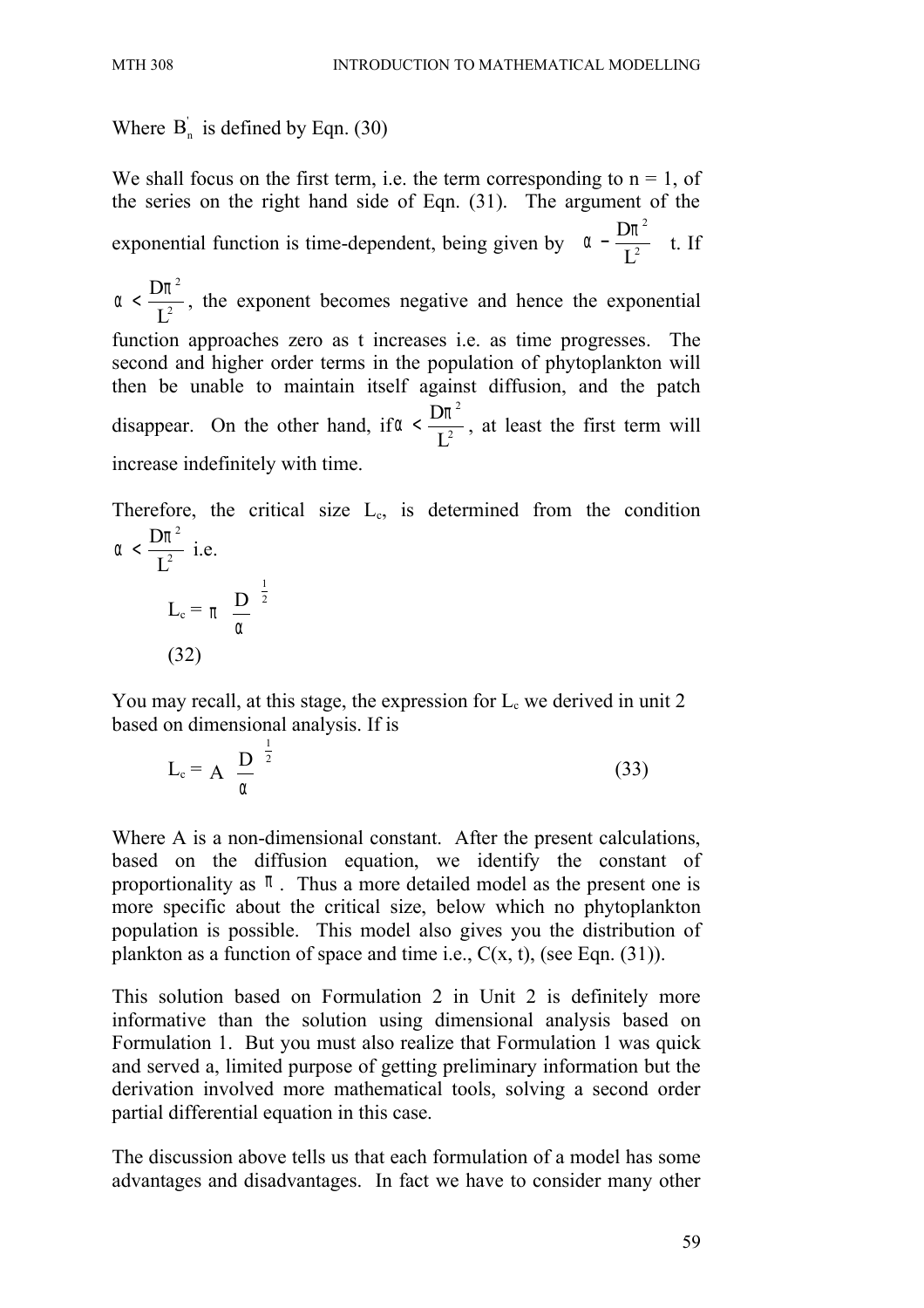Where $B_n^{'}$ is defined by Eqn. (30)

We shall focus on the first term, i.e. the term corresponding to n = 1, of the series on the right hand side of Eqn. (31). The argument of the exponential function is time-dependent, being given by $\alpha - \frac{D\pi^2}{L^2}$ t. If $\alpha < \frac{D\pi^2}{L^2}$, the exponent becomes negative and hence the exponential function approaches zero as t increases i.e. as time progresses. The second and higher order terms in the population of phytoplankton will then be unable to maintain itself against diffusion, and the patch disappear. On the other hand, if $\alpha < \frac{D\pi^2}{L^2}$, at least the first term will increase indefinitely with time.

Therefore, the critical size $L_c$, is determined from the condition $\alpha < \frac{D\pi^2}{L^2}$ i.e.

$$L_c = \pi \left(\frac{D}{\alpha}\right)^{\frac{1}{2}} \qquad (32)$$

You may recall, at this stage, the expression for $L_c$ we derived in unit 2 based on dimensional analysis. If is

$$L_c = A \left(\frac{D}{\alpha}\right)^{\frac{1}{2}} \qquad (33)$$

Where A is a non-dimensional constant. After the present calculations, based on the diffusion equation, we identify the constant of proportionality as $\pi$. Thus a more detailed model as the present one is more specific about the critical size, below which no phytoplankton population is possible. This model also gives you the distribution of plankton as a function of space and time i.e., C(x, t), (see Eqn. (31)).

This solution based on Formulation 2 in Unit 2 is definitely more informative than the solution using dimensional analysis based on Formulation 1. But you must also realize that Formulation 1 was quick and served a, limited purpose of getting preliminary information but the derivation involved more mathematical tools, solving a second order partial differential equation in this case.

The discussion above tells us that each formulation of a model has some advantages and disadvantages. In fact we have to consider many other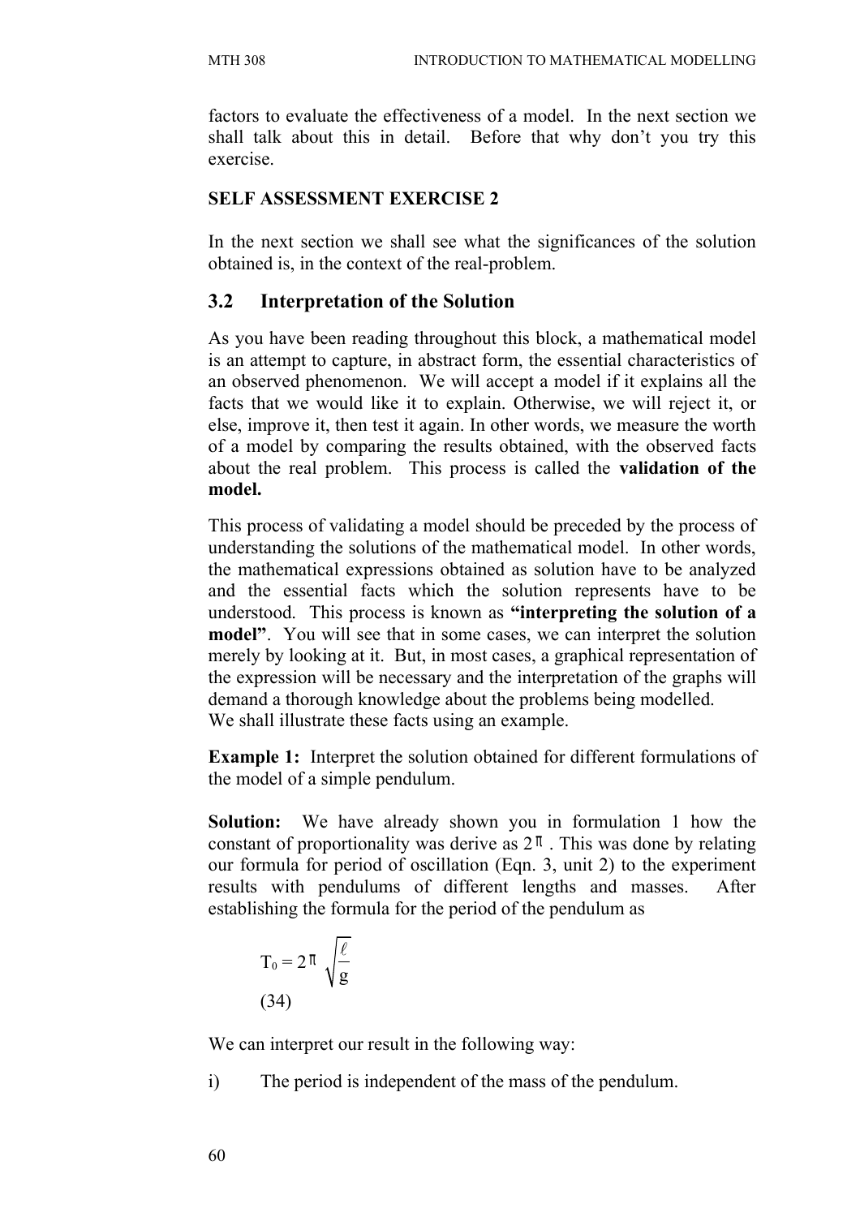factors to evaluate the effectiveness of a model. In the next section we shall talk about this in detail. Before that why don't you try this exercise.

**SELF ASSESSMENT EXERCISE 2**

In the next section we shall see what the significances of the solution obtained is, in the context of the real-problem.

## 3.2 Interpretation of the Solution

As you have been reading throughout this block, a mathematical model is an attempt to capture, in abstract form, the essential characteristics of an observed phenomenon. We will accept a model if it explains all the facts that we would like it to explain. Otherwise, we will reject it, or else, improve it, then test it again. In other words, we measure the worth of a model by comparing the results obtained, with the observed facts about the real problem. This process is called the **validation of the model.**

This process of validating a model should be preceded by the process of understanding the solutions of the mathematical model. In other words, the mathematical expressions obtained as solution have to be analyzed and the essential facts which the solution represents have to be understood. This process is known as **"interpreting the solution of a model"**. You will see that in some cases, we can interpret the solution merely by looking at it. But, in most cases, a graphical representation of the expression will be necessary and the interpretation of the graphs will demand a thorough knowledge about the problems being modelled.
We shall illustrate these facts using an example.

**Example 1:** Interpret the solution obtained for different formulations of the model of a simple pendulum.

**Solution:** We have already shown you in formulation 1 how the constant of proportionality was derive as $2\pi$. This was done by relating our formula for period of oscillation (Eqn. 3, unit 2) to the experiment results with pendulums of different lengths and masses. After establishing the formula for the period of the pendulum as

$$T_0 = 2\pi \sqrt{\frac{\ell}{g}} \qquad (34)$$

We can interpret our result in the following way:

i) The period is independent of the mass of the pendulum.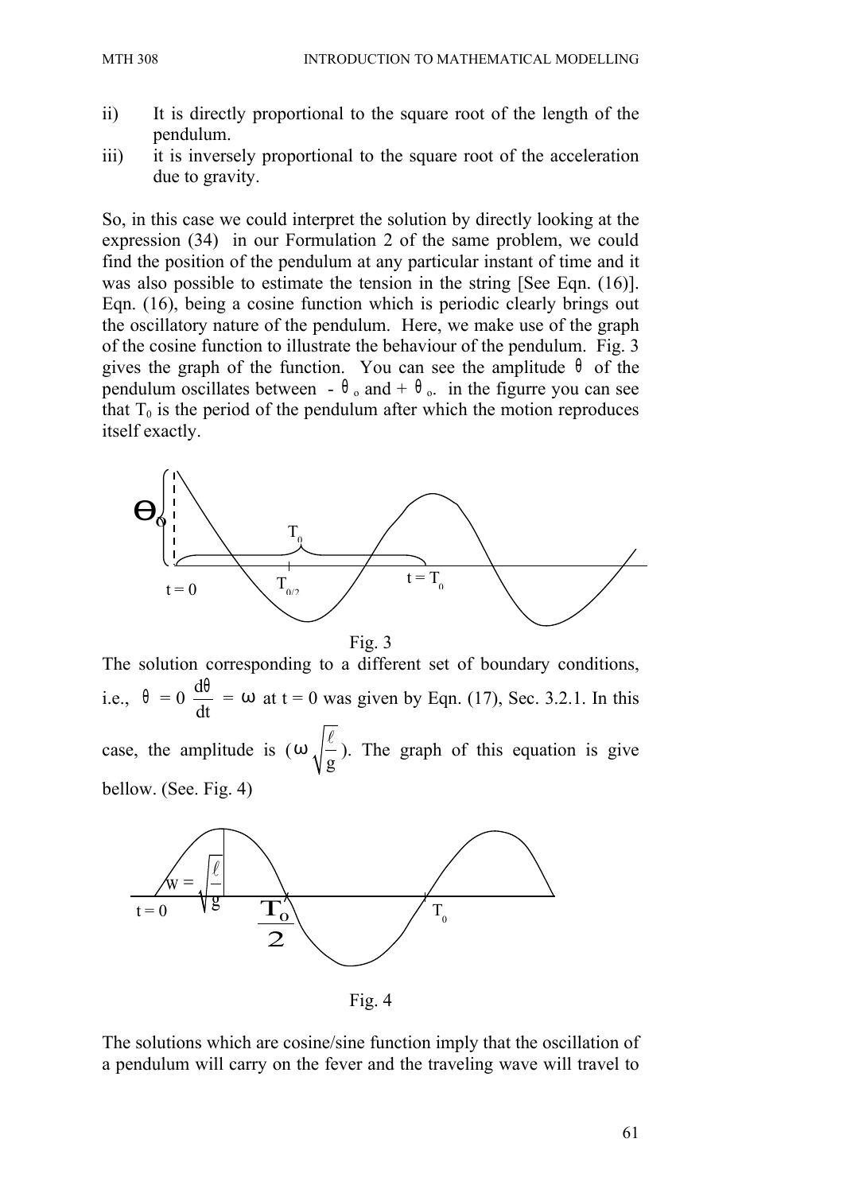ii) It is directly proportional to the square root of the length of the pendulum.

iii) it is inversely proportional to the square root of the acceleration due to gravity.

So, in this case we could interpret the solution by directly looking at the expression (34) in our Formulation 2 of the same problem, we could find the position of the pendulum at any particular instant of time and it was also possible to estimate the tension in the string [See Eqn. (16)]. Eqn. (16), being a cosine function which is periodic clearly brings out the oscillatory nature of the pendulum. Here, we make use of the graph of the cosine function to illustrate the behaviour of the pendulum. Fig. 3 gives the graph of the function. You can see the amplitude $\theta$ of the pendulum oscillates between $-\theta_o$ and $+\theta_o$. in the figurre you can see that $T_0$ is the period of the pendulum after which the motion reproduces itself exactly.

Fig. 3

The solution corresponding to a different set of boundary conditions, i.e., $\theta = 0 \; \frac{d\theta}{dt} = \omega$ at t = 0 was given by Eqn. (17), Sec. 3.2.1. In this case, the amplitude is ($\omega \sqrt{\frac{\ell}{g}}$). The graph of this equation is give bellow. (See. Fig. 4)

Fig. 4

The solutions which are cosine/sine function imply that the oscillation of a pendulum will carry on the fever and the traveling wave will travel to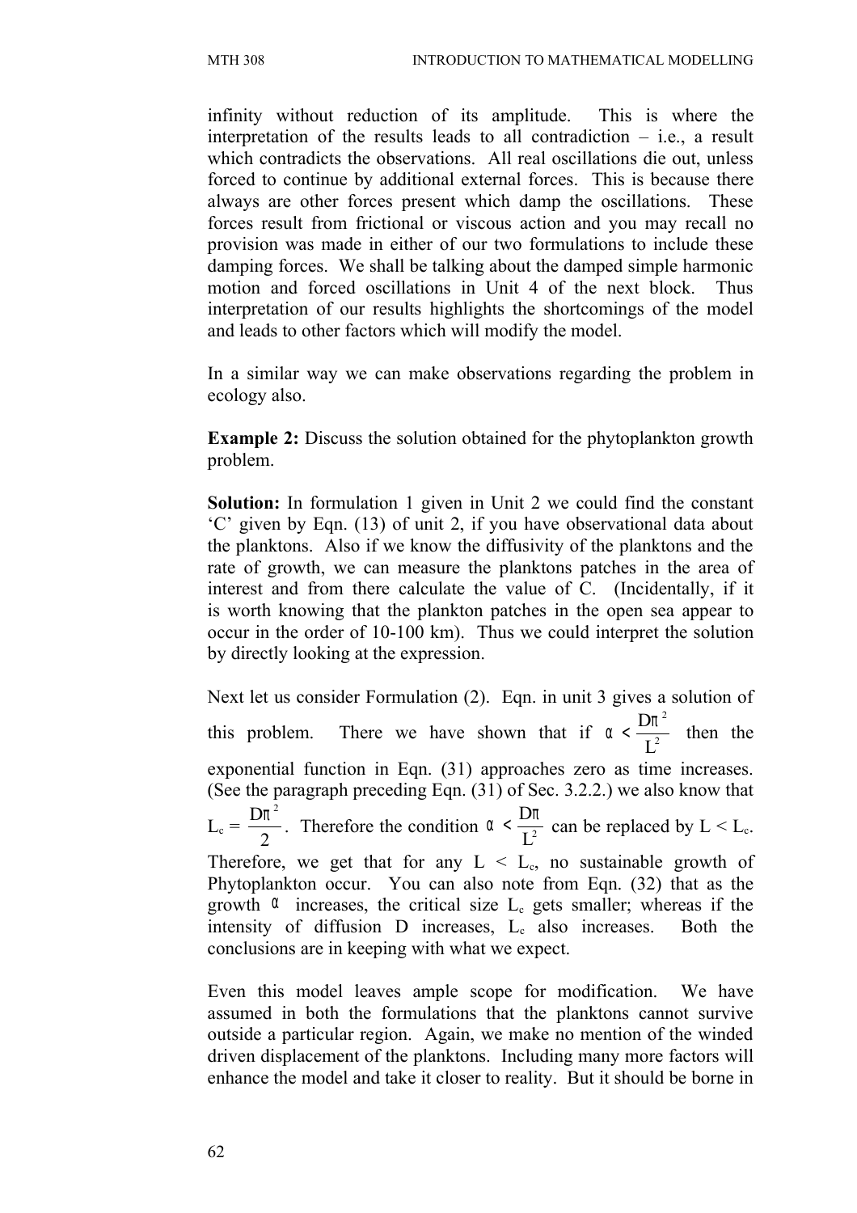infinity without reduction of its amplitude. This is where the interpretation of the results leads to all contradiction – i.e., a result which contradicts the observations. All real oscillations die out, unless forced to continue by additional external forces. This is because there always are other forces present which damp the oscillations. These forces result from frictional or viscous action and you may recall no provision was made in either of our two formulations to include these damping forces. We shall be talking about the damped simple harmonic motion and forced oscillations in Unit 4 of the next block. Thus interpretation of our results highlights the shortcomings of the model and leads to other factors which will modify the model.

In a similar way we can make observations regarding the problem in ecology also.

**Example 2:** Discuss the solution obtained for the phytoplankton growth problem.

**Solution:** In formulation 1 given in Unit 2 we could find the constant 'C' given by Eqn. (13) of unit 2, if you have observational data about the planktons. Also if we know the diffusivity of the planktons and the rate of growth, we can measure the planktons patches in the area of interest and from there calculate the value of C. (Incidentally, if it is worth knowing that the plankton patches in the open sea appear to occur in the order of 10-100 km). Thus we could interpret the solution by directly looking at the expression.

Next let us consider Formulation (2). Eqn. in unit 3 gives a solution of this problem. There we have shown that if $\alpha < \frac{D\pi^2}{L^2}$ then the exponential function in Eqn. (31) approaches zero as time increases. (See the paragraph preceding Eqn. (31) of Sec. 3.2.2.) we also know that $L_c = \frac{D\pi^2}{2}$. Therefore the condition $\alpha < \frac{D\pi}{L^2}$ can be replaced by $L < L_c$. Therefore, we get that for any $L < L_c$, no sustainable growth of Phytoplankton occur. You can also note from Eqn. (32) that as the growth $\alpha$ increases, the critical size $L_c$ gets smaller; whereas if the intensity of diffusion D increases, $L_c$ also increases. Both the conclusions are in keeping with what we expect.

Even this model leaves ample scope for modification. We have assumed in both the formulations that the planktons cannot survive outside a particular region. Again, we make no mention of the winded driven displacement of the planktons. Including many more factors will enhance the model and take it closer to reality. But it should be borne in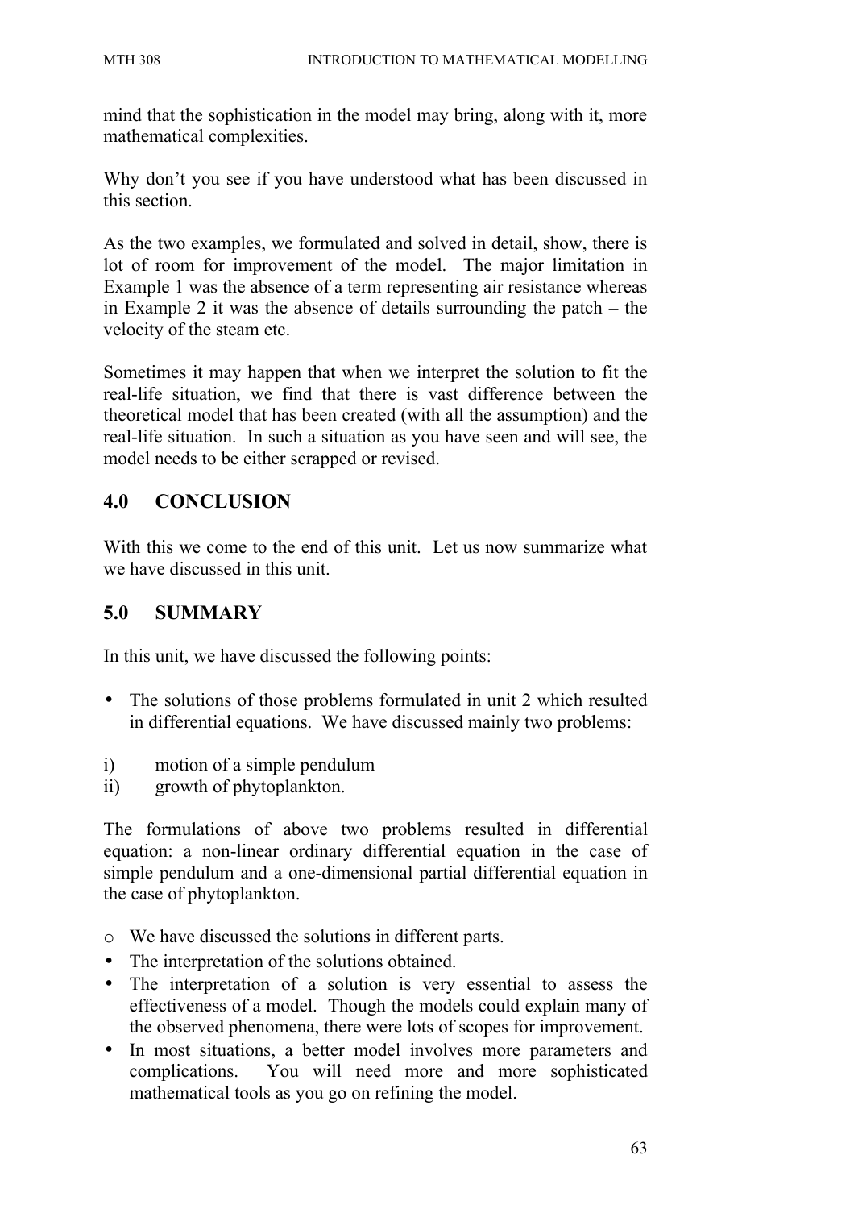mind that the sophistication in the model may bring, along with it, more mathematical complexities.

Why don't you see if you have understood what has been discussed in this section.

As the two examples, we formulated and solved in detail, show, there is lot of room for improvement of the model. The major limitation in Example 1 was the absence of a term representing air resistance whereas in Example 2 it was the absence of details surrounding the patch – the velocity of the steam etc.

Sometimes it may happen that when we interpret the solution to fit the real-life situation, we find that there is vast difference between the theoretical model that has been created (with all the assumption) and the real-life situation. In such a situation as you have seen and will see, the model needs to be either scrapped or revised.

## 4.0 CONCLUSION

With this we come to the end of this unit. Let us now summarize what we have discussed in this unit.

## 5.0 SUMMARY

In this unit, we have discussed the following points:

- The solutions of those problems formulated in unit 2 which resulted in differential equations. We have discussed mainly two problems:

i) motion of a simple pendulum
ii) growth of phytoplankton.

The formulations of above two problems resulted in differential equation: a non-linear ordinary differential equation in the case of simple pendulum and a one-dimensional partial differential equation in the case of phytoplankton.

- We have discussed the solutions in different parts.
- The interpretation of the solutions obtained.
- The interpretation of a solution is very essential to assess the effectiveness of a model. Though the models could explain many of the observed phenomena, there were lots of scopes for improvement.
- In most situations, a better model involves more parameters and complications. You will need more and more sophisticated mathematical tools as you go on refining the model.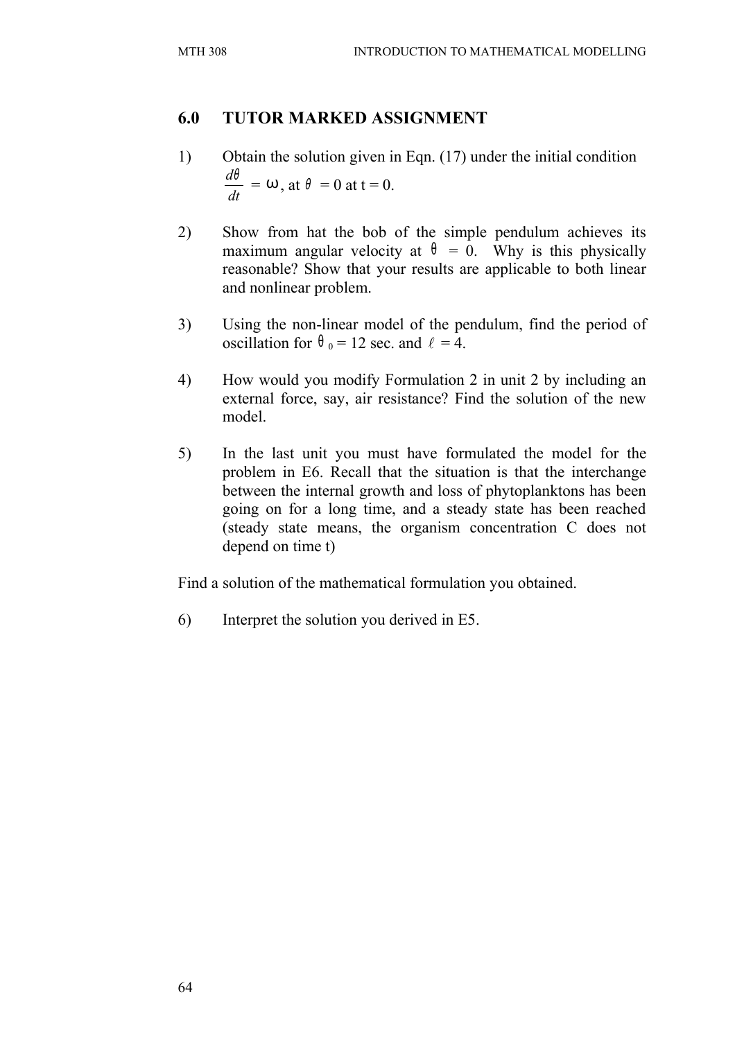## 6.0 TUTOR MARKED ASSIGNMENT

1) Obtain the solution given in Eqn. (17) under the initial condition $\frac{d\theta}{dt} = \omega$, at $\theta = 0$ at t = 0.

2) Show from hat the bob of the simple pendulum achieves its maximum angular velocity at $\theta = 0$. Why is this physically reasonable? Show that your results are applicable to both linear and nonlinear problem.

3) Using the non-linear model of the pendulum, find the period of oscillation for $\theta_0 = 12$ sec. and $\ell = 4$.

4) How would you modify Formulation 2 in unit 2 by including an external force, say, air resistance? Find the solution of the new model.

5) In the last unit you must have formulated the model for the problem in E6. Recall that the situation is that the interchange between the internal growth and loss of phytoplanktons has been going on for a long time, and a steady state has been reached (steady state means, the organism concentration C does not depend on time t)

Find a solution of the mathematical formulation you obtained.

6) Interpret the solution you derived in E5.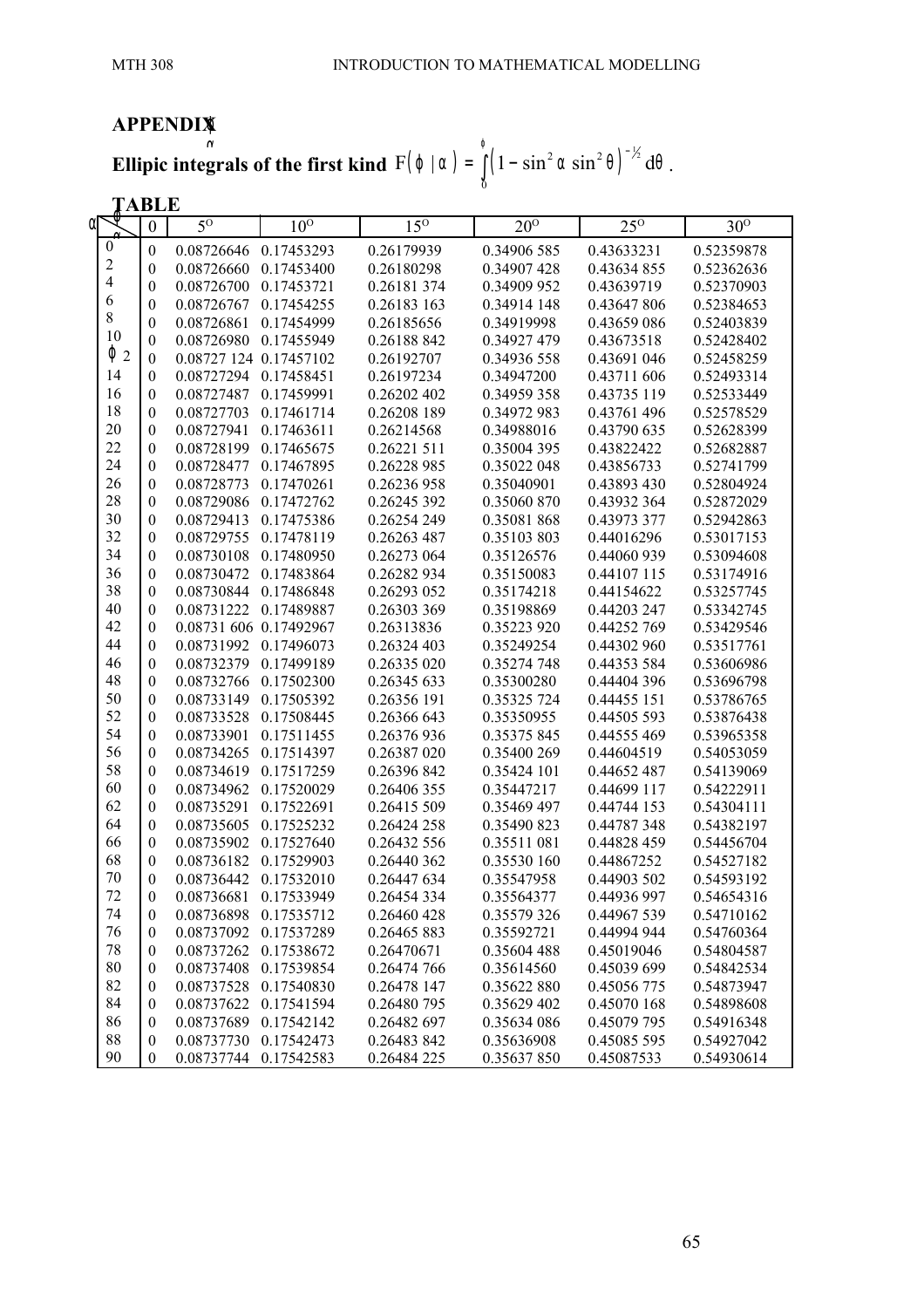## APPENDIX

**Ellipic integrals of the first kind** $F(\phi \mid \alpha) = \int_0^{\phi} \left(1 - \sin^2\alpha \sin^2\theta\right)^{-\frac{1}{2}} d\theta$.

**TABLE**

| $\phi$ \ $\alpha$ | 0 | 5° | 10° | 15° | 20° | 25° | 30° |
|---|---|---|---|---|---|---|---|
| 0 | 0 | 0.08726646 | 0.17453293 | 0.26179939 | 0.34906 585 | 0.43633231 | 0.52359878 |
| 2 | 0 | 0.08726660 | 0.17453400 | 0.26180298 | 0.34907 428 | 0.43634 855 | 0.52362636 |
| 4 | 0 | 0.08726700 | 0.17453721 | 0.26181 374 | 0.34909 952 | 0.43639719 | 0.52370903 |
| 6 | 0 | 0.08726767 | 0.17454255 | 0.26183 163 | 0.34914 148 | 0.43647 806 | 0.52384653 |
| 8 | 0 | 0.08726861 | 0.17454999 | 0.26185656 | 0.34919998 | 0.43659 086 | 0.52403839 |
| 10 | 0 | 0.08726980 | 0.17455949 | 0.26188 842 | 0.34927 479 | 0.43673518 | 0.52428402 |
| 12 | 0 | 0.08727 124 | 0.17457102 | 0.26192707 | 0.34936 558 | 0.43691 046 | 0.52458259 |
| 14 | 0 | 0.08727294 | 0.17458451 | 0.26197234 | 0.34947200 | 0.43711 606 | 0.52493314 |
| 16 | 0 | 0.08727487 | 0.17459991 | 0.26202 402 | 0.34959 358 | 0.43735 119 | 0.52533449 |
| 18 | 0 | 0.08727703 | 0.17461714 | 0.26208 189 | 0.34972 983 | 0.43761 496 | 0.52578529 |
| 20 | 0 | 0.08727941 | 0.17463611 | 0.26214568 | 0.34988016 | 0.43790 635 | 0.52628399 |
| 22 | 0 | 0.08728199 | 0.17465675 | 0.26221 511 | 0.35004 395 | 0.43822422 | 0.52682887 |
| 24 | 0 | 0.08728477 | 0.17467895 | 0.26228 985 | 0.35022 048 | 0.43856733 | 0.52741799 |
| 26 | 0 | 0.08728773 | 0.17470261 | 0.26236 958 | 0.35040901 | 0.43893 430 | 0.52804924 |
| 28 | 0 | 0.08729086 | 0.17472762 | 0.26245 392 | 0.35060 870 | 0.43932 364 | 0.52872029 |
| 30 | 0 | 0.08729413 | 0.17475386 | 0.26254 249 | 0.35081 868 | 0.43973 377 | 0.52942863 |
| 32 | 0 | 0.08729755 | 0.17478119 | 0.26263 487 | 0.35103 803 | 0.44016296 | 0.53017153 |
| 34 | 0 | 0.08730108 | 0.17480950 | 0.26273 064 | 0.35126 576 | 0.44060 939 | 0.53094608 |
| 36 | 0 | 0.08730472 | 0.17483864 | 0.26282 934 | 0.35150083 | 0.44107 115 | 0.53174916 |
| 38 | 0 | 0.08730844 | 0.17486848 | 0.26293 052 | 0.35174218 | 0.44154622 | 0.53257745 |
| 40 | 0 | 0.08731222 | 0.17489887 | 0.26303 369 | 0.35198869 | 0.44203 247 | 0.53342745 |
| 42 | 0 | 0.08731 606 | 0.17492967 | 0.26313836 | 0.35223 920 | 0.44252 769 | 0.53429546 |
| 44 | 0 | 0.08731992 | 0.17496073 | 0.26324 403 | 0.35249254 | 0.44302 960 | 0.53517761 |
| 46 | 0 | 0.08732379 | 0.17499189 | 0.26335 020 | 0.35274 748 | 0.44353 584 | 0.53606986 |
| 48 | 0 | 0.08732766 | 0.17502300 | 0.26345 633 | 0.35300280 | 0.44404 396 | 0.53696798 |
| 50 | 0 | 0.08733149 | 0.17505392 | 0.26356 191 | 0.35325 724 | 0.44455 151 | 0.53786765 |
| 52 | 0 | 0.08733528 | 0.17508445 | 0.26366 643 | 0.35350955 | 0.44505 593 | 0.53876438 |
| 54 | 0 | 0.08733901 | 0.17511455 | 0.26376 936 | 0.35375 845 | 0.44555 469 | 0.53965358 |
| 56 | 0 | 0.08734265 | 0.17514397 | 0.26387 020 | 0.35400 269 | 0.44604519 | 0.54053059 |
| 58 | 0 | 0.08734619 | 0.17517259 | 0.26396 842 | 0.35424 101 | 0.44652 487 | 0.54139069 |
| 60 | 0 | 0.08734962 | 0.17520029 | 0.26406 355 | 0.35447217 | 0.44699 117 | 0.54222911 |
| 62 | 0 | 0.08735291 | 0.17522691 | 0.26415 509 | 0.35469 497 | 0.44744 153 | 0.54304111 |
| 64 | 0 | 0.08735605 | 0.17525232 | 0.26424 258 | 0.35490 823 | 0.44787 348 | 0.54382197 |
| 66 | 0 | 0.08735902 | 0.17527640 | 0.26432 556 | 0.35511 081 | 0.44828 459 | 0.54456704 |
| 68 | 0 | 0.08736182 | 0.17529903 | 0.26440 362 | 0.35530 160 | 0.44867252 | 0.54527182 |
| 70 | 0 | 0.08736442 | 0.17532010 | 0.26447 634 | 0.35547958 | 0.44903 502 | 0.54593192 |
| 72 | 0 | 0.08736681 | 0.17533949 | 0.26454 334 | 0.35564377 | 0.44936 997 | 0.54654316 |
| 74 | 0 | 0.08736898 | 0.17535712 | 0.26460 428 | 0.35579 326 | 0.44967 539 | 0.54710162 |
| 76 | 0 | 0.08737092 | 0.17537289 | 0.26465 883 | 0.35592721 | 0.44994 944 | 0.54760364 |
| 78 | 0 | 0.08737262 | 0.17538672 | 0.26470671 | 0.35604 488 | 0.45019046 | 0.54804587 |
| 80 | 0 | 0.08737408 | 0.17539854 | 0.26474 766 | 0.35614560 | 0.45039 699 | 0.54842534 |
| 82 | 0 | 0.08737528 | 0.17540830 | 0.26478 147 | 0.35622 880 | 0.45056 775 | 0.54873947 |
| 84 | 0 | 0.08737622 | 0.17541594 | 0.26480 795 | 0.35629 402 | 0.45070 168 | 0.54898608 |
| 86 | 0 | 0.08737689 | 0.17542142 | 0.26482 697 | 0.35634 086 | 0.45079 795 | 0.54916348 |
| 88 | 0 | 0.08737730 | 0.17542473 | 0.26483 842 | 0.35636908 | 0.45085 595 | 0.54927042 |
| 90 | 0 | 0.08737744 | 0.17542583 | 0.26484 225 | 0.35637 850 | 0.45087533 | 0.54930614 |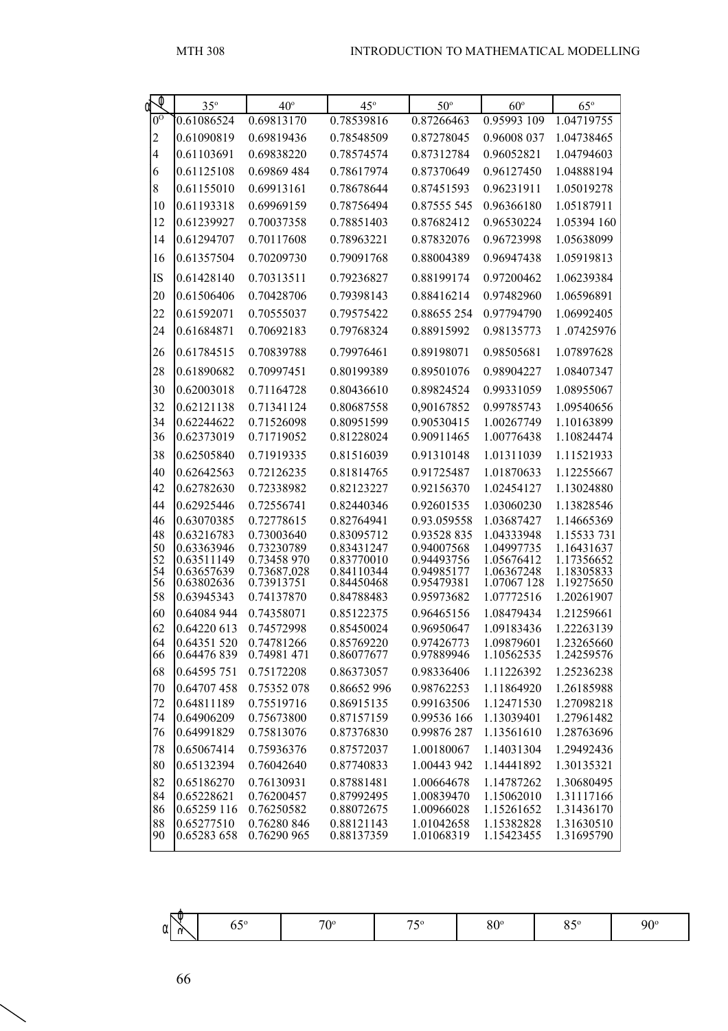| α \ φ | 35° | 40° | 45° | 50° | 60° | 65° |
|---|---|---|---|---|---|---|
| 0° | 0.61086524 | 0.69813170 | 0.78539816 | 0.87266463 | 0.95993 109 | 1.04719755 |
| 2 | 0.61090819 | 0.69819436 | 0.78548509 | 0.87278045 | 0.96008 037 | 1.04738465 |
| 4 | 0.61103691 | 0.69838220 | 0.78574574 | 0.87312784 | 0.96052821 | 1.04794603 |
| 6 | 0.61125108 | 0.69869 484 | 0.78617974 | 0.87370649 | 0.96127450 | 1.04888194 |
| 8 | 0.61155010 | 0.69913161 | 0.78678644 | 0.87451593 | 0.96231911 | 1.05019278 |
| 10 | 0.61193318 | 0.69969159 | 0.78756494 | 0.87555 545 | 0.96366180 | 1.05187911 |
| 12 | 0.61239927 | 0.70037358 | 0.78851403 | 0.87682412 | 0.96530224 | 1.05394 160 |
| 14 | 0.61294707 | 0.70117608 | 0.78963221 | 0.87832076 | 0.96723998 | 1.05638099 |
| 16 | 0.61357504 | 0.70209730 | 0.79091768 | 0.88004389 | 0.96947438 | 1.05919813 |
| IS | 0.61428140 | 0.70313511 | 0.79236827 | 0.88199174 | 0.97200462 | 1.06239384 |
| 20 | 0.61506406 | 0.70428706 | 0.79398143 | 0.88416214 | 0.97482960 | 1.06596891 |
| 22 | 0.61592071 | 0.70555037 | 0.79575422 | 0.88655 254 | 0.97794790 | 1.06992405 |
| 24 | 0.61684871 | 0.70692183 | 0.79768324 | 0.88915992 | 0.98135773 | 1 .07425976 |
| 26 | 0.61784515 | 0.70839788 | 0.79976461 | 0.89198071 | 0.98505681 | 1.07897628 |
| 28 | 0.61890682 | 0.70997451 | 0.80199389 | 0.89501076 | 0.98904227 | 1.08407347 |
| 30 | 0.62003018 | 0.71164728 | 0.80436610 | 0.89824524 | 0.99331059 | 1.08955067 |
| 32 | 0.62121138 | 0.71341124 | 0.80687558 | 0,90167852 | 0.99785743 | 1.09540656 |
| 34 | 0.62244622 | 0.71526098 | 0.80951599 | 0.90530415 | 1.00267749 | 1.10163899 |
| 36 | 0.62373019 | 0.71719052 | 0.81228024 | 0.90911465 | 1.00776438 | 1.10824474 |
| 38 | 0.62505840 | 0.71919335 | 0.81516039 | 0.91310148 | 1.01311039 | 1.11521933 |
| 40 | 0.62642563 | 0.72126235 | 0.81814765 | 0.91725487 | 1.01870633 | 1.12255667 |
| 42 | 0.62782630 | 0.72338982 | 0.82123227 | 0.92156370 | 1.02454127 | 1.13024880 |
| 44 | 0.62925446 | 0.72556741 | 0.82440346 | 0.92601535 | 1.03060230 | 1.13828546 |
| 46 | 0.63070385 | 0.72778615 | 0.82764941 | 0.93.059558 | 1.03687427 | 1.14665369 |
| 48 | 0.63216783 | 0.73003640 | 0.83095712 | 0.93528 835 | 1.04333948 | 1.15533 731 |
| 50 | 0.63363946 | 0.73230789 | 0.83431247 | 0.94007568 | 1.04997735 | 1.16431637 |
| 52 | 0.63511149 | 0.73458 970 | 0.83770010 | 0.94493756 | 1.05676412 | 1.17356652 |
| 54 | 0.63657639 | 0.73687,028 | 0.84110344 | 0.94985177 | 1.06367248 | 1.18305833 |
| 56 | 0.63802636 | 0.73913751 | 0.84450468 | 0.95479381 | 1.07067 128 | 1.19275650 |
| 58 | 0.63945343 | 0.74137870 | 0.84788483 | 0.95973682 | 1.07772516 | 1.20261907 |
| 60 | 0.64084 944 | 0.74358071 | 0.85122375 | 0.96465156 | 1.08479434 | 1.21259661 |
| 62 | 0.64220 613 | 0.74572998 | 0.85450024 | 0.96950647 | 1.09183436 | 1.22263139 |
| 64 | 0.64351 520 | 0.74781266 | 0.85769220 | 0.97426773 | 1.09879601 | 1.23265660 |
| 66 | 0.64476 839 | 0.74981 471 | 0.86077677 | 0.97889946 | 1.10562535 | 1.24259576 |
| 68 | 0.64595 751 | 0.75172208 | 0.86373057 | 0.98336406 | 1.11226392 | 1.25236238 |
| 70 | 0.64707 458 | 0.75352 078 | 0.86652 996 | 0.98762253 | 1.11864920 | 1.26185988 |
| 72 | 0.64811189 | 0.75519716 | 0.86915135 | 0.99163506 | 1.12471530 | 1.27098218 |
| 74 | 0.64906209 | 0.75673800 | 0.87157159 | 0.99536 166 | 1.13039401 | 1.27961482 |
| 76 | 0.64991829 | 0.75813076 | 0.87376830 | 0.99876 287 | 1.13561610 | 1.28763696 |
| 78 | 0.65067414 | 0.75936376 | 0.87572037 | 1.00180067 | 1.14031304 | 1.29492436 |
| 80 | 0.65132394 | 0.76042640 | 0.87740833 | 1.00443 942 | 1.14441892 | 1.30135321 |
| 82 | 0.65186270 | 0.76130931 | 0.87881481 | 1.00664678 | 1.14787262 | 1.30680495 |
| 84 | 0.65228621 | 0.76200457 | 0.87992495 | 1.00839470 | 1.15062010 | 1.31117166 |
| 86 | 0.65259 116 | 0.76250582 | 0.88072675 | 1.00966028 | 1.15261652 | 1.31436170 |
| 88 | 0.65277510 | 0.76280 846 | 0.88121143 | 1.01042658 | 1.15382828 | 1.31630510 |
| 90 | 0.65283 658 | 0.76290 965 | 0.88137359 | 1.01068319 | 1.15423455 | 1.31695790 |

| α \ φ | 65° | 70° | 75° | 80° | 85° | 90° |
|---|---|---|---|---|---|---|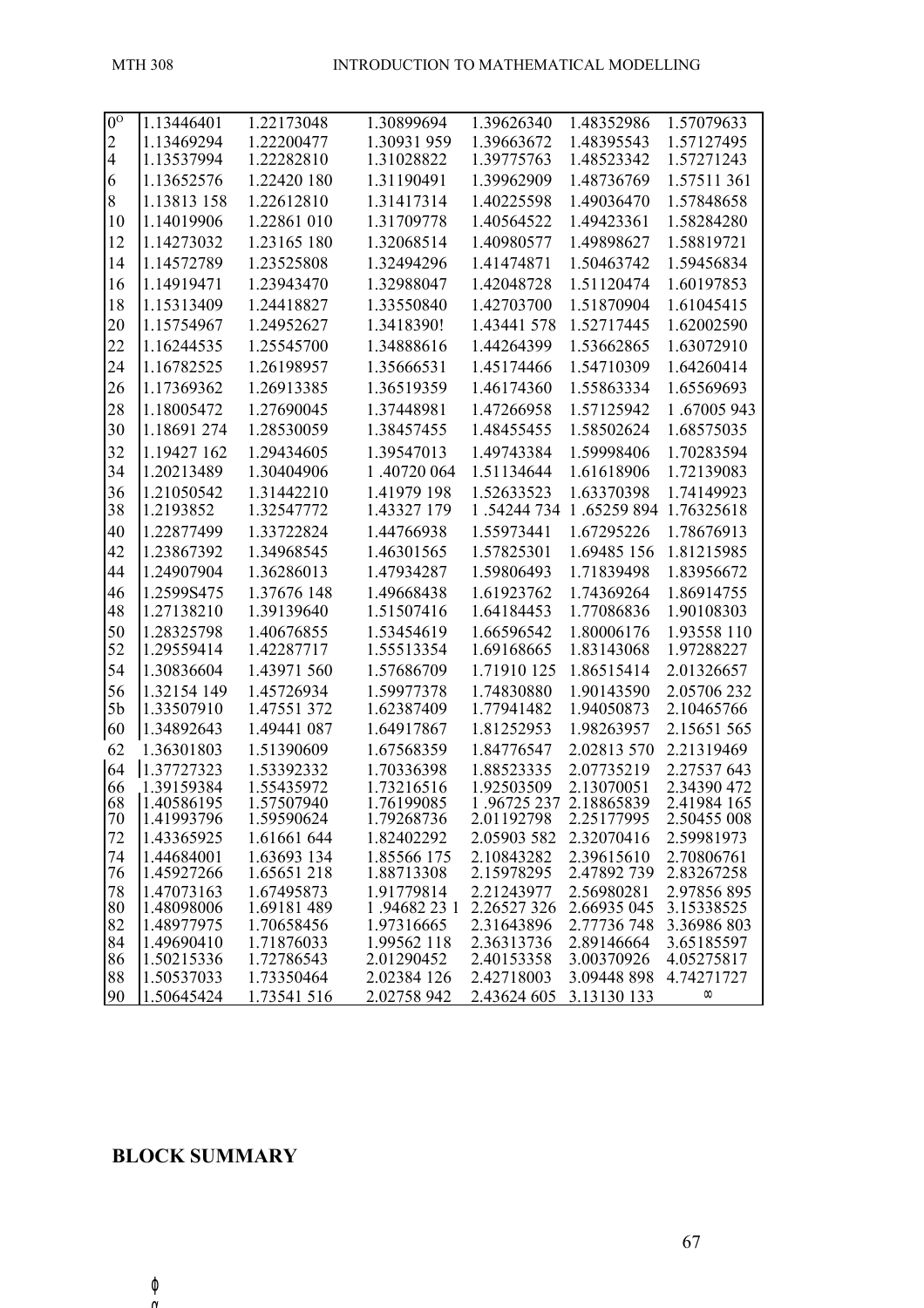| 0° | 1.13446401 | 1.22173048 | 1.30899694 | 1.39626340 | 1.48352986 | 1.57079633 |
|---|---|---|---|---|---|---|
| 2 | 1.13469294 | 1.22200477 | 1.30931 959 | 1.39663672 | 1.48395543 | 1.57127495 |
| 4 | 1.13537994 | 1.22282810 | 1.31028822 | 1.39775763 | 1.48523342 | 1.57271243 |
| 6 | 1.13652576 | 1.22420 180 | 1.31190491 | 1.39962909 | 1.48736769 | 1.57511 361 |
| 8 | 1.13813 158 | 1.22612810 | 1.31417314 | 1.40225598 | 1.49036470 | 1.57848658 |
| 10 | 1.14019906 | 1.22861 010 | 1.31709778 | 1.40564522 | 1.49423361 | 1.58284280 |
| 12 | 1.14273032 | 1.23165 180 | 1.32068514 | 1.40980577 | 1.49898627 | 1.58819721 |
| 14 | 1.14572789 | 1.23525808 | 1.32494296 | 1.41474871 | 1.50463742 | 1.59456834 |
| 16 | 1.14919471 | 1.23943470 | 1.32988047 | 1.42048728 | 1.51120474 | 1.60197853 |
| 18 | 1.15313409 | 1.24418827 | 1.33550840 | 1.42703700 | 1.51870904 | 1.61045415 |
| 20 | 1.15754967 | 1.24952627 | 1.3418390! | 1.43441 578 | 1.52717445 | 1.62002590 |
| 22 | 1.16244535 | 1.25545700 | 1.34888616 | 1.44264399 | 1.53662865 | 1.63072910 |
| 24 | 1.16782525 | 1.26198957 | 1.35666531 | 1.45174466 | 1.54710309 | 1.64260414 |
| 26 | 1.17369362 | 1.26913385 | 1.36519359 | 1.46174360 | 1.55863334 | 1.65569693 |
| 28 | 1.18005472 | 1.27690045 | 1.37448981 | 1.47266958 | 1.57125942 | 1 .67005 943 |
| 30 | 1.18691 274 | 1.28530059 | 1.38457455 | 1.48455455 | 1.58502624 | 1.68575035 |
| 32 | 1.19427 162 | 1.29434605 | 1.39547013 | 1.49743384 | 1.59998406 | 1.70283594 |
| 34 | 1.20213489 | 1.30404906 | 1 .40720 064 | 1.51134644 | 1.61618906 | 1.72139083 |
| 36 | 1.21050542 | 1.31442210 | 1.41979 198 | 1.52633523 | 1.63370398 | 1.74149923 |
| 38 | 1.2193852 | 1.32547772 | 1.43327 179 | 1 .54244 734 | 1 .65259 894 | 1.76325618 |
| 40 | 1.22877499 | 1.33722824 | 1.44766938 | 1.55973441 | 1.67295226 | 1.78676913 |
| 42 | 1.23867392 | 1.34968545 | 1.46301565 | 1.57825301 | 1.69485 156 | 1.81215985 |
| 44 | 1.24907904 | 1.36286013 | 1.47934287 | 1.59806493 | 1.71839498 | 1.83956672 |
| 46 | 1.2599S475 | 1.37676 148 | 1.49668438 | 1.61923762 | 1.74369264 | 1.86914755 |
| 48 | 1.27138210 | 1.39139640 | 1.51507416 | 1.64184453 | 1.77086836 | 1.90108303 |
| 50 | 1.28325798 | 1.40676855 | 1.53454619 | 1.66596542 | 1.80006176 | 1.93558 110 |
| 52 | 1.29559414 | 1.42287717 | 1.55513354 | 1.69168665 | 1.83143068 | 1.97288227 |
| 54 | 1.30836604 | 1.43971 560 | 1.57686709 | 1.71910 125 | 1.86515414 | 2.01326657 |
| 56 | 1.32154 149 | 1.45726934 | 1.59977378 | 1.74830880 | 1.90143590 | 2.05706 232 |
| 5b | 1.33507910 | 1.47551 372 | 1.62387409 | 1.77941482 | 1.94050873 | 2.10465766 |
| 60 | 1.34892643 | 1.49441 087 | 1.64917867 | 1.81252953 | 1.98263957 | 2.15651 565 |
| 62 | 1.36301803 | 1.51390609 | 1.67568359 | 1.84776547 | 2.02813 570 | 2.21319469 |
| 64 | 1.37727323 | 1.53392332 | 1.70336398 | 1.88523335 | 2.07735219 | 2.27537 643 |
| 66 | 1.39159384 | 1.55435972 | 1.73216516 | 1.92503509 | 2.13070051 | 2.34390 472 |
| 68 | 1.40586195 | 1.57507940 | 1.76199085 | 1 .96725 237 | 2.18865839 | 2.41984 165 |
| 70 | 1.41993796 | 1.59590624 | 1.79268736 | 2.01192798 | 2.25177995 | 2.50455 008 |
| 72 | 1.43365925 | 1.61661 644 | 1.82402292 | 2.05903 582 | 2.32070416 | 2.59981973 |
| 74 | 1.44684001 | 1.63693 134 | 1.85566 175 | 2.10843282 | 2.39615610 | 2.70806761 |
| 76 | 1.45927266 | 1.65651 218 | 1.88713308 | 2.15978295 | 2.47892 739 | 2.83267258 |
| 78 | 1.47073163 | 1.67495873 | 1.91779814 | 2.21243977 | 2.56980281 | 2.97856 895 |
| 80 | 1.48098006 | 1.69181 489 | 1 .94682 23 1 | 2.26527 326 | 2.66935 045 | 3.15338525 |
| 82 | 1.48977975 | 1.70658456 | 1.97316665 | 2.31643896 | 2.77736 748 | 3.36986 803 |
| 84 | 1.49690410 | 1.71876033 | 1.99562 118 | 2.36313736 | 2.89146664 | 3.65185597 |
| 86 | 1.50215336 | 1.72786543 | 2.01290452 | 2.40153358 | 3.00370926 | 4.05275817 |
| 88 | 1.50537033 | 1.73350464 | 2.02384 126 | 2.42718003 | 3.09448 898 | 4.74271727 |
| 90 | 1.50645424 | 1.73541 516 | 2.02758 942 | 2.43624 605 | 3.13130 133 | ∞ |

## BLOCK SUMMARY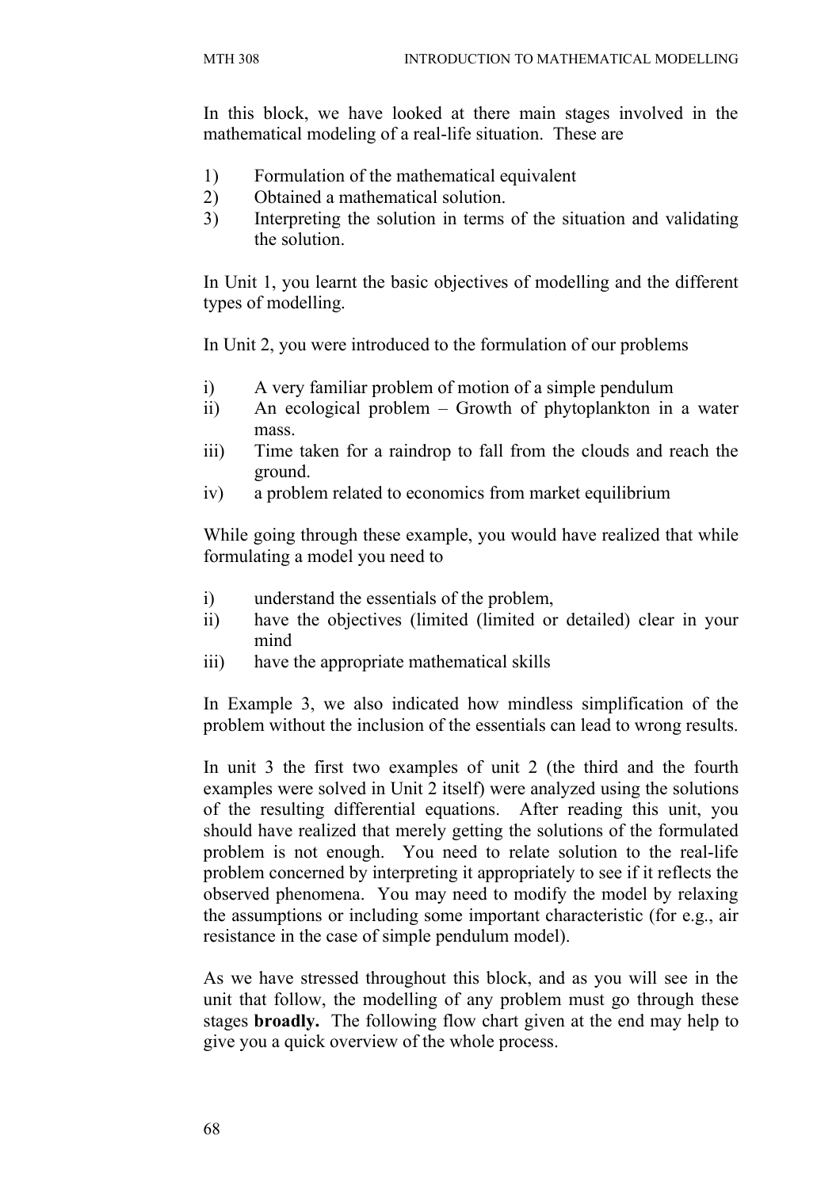In this block, we have looked at there main stages involved in the mathematical modeling of a real-life situation. These are

1) Formulation of the mathematical equivalent
2) Obtained a mathematical solution.
3) Interpreting the solution in terms of the situation and validating the solution.

In Unit 1, you learnt the basic objectives of modelling and the different types of modelling.

In Unit 2, you were introduced to the formulation of our problems

i) A very familiar problem of motion of a simple pendulum
ii) An ecological problem – Growth of phytoplankton in a water mass.
iii) Time taken for a raindrop to fall from the clouds and reach the ground.
iv) a problem related to economics from market equilibrium

While going through these example, you would have realized that while formulating a model you need to

i) understand the essentials of the problem,
ii) have the objectives (limited (limited or detailed) clear in your mind
iii) have the appropriate mathematical skills

In Example 3, we also indicated how mindless simplification of the problem without the inclusion of the essentials can lead to wrong results.

In unit 3 the first two examples of unit 2 (the third and the fourth examples were solved in Unit 2 itself) were analyzed using the solutions of the resulting differential equations. After reading this unit, you should have realized that merely getting the solutions of the formulated problem is not enough. You need to relate solution to the real-life problem concerned by interpreting it appropriately to see if it reflects the observed phenomena. You may need to modify the model by relaxing the assumptions or including some important characteristic (for e.g., air resistance in the case of simple pendulum model).

As we have stressed throughout this block, and as you will see in the unit that follow, the modelling of any problem must go through these stages **broadly.** The following flow chart given at the end may help to give you a quick overview of the whole process.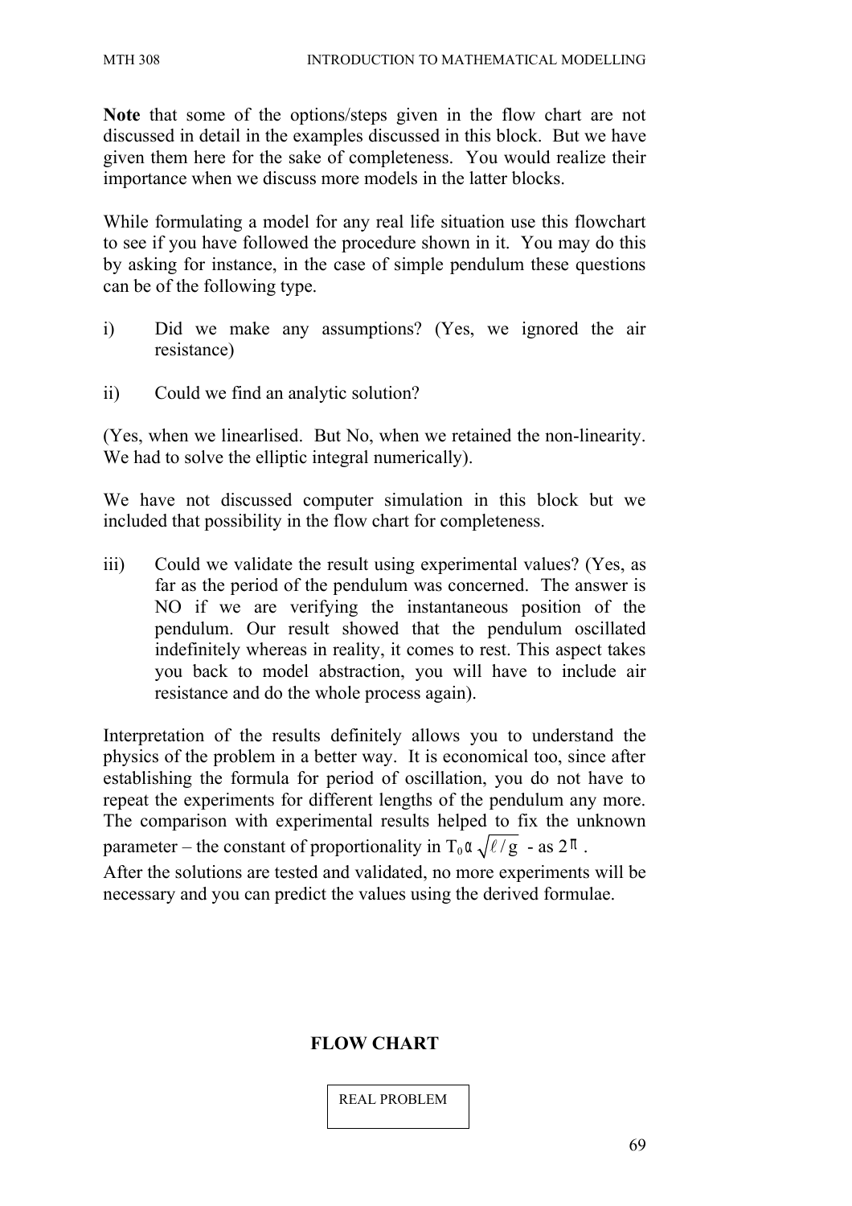**Note** that some of the options/steps given in the flow chart are not discussed in detail in the examples discussed in this block. But we have given them here for the sake of completeness. You would realize their importance when we discuss more models in the latter blocks.

While formulating a model for any real life situation use this flowchart to see if you have followed the procedure shown in it. You may do this by asking for instance, in the case of simple pendulum these questions can be of the following type.

i) Did we make any assumptions? (Yes, we ignored the air resistance)

ii) Could we find an analytic solution?

(Yes, when we linearlised. But No, when we retained the non-linearity. We had to solve the elliptic integral numerically).

We have not discussed computer simulation in this block but we included that possibility in the flow chart for completeness.

iii) Could we validate the result using experimental values? (Yes, as far as the period of the pendulum was concerned. The answer is NO if we are verifying the instantaneous position of the pendulum. Our result showed that the pendulum oscillated indefinitely whereas in reality, it comes to rest. This aspect takes you back to model abstraction, you will have to include air resistance and do the whole process again).

Interpretation of the results definitely allows you to understand the physics of the problem in a better way. It is economical too, since after establishing the formula for period of oscillation, you do not have to repeat the experiments for different lengths of the pendulum any more. The comparison with experimental results helped to fix the unknown parameter – the constant of proportionality in $T_0 \alpha \sqrt{\ell / g}$ - as $2\pi$.
After the solutions are tested and validated, no more experiments will be necessary and you can predict the values using the derived formulae.

**FLOW CHART**

REAL PROBLEM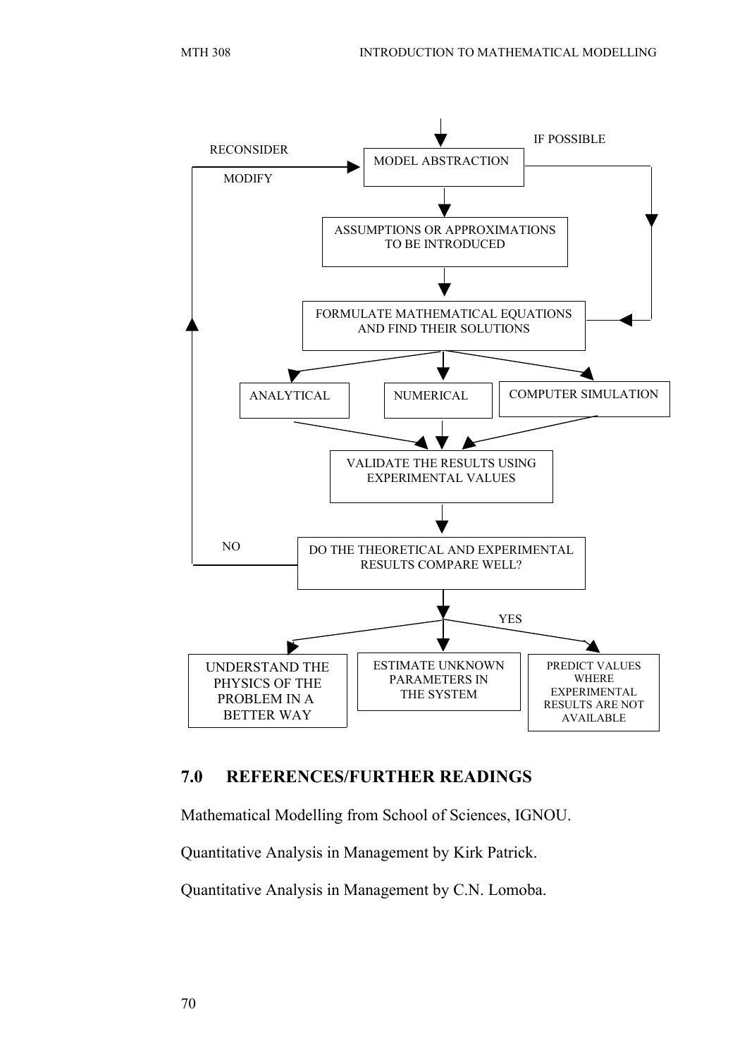RECONSIDER

MODIFY

MODEL ABSTRACTION

IF POSSIBLE

ASSUMPTIONS OR APPROXIMATIONS TO BE INTRODUCED

FORMULATE MATHEMATICAL EQUATIONS AND FIND THEIR SOLUTIONS

ANALYTICAL

NUMERICAL

COMPUTER SIMULATION

VALIDATE THE RESULTS USING EXPERIMENTAL VALUES

NO

DO THE THEORETICAL AND EXPERIMENTAL RESULTS COMPARE WELL?

YES

UNDERSTAND THE PHYSICS OF THE PROBLEM IN A BETTER WAY

ESTIMATE UNKNOWN PARAMETERS IN THE SYSTEM

PREDICT VALUES WHERE EXPERIMENTAL RESULTS ARE NOT AVAILABLE

## 7.0 REFERENCES/FURTHER READINGS

Mathematical Modelling from School of Sciences, IGNOU.

Quantitative Analysis in Management by Kirk Patrick.

Quantitative Analysis in Management by C.N. Lomoba.